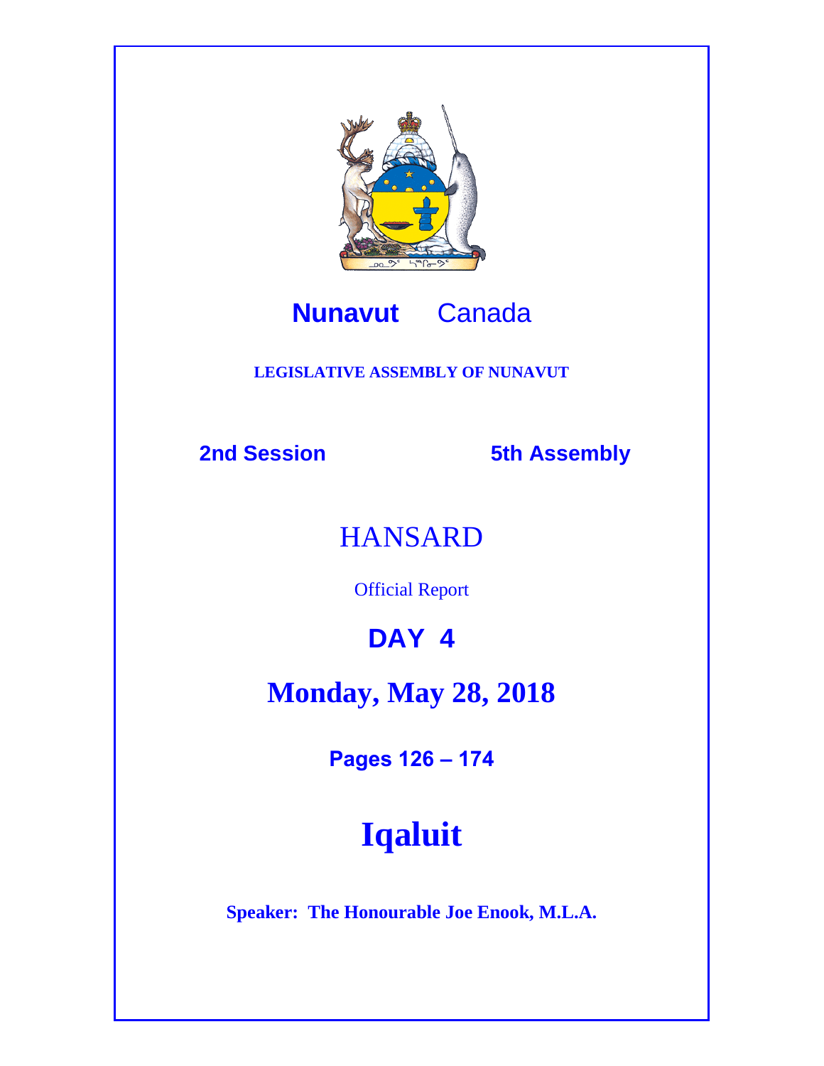**Nunavut** Canada

**LEGISLATIVE ASSEMBLY OF NUNAVUT**

**2nd Session** **5th Assembly**

# HANSARD

Official Report

## DAY 4

# Monday, May 28, 2018

**Pages 126 – 174**

# Iqaluit

**Speaker: The Honourable Joe Enook, M.L.A.**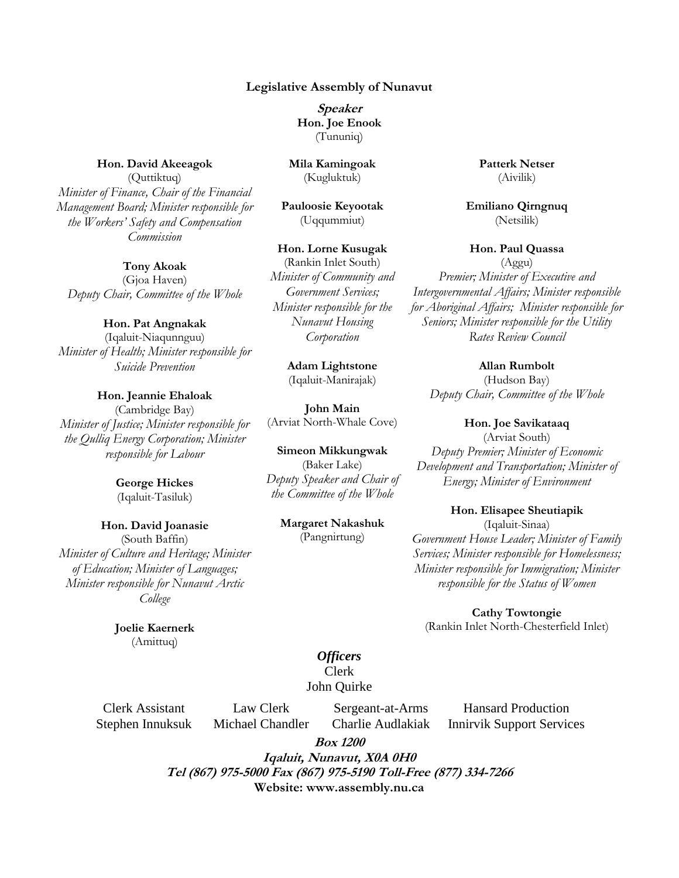**Legislative Assembly of Nunavut**

***Speaker***
**Hon. Joe Enook**
(Tununiq)

**Hon. David Akeeagok**
(Quttiktuq)
*Minister of Finance, Chair of the Financial Management Board; Minister responsible for the Workers' Safety and Compensation Commission*

**Tony Akoak**
(Gjoa Haven)
*Deputy Chair, Committee of the Whole*

**Hon. Pat Angnakak**
(Iqaluit-Niaqunnguu)
*Minister of Health; Minister responsible for Suicide Prevention*

**Hon. Jeannie Ehaloak**
(Cambridge Bay)
*Minister of Justice; Minister responsible for the Qulliq Energy Corporation; Minister responsible for Labour*

**George Hickes**
(Iqaluit-Tasiluk)

**Hon. David Joanasie**
(South Baffin)
*Minister of Culture and Heritage; Minister of Education; Minister of Languages; Minister responsible for Nunavut Arctic College*

**Joelie Kaernerk**
(Amittuq)

**Mila Kamingoak**
(Kugluktuk)

**Pauloosie Keyootak**
(Uqqummiut)

**Hon. Lorne Kusugak**
(Rankin Inlet South)
*Minister of Community and Government Services; Minister responsible for the Nunavut Housing Corporation*

**Adam Lightstone**
(Iqaluit-Manirajak)

**John Main**
(Arviat North-Whale Cove)

**Simeon Mikkungwak**
(Baker Lake)
*Deputy Speaker and Chair of the Committee of the Whole*

**Margaret Nakashuk**
(Pangnirtung)

**Patterk Netser**
(Aivilik)

**Emiliano Qirngnuq**
(Netsilik)

**Hon. Paul Quassa**
(Aggu)
*Premier; Minister of Executive and Intergovernmental Affairs; Minister responsible for Aboriginal Affairs; Minister responsible for Seniors; Minister responsible for the Utility Rates Review Council*

**Allan Rumbolt**
(Hudson Bay)
*Deputy Chair, Committee of the Whole*

**Hon. Joe Savikataaq**
(Arviat South)
*Deputy Premier; Minister of Economic Development and Transportation; Minister of Energy; Minister of Environment*

**Hon. Elisapee Sheutiapik**
(Iqaluit-Sinaa)
*Government House Leader; Minister of Family Services; Minister responsible for Homelessness; Minister responsible for Immigration; Minister responsible for the Status of Women*

**Cathy Towtongie**
(Rankin Inlet North-Chesterfield Inlet)

***Officers***

Clerk
John Quirke

Clerk Assistant — Stephen Innuksuk
Law Clerk — Michael Chandler
Sergeant-at-Arms — Charlie Audlakiak
Hansard Production — Innirvik Support Services

***Box 1200***
***Iqaluit, Nunavut, X0A 0H0***
***Tel (867) 975-5000 Fax (867) 975-5190 Toll-Free (877) 334-7266***
**Website: www.assembly.nu.ca**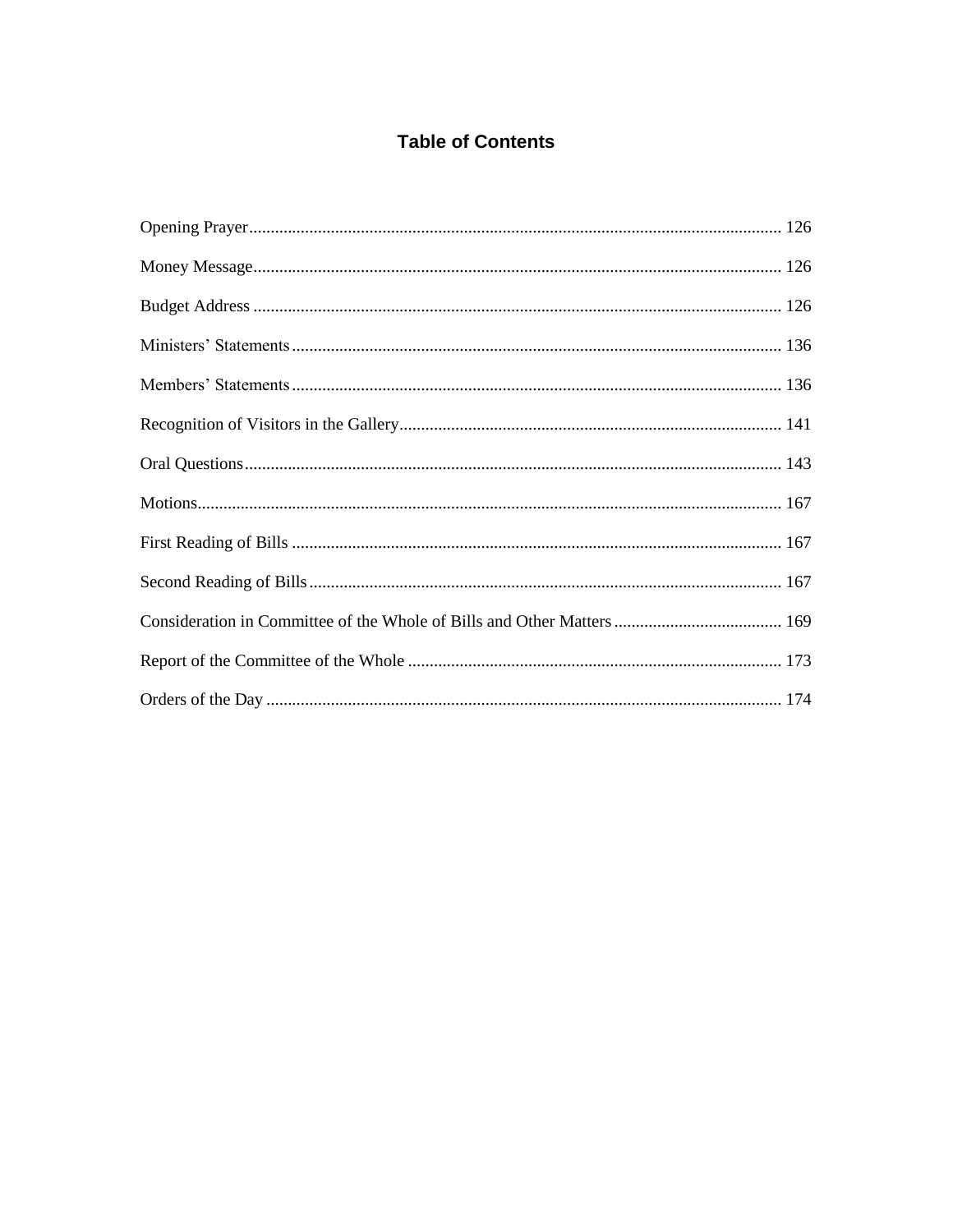# Table of Contents

Opening Prayer ........ 126

Money Message ........ 126

Budget Address ........ 126

Ministers' Statements ........ 136

Members' Statements ........ 136

Recognition of Visitors in the Gallery ........ 141

Oral Questions ........ 143

Motions ........ 167

First Reading of Bills ........ 167

Second Reading of Bills ........ 167

Consideration in Committee of the Whole of Bills and Other Matters ........ 169

Report of the Committee of the Whole ........ 173

Orders of the Day ........ 174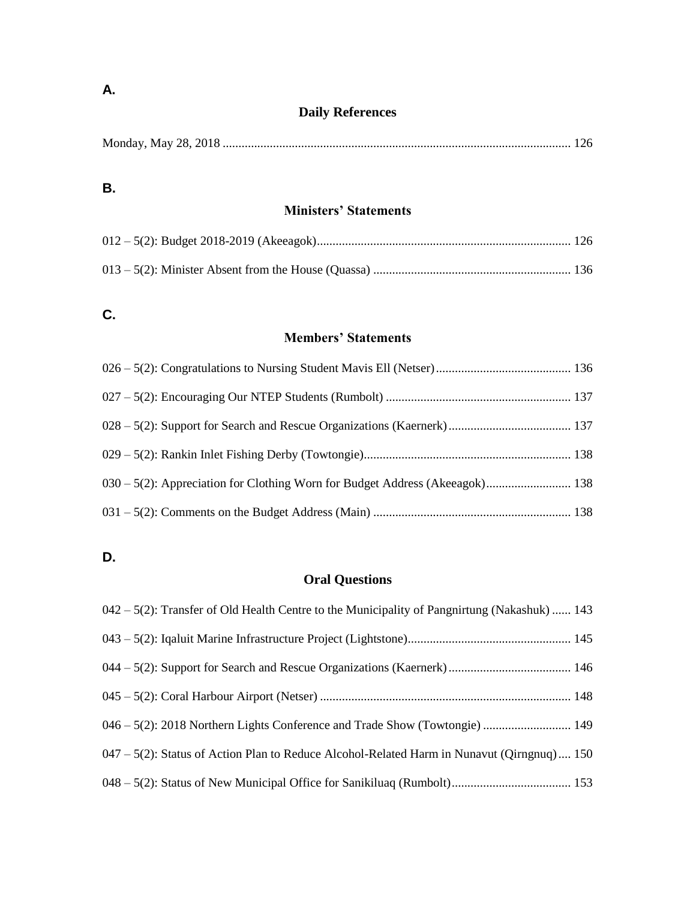**A.**

## Daily References

Monday, May 28, 2018 ............................................................................................................. 126

**B.**

## Ministers' Statements

012 – 5(2): Budget 2018-2019 (Akeeagok)................................................................................ 126

013 – 5(2): Minister Absent from the House (Quassa) .............................................................. 136

**C.**

## Members' Statements

026 – 5(2): Congratulations to Nursing Student Mavis Ell (Netser)........................................... 136

027 – 5(2): Encouraging Our NTEP Students (Rumbolt) ........................................................... 137

028 – 5(2): Support for Search and Rescue Organizations (Kaernerk)....................................... 137

029 – 5(2): Rankin Inlet Fishing Derby (Towtongie).................................................................. 138

030 – 5(2): Appreciation for Clothing Worn for Budget Address (Akeeagok)........................... 138

031 – 5(2): Comments on the Budget Address (Main) ............................................................... 138

**D.**

## Oral Questions

042 – 5(2): Transfer of Old Health Centre to the Municipality of Pangnirtung (Nakashuk) ...... 143

043 – 5(2): Iqaluit Marine Infrastructure Project (Lightstone).................................................... 145

044 – 5(2): Support for Search and Rescue Organizations (Kaernerk)....................................... 146

045 – 5(2): Coral Harbour Airport (Netser) ................................................................................ 148

046 – 5(2): 2018 Northern Lights Conference and Trade Show (Towtongie) ............................ 149

047 – 5(2): Status of Action Plan to Reduce Alcohol-Related Harm in Nunavut (Qirngnuq).... 150

048 – 5(2): Status of New Municipal Office for Sanikiluaq (Rumbolt)...................................... 153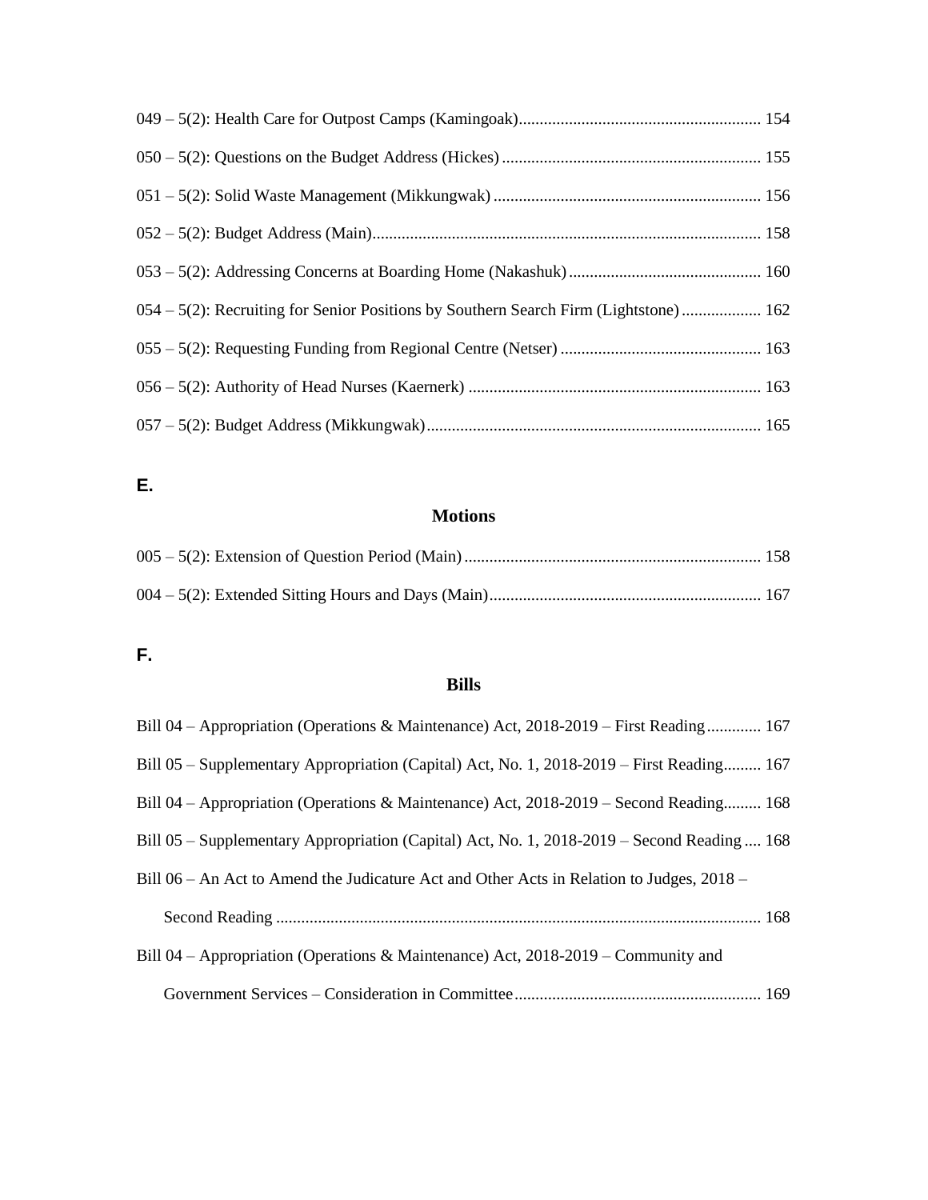049 – 5(2): Health Care for Outpost Camps (Kamingoak)............................................................ 154

050 – 5(2): Questions on the Budget Address (Hickes)............................................................... 155

051 – 5(2): Solid Waste Management (Mikkungwak).................................................................. 156

052 – 5(2): Budget Address (Main)............................................................................................. 158

053 – 5(2): Addressing Concerns at Boarding Home (Nakashuk).............................................. 160

054 – 5(2): Recruiting for Senior Positions by Southern Search Firm (Lightstone).................. 162

055 – 5(2): Requesting Funding from Regional Centre (Netser)................................................ 163

056 – 5(2): Authority of Head Nurses (Kaernerk)...................................................................... 163

057 – 5(2): Budget Address (Mikkungwak)................................................................................ 165

**E.**

## Motions

005 – 5(2): Extension of Question Period (Main)........................................................................ 158

004 – 5(2): Extended Sitting Hours and Days (Main)................................................................. 167

**F.**

## Bills

Bill 04 – Appropriation (Operations & Maintenance) Act, 2018-2019 – First Reading............. 167

Bill 05 – Supplementary Appropriation (Capital) Act, No. 1, 2018-2019 – First Reading......... 167

Bill 04 – Appropriation (Operations & Maintenance) Act, 2018-2019 – Second Reading......... 168

Bill 05 – Supplementary Appropriation (Capital) Act, No. 1, 2018-2019 – Second Reading.... 168

Bill 06 – An Act to Amend the Judicature Act and Other Acts in Relation to Judges, 2018 – Second Reading.................................................................................................................... 168

Bill 04 – Appropriation (Operations & Maintenance) Act, 2018-2019 – Community and Government Services – Consideration in Committee........................................................... 169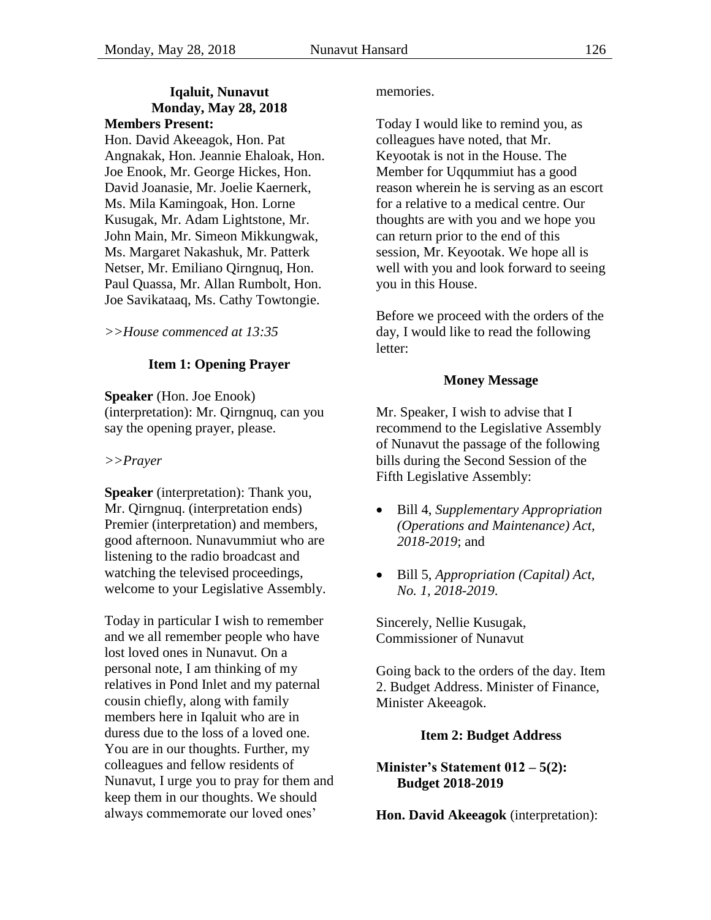**Iqaluit, Nunavut**
**Monday, May 28, 2018**

**Members Present:**

Hon. David Akeeagok, Hon. Pat Angnakak, Hon. Jeannie Ehaloak, Hon. Joe Enook, Mr. George Hickes, Hon. David Joanasie, Mr. Joelie Kaernerk, Ms. Mila Kamingoak, Hon. Lorne Kusugak, Mr. Adam Lightstone, Mr. John Main, Mr. Simeon Mikkungwak, Ms. Margaret Nakashuk, Mr. Patterk Netser, Mr. Emiliano Qirngnuq, Hon. Paul Quassa, Mr. Allan Rumbolt, Hon. Joe Savikataaq, Ms. Cathy Towtongie.

*>>House commenced at 13:35*

### Item 1: Opening Prayer

**Speaker** (Hon. Joe Enook) (interpretation): Mr. Qirngnuq, can you say the opening prayer, please.

*>>Prayer*

**Speaker** (interpretation): Thank you, Mr. Qirngnuq. (interpretation ends) Premier (interpretation) and members, good afternoon. Nunavummiut who are listening to the radio broadcast and watching the televised proceedings, welcome to your Legislative Assembly.

Today in particular I wish to remember and we all remember people who have lost loved ones in Nunavut. On a personal note, I am thinking of my relatives in Pond Inlet and my paternal cousin chiefly, along with family members here in Iqaluit who are in duress due to the loss of a loved one. You are in our thoughts. Further, my colleagues and fellow residents of Nunavut, I urge you to pray for them and keep them in our thoughts. We should always commemorate our loved ones' memories.

Today I would like to remind you, as colleagues have noted, that Mr. Keyootak is not in the House. The Member for Uqqummiut has a good reason wherein he is serving as an escort for a relative to a medical centre. Our thoughts are with you and we hope you can return prior to the end of this session, Mr. Keyootak. We hope all is well with you and look forward to seeing you in this House.

Before we proceed with the orders of the day, I would like to read the following letter:

**Money Message**

Mr. Speaker, I wish to advise that I recommend to the Legislative Assembly of Nunavut the passage of the following bills during the Second Session of the Fifth Legislative Assembly:

- Bill 4, *Supplementary Appropriation (Operations and Maintenance) Act, 2018-2019*; and
- Bill 5, *Appropriation (Capital) Act, No. 1, 2018-2019*.

Sincerely, Nellie Kusugak,
Commissioner of Nunavut

Going back to the orders of the day. Item 2. Budget Address. Minister of Finance, Minister Akeeagok.

### Item 2: Budget Address

**Minister's Statement 012 – 5(2): Budget 2018-2019**

**Hon. David Akeeagok** (interpretation):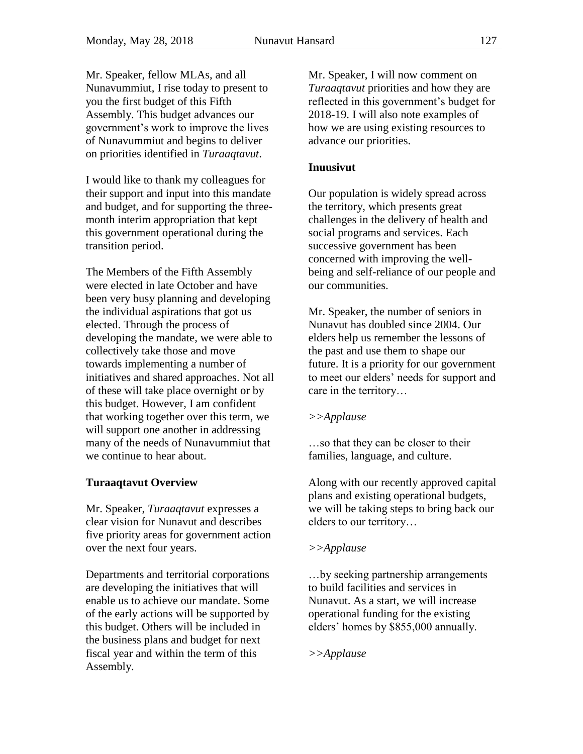Mr. Speaker, fellow MLAs, and all Nunavummiut, I rise today to present to you the first budget of this Fifth Assembly. This budget advances our government's work to improve the lives of Nunavummiut and begins to deliver on priorities identified in *Turaaqtavut*.

I would like to thank my colleagues for their support and input into this mandate and budget, and for supporting the three-month interim appropriation that kept this government operational during the transition period.

The Members of the Fifth Assembly were elected in late October and have been very busy planning and developing the individual aspirations that got us elected. Through the process of developing the mandate, we were able to collectively take those and move towards implementing a number of initiatives and shared approaches. Not all of these will take place overnight or by this budget. However, I am confident that working together over this term, we will support one another in addressing many of the needs of Nunavummiut that we continue to hear about.

**Turaaqtavut Overview**

Mr. Speaker, *Turaaqtavut* expresses a clear vision for Nunavut and describes five priority areas for government action over the next four years.

Departments and territorial corporations are developing the initiatives that will enable us to achieve our mandate. Some of the early actions will be supported by this budget. Others will be included in the business plans and budget for next fiscal year and within the term of this Assembly.

Mr. Speaker, I will now comment on *Turaaqtavut* priorities and how they are reflected in this government's budget for 2018-19. I will also note examples of how we are using existing resources to advance our priorities.

**Inuusivut**

Our population is widely spread across the territory, which presents great challenges in the delivery of health and social programs and services. Each successive government has been concerned with improving the well-being and self-reliance of our people and our communities.

Mr. Speaker, the number of seniors in Nunavut has doubled since 2004. Our elders help us remember the lessons of the past and use them to shape our future. It is a priority for our government to meet our elders' needs for support and care in the territory…

*>>Applause*

…so that they can be closer to their families, language, and culture.

Along with our recently approved capital plans and existing operational budgets, we will be taking steps to bring back our elders to our territory…

*>>Applause*

…by seeking partnership arrangements to build facilities and services in Nunavut. As a start, we will increase operational funding for the existing elders' homes by $855,000 annually.

*>>Applause*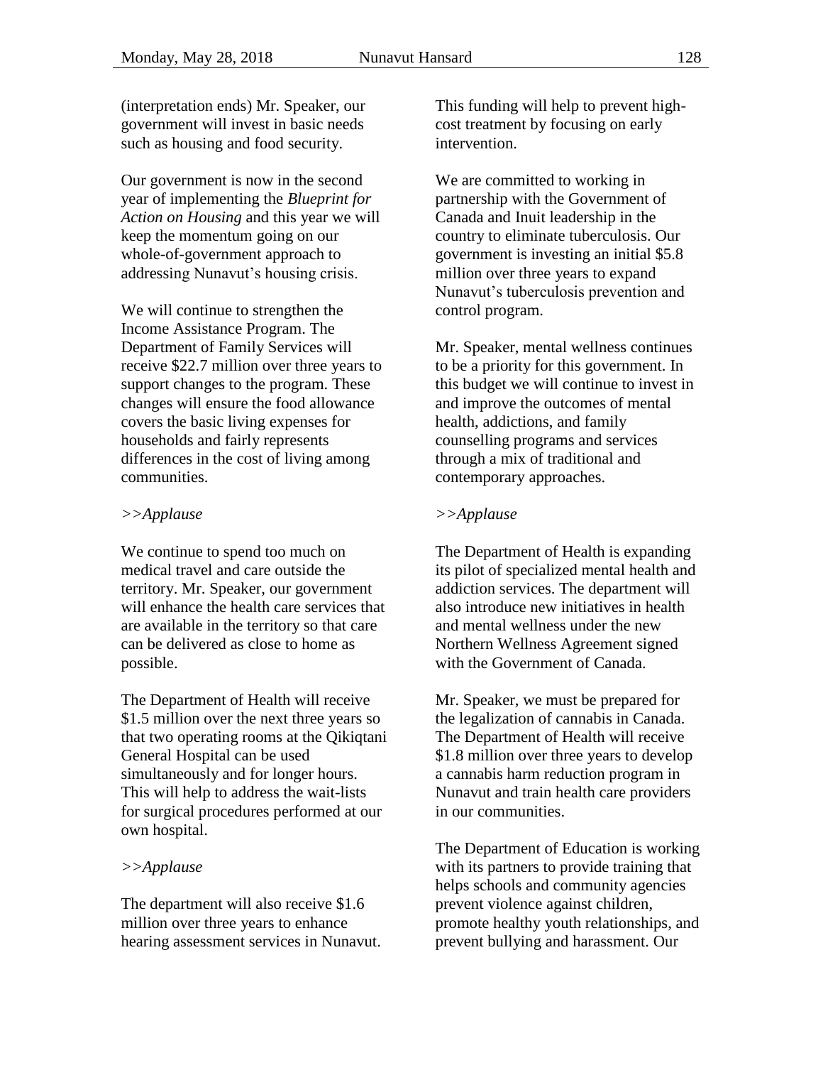(interpretation ends) Mr. Speaker, our government will invest in basic needs such as housing and food security.

Our government is now in the second year of implementing the *Blueprint for Action on Housing* and this year we will keep the momentum going on our whole-of-government approach to addressing Nunavut's housing crisis.

We will continue to strengthen the Income Assistance Program. The Department of Family Services will receive $22.7 million over three years to support changes to the program. These changes will ensure the food allowance covers the basic living expenses for households and fairly represents differences in the cost of living among communities.

*>>Applause*

We continue to spend too much on medical travel and care outside the territory. Mr. Speaker, our government will enhance the health care services that are available in the territory so that care can be delivered as close to home as possible.

The Department of Health will receive $1.5 million over the next three years so that two operating rooms at the Qikiqtani General Hospital can be used simultaneously and for longer hours. This will help to address the wait-lists for surgical procedures performed at our own hospital.

*>>Applause*

The department will also receive $1.6 million over three years to enhance hearing assessment services in Nunavut. This funding will help to prevent high-cost treatment by focusing on early intervention.

We are committed to working in partnership with the Government of Canada and Inuit leadership in the country to eliminate tuberculosis. Our government is investing an initial $5.8 million over three years to expand Nunavut's tuberculosis prevention and control program.

Mr. Speaker, mental wellness continues to be a priority for this government. In this budget we will continue to invest in and improve the outcomes of mental health, addictions, and family counselling programs and services through a mix of traditional and contemporary approaches.

*>>Applause*

The Department of Health is expanding its pilot of specialized mental health and addiction services. The department will also introduce new initiatives in health and mental wellness under the new Northern Wellness Agreement signed with the Government of Canada.

Mr. Speaker, we must be prepared for the legalization of cannabis in Canada. The Department of Health will receive $1.8 million over three years to develop a cannabis harm reduction program in Nunavut and train health care providers in our communities.

The Department of Education is working with its partners to provide training that helps schools and community agencies prevent violence against children, promote healthy youth relationships, and prevent bullying and harassment. Our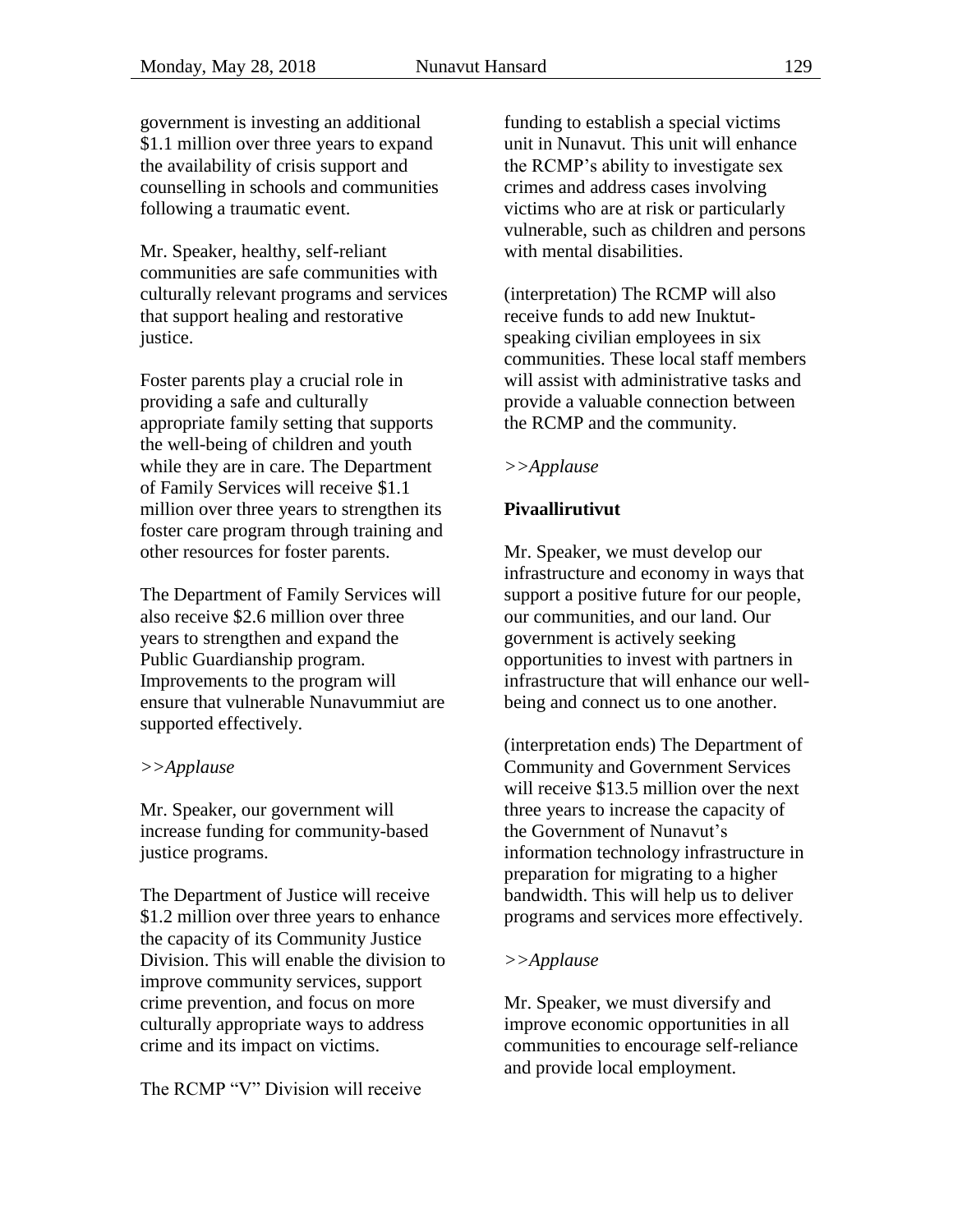government is investing an additional $1.1 million over three years to expand the availability of crisis support and counselling in schools and communities following a traumatic event.

Mr. Speaker, healthy, self-reliant communities are safe communities with culturally relevant programs and services that support healing and restorative justice.

Foster parents play a crucial role in providing a safe and culturally appropriate family setting that supports the well-being of children and youth while they are in care. The Department of Family Services will receive $1.1 million over three years to strengthen its foster care program through training and other resources for foster parents.

The Department of Family Services will also receive $2.6 million over three years to strengthen and expand the Public Guardianship program. Improvements to the program will ensure that vulnerable Nunavummiut are supported effectively.

*>>Applause*

Mr. Speaker, our government will increase funding for community-based justice programs.

The Department of Justice will receive $1.2 million over three years to enhance the capacity of its Community Justice Division. This will enable the division to improve community services, support crime prevention, and focus on more culturally appropriate ways to address crime and its impact on victims.

The RCMP "V" Division will receive funding to establish a special victims unit in Nunavut. This unit will enhance the RCMP's ability to investigate sex crimes and address cases involving victims who are at risk or particularly vulnerable, such as children and persons with mental disabilities.

(interpretation) The RCMP will also receive funds to add new Inuktut-speaking civilian employees in six communities. These local staff members will assist with administrative tasks and provide a valuable connection between the RCMP and the community.

*>>Applause*

**Pivaallirutivut**

Mr. Speaker, we must develop our infrastructure and economy in ways that support a positive future for our people, our communities, and our land. Our government is actively seeking opportunities to invest with partners in infrastructure that will enhance our well-being and connect us to one another.

(interpretation ends) The Department of Community and Government Services will receive $13.5 million over the next three years to increase the capacity of the Government of Nunavut's information technology infrastructure in preparation for migrating to a higher bandwidth. This will help us to deliver programs and services more effectively.

*>>Applause*

Mr. Speaker, we must diversify and improve economic opportunities in all communities to encourage self-reliance and provide local employment.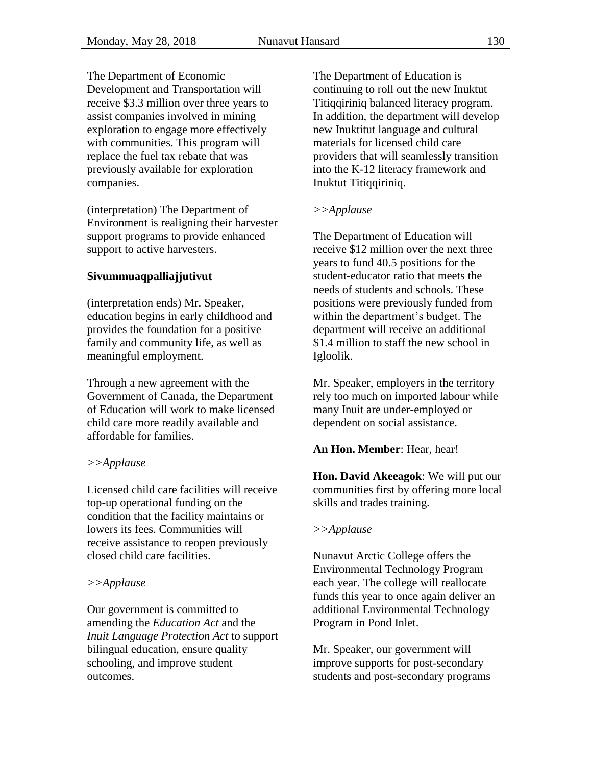The Department of Economic Development and Transportation will receive $3.3 million over three years to assist companies involved in mining exploration to engage more effectively with communities. This program will replace the fuel tax rebate that was previously available for exploration companies.

(interpretation) The Department of Environment is realigning their harvester support programs to provide enhanced support to active harvesters.

**Sivummuaqpalliajjutivut**

(interpretation ends) Mr. Speaker, education begins in early childhood and provides the foundation for a positive family and community life, as well as meaningful employment.

Through a new agreement with the Government of Canada, the Department of Education will work to make licensed child care more readily available and affordable for families.

*>>Applause*

Licensed child care facilities will receive top-up operational funding on the condition that the facility maintains or lowers its fees. Communities will receive assistance to reopen previously closed child care facilities.

*>>Applause*

Our government is committed to amending the *Education Act* and the *Inuit Language Protection Act* to support bilingual education, ensure quality schooling, and improve student outcomes.

The Department of Education is continuing to roll out the new Inuktut Titiqqiriniq balanced literacy program. In addition, the department will develop new Inuktitut language and cultural materials for licensed child care providers that will seamlessly transition into the K-12 literacy framework and Inuktut Titiqqiriniq.

*>>Applause*

The Department of Education will receive $12 million over the next three years to fund 40.5 positions for the student-educator ratio that meets the needs of students and schools. These positions were previously funded from within the department's budget. The department will receive an additional $1.4 million to staff the new school in Igloolik.

Mr. Speaker, employers in the territory rely too much on imported labour while many Inuit are under-employed or dependent on social assistance.

**An Hon. Member**: Hear, hear!

**Hon. David Akeeagok**: We will put our communities first by offering more local skills and trades training.

*>>Applause*

Nunavut Arctic College offers the Environmental Technology Program each year. The college will reallocate funds this year to once again deliver an additional Environmental Technology Program in Pond Inlet.

Mr. Speaker, our government will improve supports for post-secondary students and post-secondary programs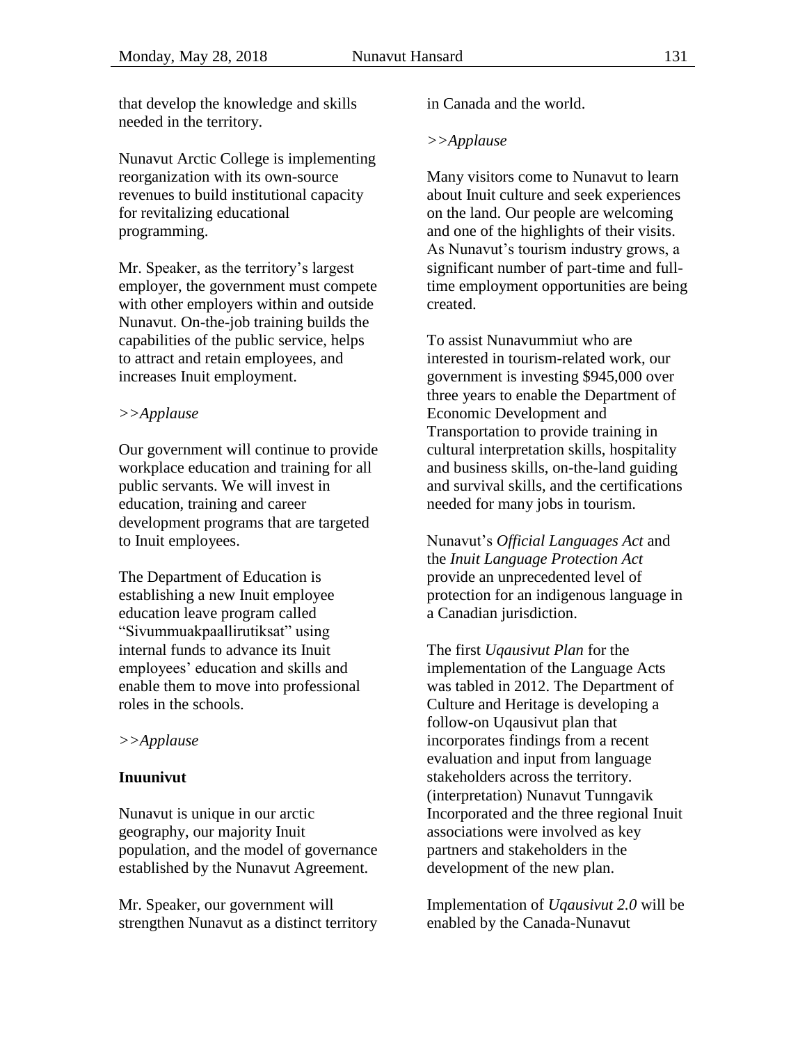that develop the knowledge and skills needed in the territory.

Nunavut Arctic College is implementing reorganization with its own-source revenues to build institutional capacity for revitalizing educational programming.

Mr. Speaker, as the territory's largest employer, the government must compete with other employers within and outside Nunavut. On-the-job training builds the capabilities of the public service, helps to attract and retain employees, and increases Inuit employment.

*>>Applause*

Our government will continue to provide workplace education and training for all public servants. We will invest in education, training and career development programs that are targeted to Inuit employees.

The Department of Education is establishing a new Inuit employee education leave program called "Sivummuakpaallirutiksat" using internal funds to advance its Inuit employees' education and skills and enable them to move into professional roles in the schools.

*>>Applause*

**Inuunivut**

Nunavut is unique in our arctic geography, our majority Inuit population, and the model of governance established by the Nunavut Agreement.

Mr. Speaker, our government will strengthen Nunavut as a distinct territory in Canada and the world.

*>>Applause*

Many visitors come to Nunavut to learn about Inuit culture and seek experiences on the land. Our people are welcoming and one of the highlights of their visits. As Nunavut's tourism industry grows, a significant number of part-time and full-time employment opportunities are being created.

To assist Nunavummiut who are interested in tourism-related work, our government is investing $945,000 over three years to enable the Department of Economic Development and Transportation to provide training in cultural interpretation skills, hospitality and business skills, on-the-land guiding and survival skills, and the certifications needed for many jobs in tourism.

Nunavut's *Official Languages Act* and the *Inuit Language Protection Act* provide an unprecedented level of protection for an indigenous language in a Canadian jurisdiction.

The first *Uqausivut Plan* for the implementation of the Language Acts was tabled in 2012. The Department of Culture and Heritage is developing a follow-on Uqausivut plan that incorporates findings from a recent evaluation and input from language stakeholders across the territory. (interpretation) Nunavut Tunngavik Incorporated and the three regional Inuit associations were involved as key partners and stakeholders in the development of the new plan.

Implementation of *Uqausivut 2.0* will be enabled by the Canada-Nunavut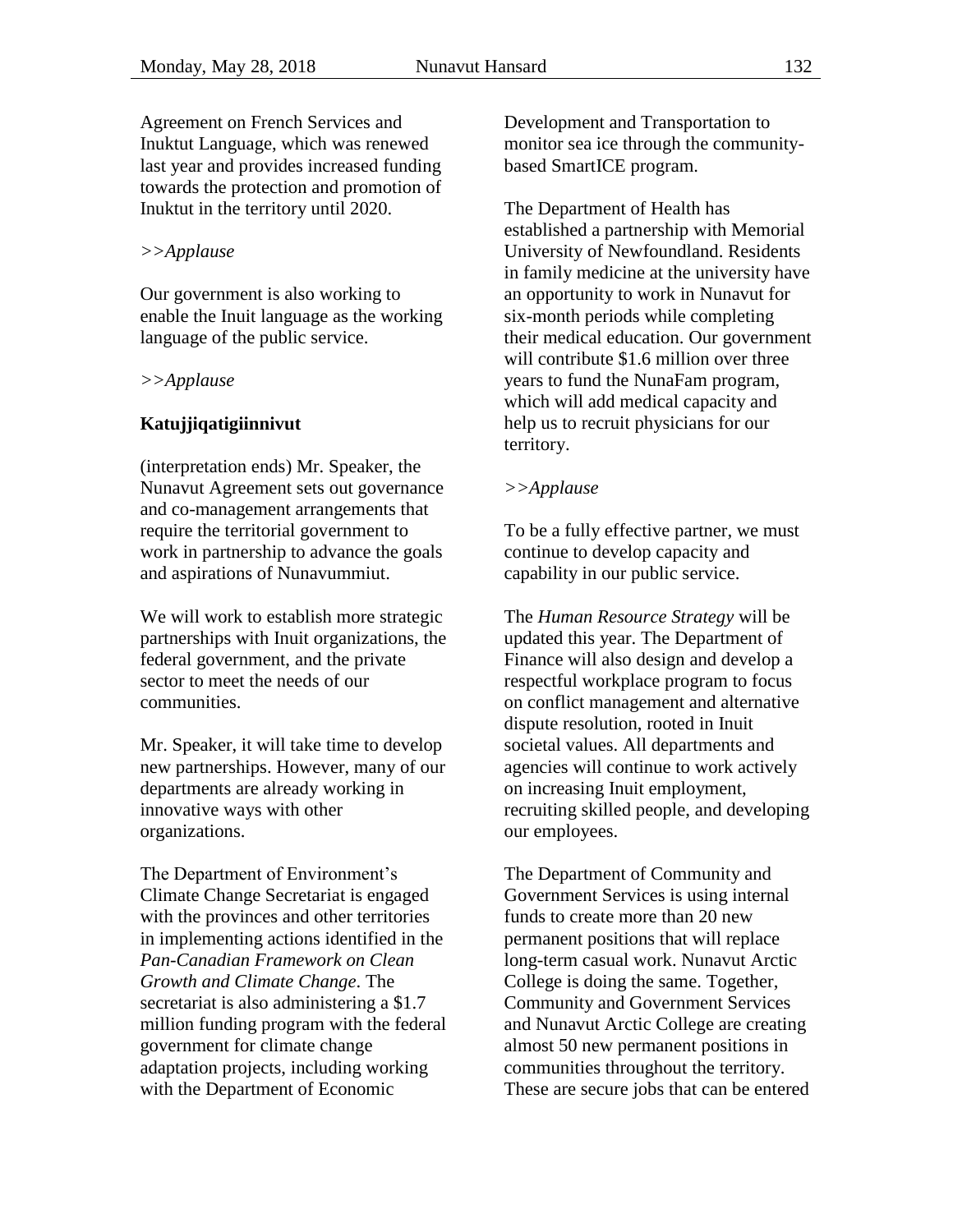Agreement on French Services and Inuktut Language, which was renewed last year and provides increased funding towards the protection and promotion of Inuktut in the territory until 2020.

*>>Applause*

Our government is also working to enable the Inuit language as the working language of the public service.

*>>Applause*

**Katujjiqatigiinnivut**

(interpretation ends) Mr. Speaker, the Nunavut Agreement sets out governance and co-management arrangements that require the territorial government to work in partnership to advance the goals and aspirations of Nunavummiut.

We will work to establish more strategic partnerships with Inuit organizations, the federal government, and the private sector to meet the needs of our communities.

Mr. Speaker, it will take time to develop new partnerships. However, many of our departments are already working in innovative ways with other organizations.

The Department of Environment's Climate Change Secretariat is engaged with the provinces and other territories in implementing actions identified in the *Pan-Canadian Framework on Clean Growth and Climate Change*. The secretariat is also administering a $1.7 million funding program with the federal government for climate change adaptation projects, including working with the Department of Economic Development and Transportation to monitor sea ice through the community-based SmartICE program.

The Department of Health has established a partnership with Memorial University of Newfoundland. Residents in family medicine at the university have an opportunity to work in Nunavut for six-month periods while completing their medical education. Our government will contribute $1.6 million over three years to fund the NunaFam program, which will add medical capacity and help us to recruit physicians for our territory.

*>>Applause*

To be a fully effective partner, we must continue to develop capacity and capability in our public service.

The *Human Resource Strategy* will be updated this year. The Department of Finance will also design and develop a respectful workplace program to focus on conflict management and alternative dispute resolution, rooted in Inuit societal values. All departments and agencies will continue to work actively on increasing Inuit employment, recruiting skilled people, and developing our employees.

The Department of Community and Government Services is using internal funds to create more than 20 new permanent positions that will replace long-term casual work. Nunavut Arctic College is doing the same. Together, Community and Government Services and Nunavut Arctic College are creating almost 50 new permanent positions in communities throughout the territory. These are secure jobs that can be entered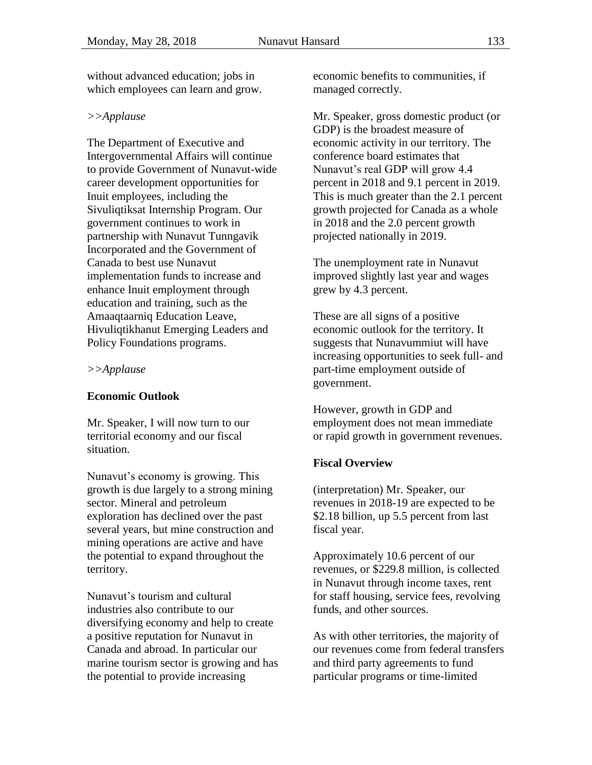without advanced education; jobs in which employees can learn and grow.

*>>Applause*

The Department of Executive and Intergovernmental Affairs will continue to provide Government of Nunavut-wide career development opportunities for Inuit employees, including the Sivuliqtiksat Internship Program. Our government continues to work in partnership with Nunavut Tunngavik Incorporated and the Government of Canada to best use Nunavut implementation funds to increase and enhance Inuit employment through education and training, such as the Amaaqtaarniq Education Leave, Hivuliqtikhanut Emerging Leaders and Policy Foundations programs.

*>>Applause*

**Economic Outlook**

Mr. Speaker, I will now turn to our territorial economy and our fiscal situation.

Nunavut's economy is growing. This growth is due largely to a strong mining sector. Mineral and petroleum exploration has declined over the past several years, but mine construction and mining operations are active and have the potential to expand throughout the territory.

Nunavut's tourism and cultural industries also contribute to our diversifying economy and help to create a positive reputation for Nunavut in Canada and abroad. In particular our marine tourism sector is growing and has the potential to provide increasing economic benefits to communities, if managed correctly.

Mr. Speaker, gross domestic product (or GDP) is the broadest measure of economic activity in our territory. The conference board estimates that Nunavut's real GDP will grow 4.4 percent in 2018 and 9.1 percent in 2019. This is much greater than the 2.1 percent growth projected for Canada as a whole in 2018 and the 2.0 percent growth projected nationally in 2019.

The unemployment rate in Nunavut improved slightly last year and wages grew by 4.3 percent.

These are all signs of a positive economic outlook for the territory. It suggests that Nunavummiut will have increasing opportunities to seek full- and part-time employment outside of government.

However, growth in GDP and employment does not mean immediate or rapid growth in government revenues.

**Fiscal Overview**

(interpretation) Mr. Speaker, our revenues in 2018-19 are expected to be $2.18 billion, up 5.5 percent from last fiscal year.

Approximately 10.6 percent of our revenues, or $229.8 million, is collected in Nunavut through income taxes, rent for staff housing, service fees, revolving funds, and other sources.

As with other territories, the majority of our revenues come from federal transfers and third party agreements to fund particular programs or time-limited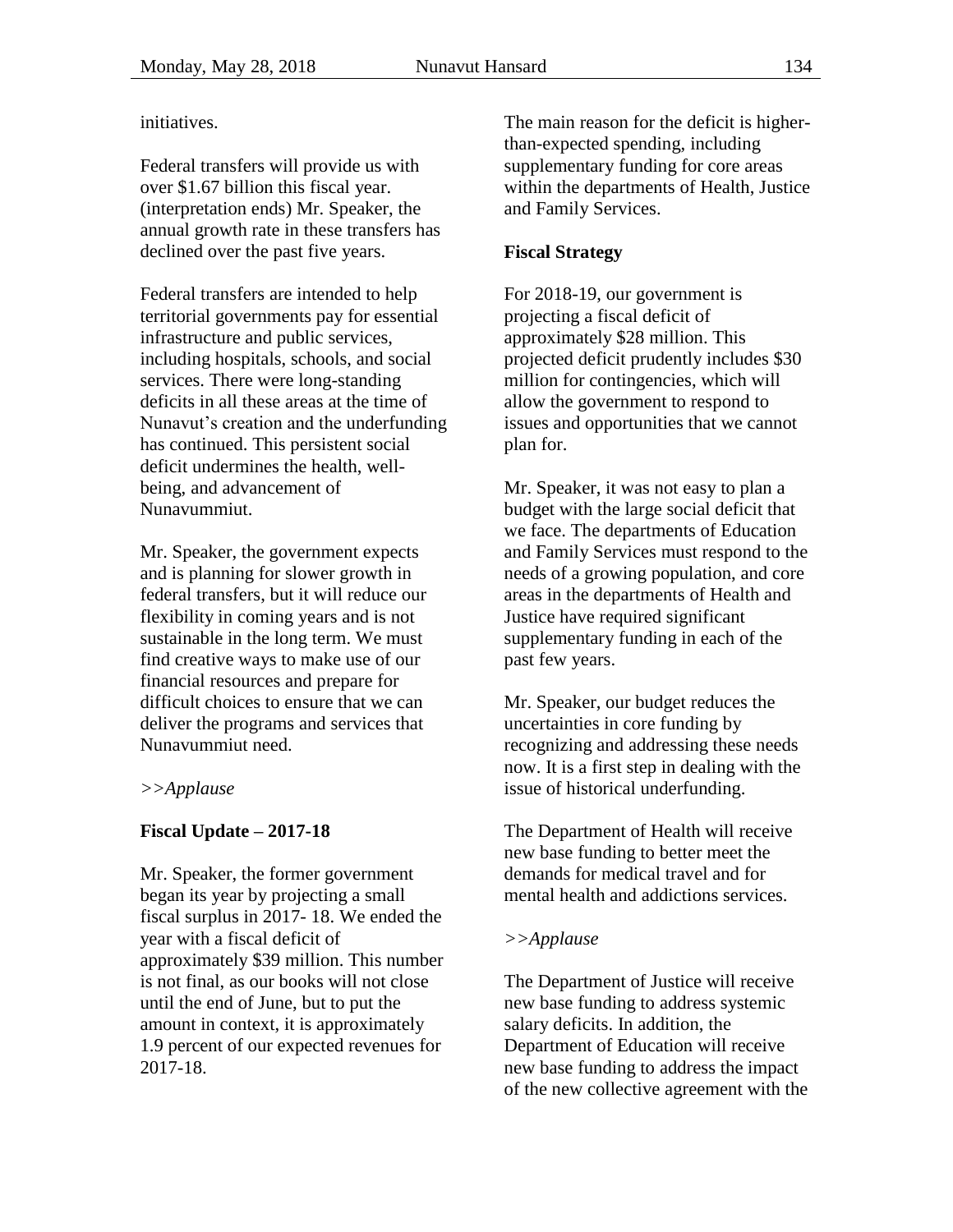initiatives.

Federal transfers will provide us with over $1.67 billion this fiscal year. (interpretation ends) Mr. Speaker, the annual growth rate in these transfers has declined over the past five years.

Federal transfers are intended to help territorial governments pay for essential infrastructure and public services, including hospitals, schools, and social services. There were long-standing deficits in all these areas at the time of Nunavut's creation and the underfunding has continued. This persistent social deficit undermines the health, well-being, and advancement of Nunavummiut.

Mr. Speaker, the government expects and is planning for slower growth in federal transfers, but it will reduce our flexibility in coming years and is not sustainable in the long term. We must find creative ways to make use of our financial resources and prepare for difficult choices to ensure that we can deliver the programs and services that Nunavummiut need.

*>>Applause*

**Fiscal Update – 2017-18**

Mr. Speaker, the former government began its year by projecting a small fiscal surplus in 2017- 18. We ended the year with a fiscal deficit of approximately $39 million. This number is not final, as our books will not close until the end of June, but to put the amount in context, it is approximately 1.9 percent of our expected revenues for 2017-18.

The main reason for the deficit is higher-than-expected spending, including supplementary funding for core areas within the departments of Health, Justice and Family Services.

**Fiscal Strategy**

For 2018-19, our government is projecting a fiscal deficit of approximately $28 million. This projected deficit prudently includes $30 million for contingencies, which will allow the government to respond to issues and opportunities that we cannot plan for.

Mr. Speaker, it was not easy to plan a budget with the large social deficit that we face. The departments of Education and Family Services must respond to the needs of a growing population, and core areas in the departments of Health and Justice have required significant supplementary funding in each of the past few years.

Mr. Speaker, our budget reduces the uncertainties in core funding by recognizing and addressing these needs now. It is a first step in dealing with the issue of historical underfunding.

The Department of Health will receive new base funding to better meet the demands for medical travel and for mental health and addictions services.

*>>Applause*

The Department of Justice will receive new base funding to address systemic salary deficits. In addition, the Department of Education will receive new base funding to address the impact of the new collective agreement with the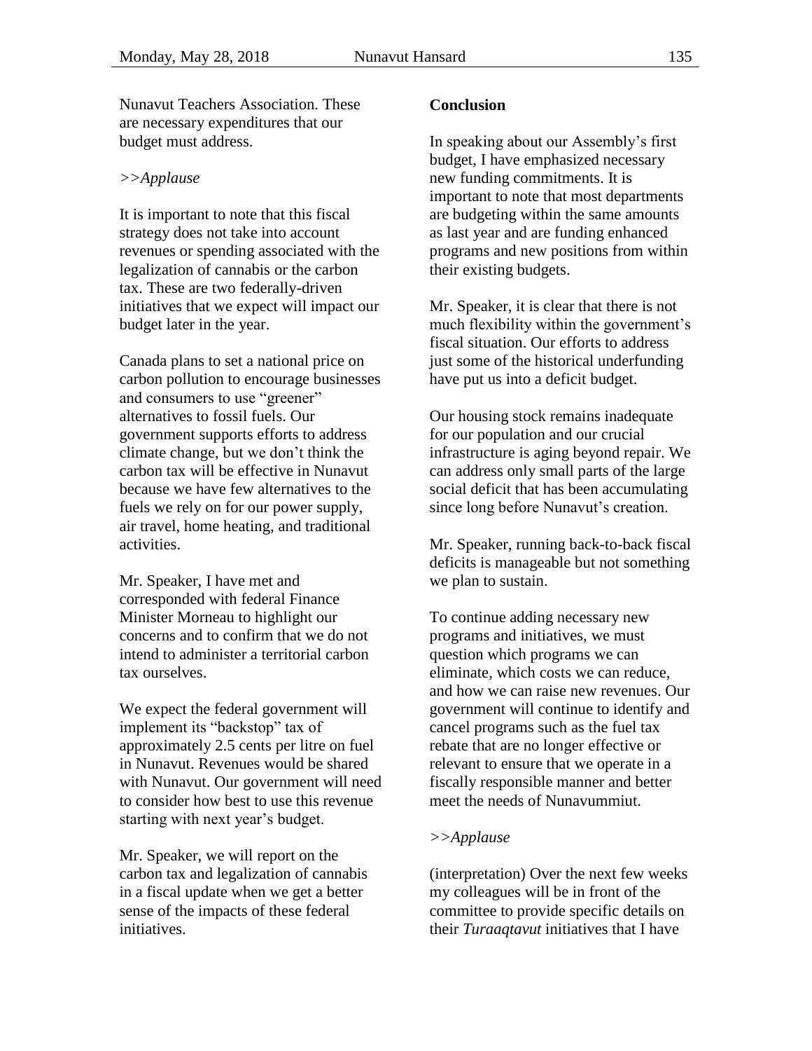Nunavut Teachers Association. These are necessary expenditures that our budget must address.

*>>Applause*

It is important to note that this fiscal strategy does not take into account revenues or spending associated with the legalization of cannabis or the carbon tax. These are two federally-driven initiatives that we expect will impact our budget later in the year.

Canada plans to set a national price on carbon pollution to encourage businesses and consumers to use "greener" alternatives to fossil fuels. Our government supports efforts to address climate change, but we don't think the carbon tax will be effective in Nunavut because we have few alternatives to the fuels we rely on for our power supply, air travel, home heating, and traditional activities.

Mr. Speaker, I have met and corresponded with federal Finance Minister Morneau to highlight our concerns and to confirm that we do not intend to administer a territorial carbon tax ourselves.

We expect the federal government will implement its "backstop" tax of approximately 2.5 cents per litre on fuel in Nunavut. Revenues would be shared with Nunavut. Our government will need to consider how best to use this revenue starting with next year's budget.

Mr. Speaker, we will report on the carbon tax and legalization of cannabis in a fiscal update when we get a better sense of the impacts of these federal initiatives.

**Conclusion**

In speaking about our Assembly's first budget, I have emphasized necessary new funding commitments. It is important to note that most departments are budgeting within the same amounts as last year and are funding enhanced programs and new positions from within their existing budgets.

Mr. Speaker, it is clear that there is not much flexibility within the government's fiscal situation. Our efforts to address just some of the historical underfunding have put us into a deficit budget.

Our housing stock remains inadequate for our population and our crucial infrastructure is aging beyond repair. We can address only small parts of the large social deficit that has been accumulating since long before Nunavut's creation.

Mr. Speaker, running back-to-back fiscal deficits is manageable but not something we plan to sustain.

To continue adding necessary new programs and initiatives, we must question which programs we can eliminate, which costs we can reduce, and how we can raise new revenues. Our government will continue to identify and cancel programs such as the fuel tax rebate that are no longer effective or relevant to ensure that we operate in a fiscally responsible manner and better meet the needs of Nunavummiut.

*>>Applause*

(interpretation) Over the next few weeks my colleagues will be in front of the committee to provide specific details on their *Turaaqtavut* initiatives that I have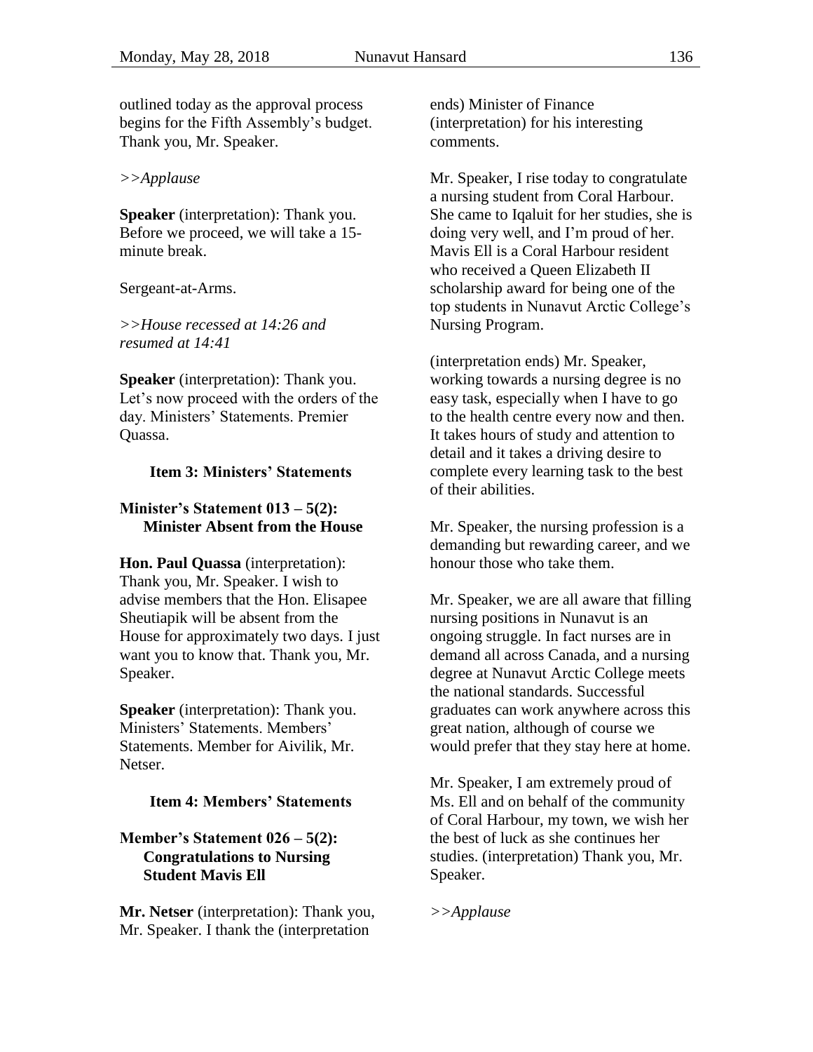outlined today as the approval process begins for the Fifth Assembly's budget. Thank you, Mr. Speaker.

*>>Applause*

**Speaker** (interpretation): Thank you. Before we proceed, we will take a 15-minute break.

Sergeant-at-Arms.

*>>House recessed at 14:26 and resumed at 14:41*

**Speaker** (interpretation): Thank you. Let's now proceed with the orders of the day. Ministers' Statements. Premier Quassa.

### Item 3: Ministers' Statements

#### Minister's Statement 013 – 5(2): Minister Absent from the House

**Hon. Paul Quassa** (interpretation): Thank you, Mr. Speaker. I wish to advise members that the Hon. Elisapee Sheutiapik will be absent from the House for approximately two days. I just want you to know that. Thank you, Mr. Speaker.

**Speaker** (interpretation): Thank you. Ministers' Statements. Members' Statements. Member for Aivilik, Mr. Netser.

### Item 4: Members' Statements

#### Member's Statement 026 – 5(2): Congratulations to Nursing Student Mavis Ell

**Mr. Netser** (interpretation): Thank you, Mr. Speaker. I thank the (interpretation ends) Minister of Finance (interpretation) for his interesting comments.

Mr. Speaker, I rise today to congratulate a nursing student from Coral Harbour. She came to Iqaluit for her studies, she is doing very well, and I'm proud of her. Mavis Ell is a Coral Harbour resident who received a Queen Elizabeth II scholarship award for being one of the top students in Nunavut Arctic College's Nursing Program.

(interpretation ends) Mr. Speaker, working towards a nursing degree is no easy task, especially when I have to go to the health centre every now and then. It takes hours of study and attention to detail and it takes a driving desire to complete every learning task to the best of their abilities.

Mr. Speaker, the nursing profession is a demanding but rewarding career, and we honour those who take them.

Mr. Speaker, we are all aware that filling nursing positions in Nunavut is an ongoing struggle. In fact nurses are in demand all across Canada, and a nursing degree at Nunavut Arctic College meets the national standards. Successful graduates can work anywhere across this great nation, although of course we would prefer that they stay here at home.

Mr. Speaker, I am extremely proud of Ms. Ell and on behalf of the community of Coral Harbour, my town, we wish her the best of luck as she continues her studies. (interpretation) Thank you, Mr. Speaker.

*>>Applause*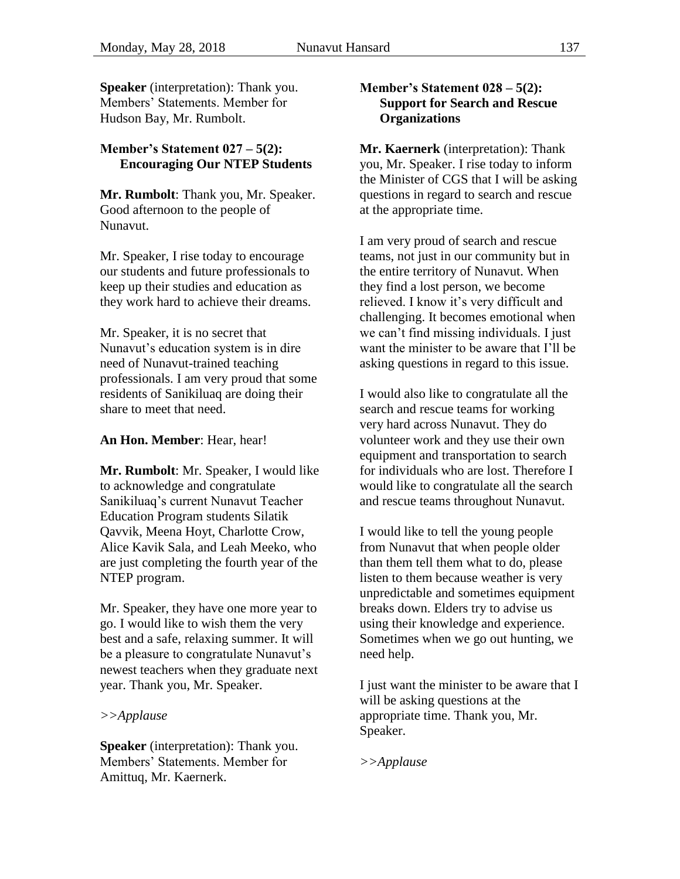**Speaker** (interpretation): Thank you. Members' Statements. Member for Hudson Bay, Mr. Rumbolt.

### Member's Statement 027 – 5(2): Encouraging Our NTEP Students

**Mr. Rumbolt**: Thank you, Mr. Speaker. Good afternoon to the people of Nunavut.

Mr. Speaker, I rise today to encourage our students and future professionals to keep up their studies and education as they work hard to achieve their dreams.

Mr. Speaker, it is no secret that Nunavut's education system is in dire need of Nunavut-trained teaching professionals. I am very proud that some residents of Sanikiluaq are doing their share to meet that need.

**An Hon. Member**: Hear, hear!

**Mr. Rumbolt**: Mr. Speaker, I would like to acknowledge and congratulate Sanikiluaq's current Nunavut Teacher Education Program students Silatik Qavvik, Meena Hoyt, Charlotte Crow, Alice Kavik Sala, and Leah Meeko, who are just completing the fourth year of the NTEP program.

Mr. Speaker, they have one more year to go. I would like to wish them the very best and a safe, relaxing summer. It will be a pleasure to congratulate Nunavut's newest teachers when they graduate next year. Thank you, Mr. Speaker.

*>>Applause*

**Speaker** (interpretation): Thank you. Members' Statements. Member for Amittuq, Mr. Kaernerk.

### Member's Statement 028 – 5(2): Support for Search and Rescue Organizations

**Mr. Kaernerk** (interpretation): Thank you, Mr. Speaker. I rise today to inform the Minister of CGS that I will be asking questions in regard to search and rescue at the appropriate time.

I am very proud of search and rescue teams, not just in our community but in the entire territory of Nunavut. When they find a lost person, we become relieved. I know it's very difficult and challenging. It becomes emotional when we can't find missing individuals. I just want the minister to be aware that I'll be asking questions in regard to this issue.

I would also like to congratulate all the search and rescue teams for working very hard across Nunavut. They do volunteer work and they use their own equipment and transportation to search for individuals who are lost. Therefore I would like to congratulate all the search and rescue teams throughout Nunavut.

I would like to tell the young people from Nunavut that when people older than them tell them what to do, please listen to them because weather is very unpredictable and sometimes equipment breaks down. Elders try to advise us using their knowledge and experience. Sometimes when we go out hunting, we need help.

I just want the minister to be aware that I will be asking questions at the appropriate time. Thank you, Mr. Speaker.

*>>Applause*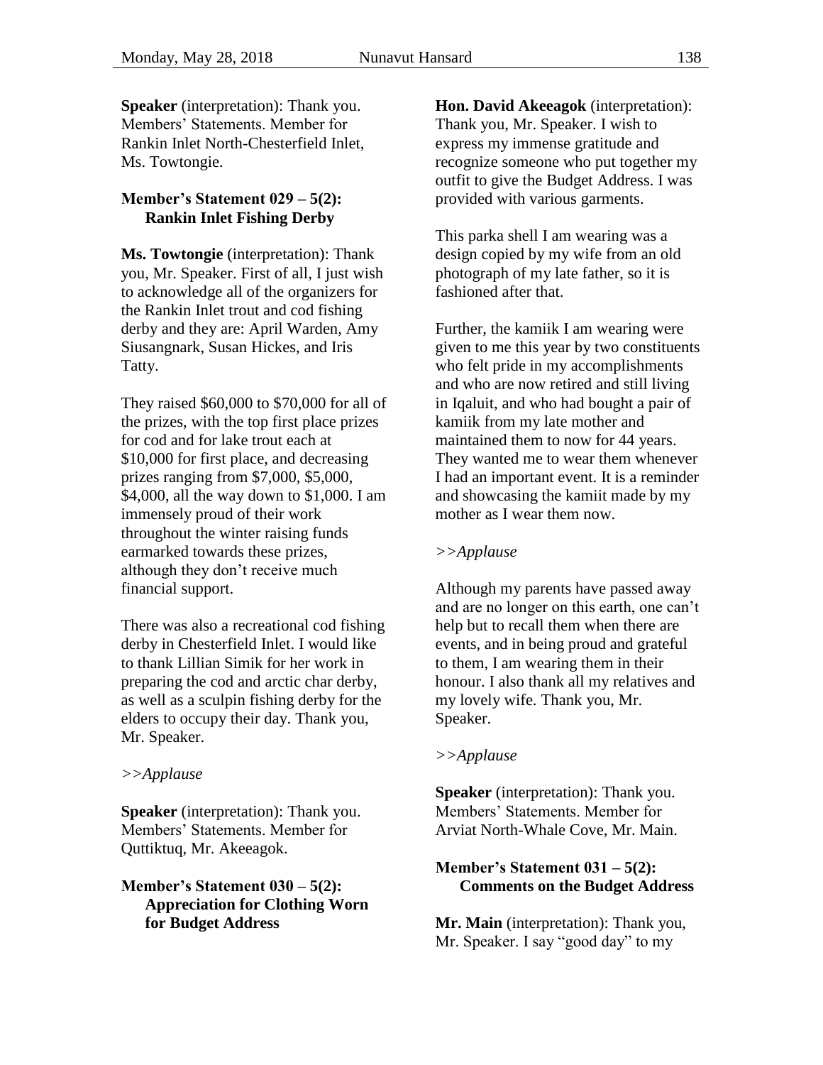**Speaker** (interpretation): Thank you. Members' Statements. Member for Rankin Inlet North-Chesterfield Inlet, Ms. Towtongie.

### Member's Statement 029 – 5(2): Rankin Inlet Fishing Derby

**Ms. Towtongie** (interpretation): Thank you, Mr. Speaker. First of all, I just wish to acknowledge all of the organizers for the Rankin Inlet trout and cod fishing derby and they are: April Warden, Amy Siusangnark, Susan Hickes, and Iris Tatty.

They raised $60,000 to $70,000 for all of the prizes, with the top first place prizes for cod and for lake trout each at $10,000 for first place, and decreasing prizes ranging from $7,000, $5,000, $4,000, all the way down to $1,000. I am immensely proud of their work throughout the winter raising funds earmarked towards these prizes, although they don't receive much financial support.

There was also a recreational cod fishing derby in Chesterfield Inlet. I would like to thank Lillian Simik for her work in preparing the cod and arctic char derby, as well as a sculpin fishing derby for the elders to occupy their day. Thank you, Mr. Speaker.

*>>Applause*

**Speaker** (interpretation): Thank you. Members' Statements. Member for Quttiktuq, Mr. Akeeagok.

### Member's Statement 030 – 5(2): Appreciation for Clothing Worn for Budget Address

**Hon. David Akeeagok** (interpretation): Thank you, Mr. Speaker. I wish to express my immense gratitude and recognize someone who put together my outfit to give the Budget Address. I was provided with various garments.

This parka shell I am wearing was a design copied by my wife from an old photograph of my late father, so it is fashioned after that.

Further, the kamiik I am wearing were given to me this year by two constituents who felt pride in my accomplishments and who are now retired and still living in Iqaluit, and who had bought a pair of kamiik from my late mother and maintained them to now for 44 years. They wanted me to wear them whenever I had an important event. It is a reminder and showcasing the kamiit made by my mother as I wear them now.

*>>Applause*

Although my parents have passed away and are no longer on this earth, one can't help but to recall them when there are events, and in being proud and grateful to them, I am wearing them in their honour. I also thank all my relatives and my lovely wife. Thank you, Mr. Speaker.

*>>Applause*

**Speaker** (interpretation): Thank you. Members' Statements. Member for Arviat North-Whale Cove, Mr. Main.

### Member's Statement 031 – 5(2): Comments on the Budget Address

**Mr. Main** (interpretation): Thank you, Mr. Speaker. I say "good day" to my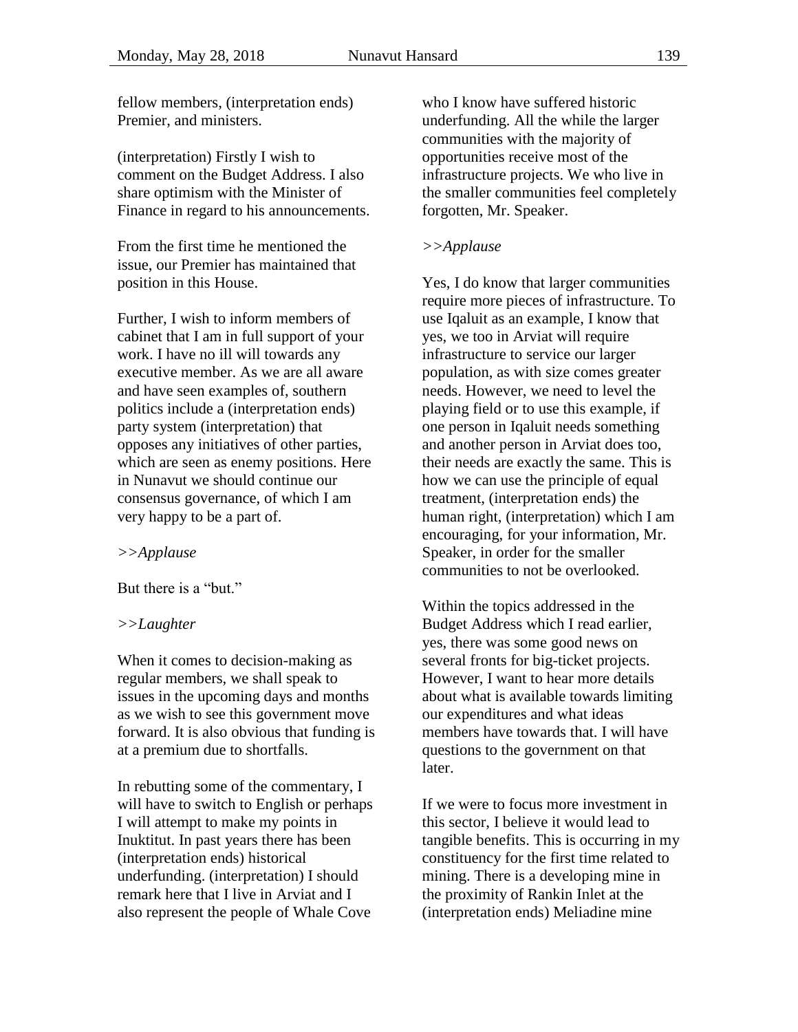fellow members, (interpretation ends) Premier, and ministers.

(interpretation) Firstly I wish to comment on the Budget Address. I also share optimism with the Minister of Finance in regard to his announcements.

From the first time he mentioned the issue, our Premier has maintained that position in this House.

Further, I wish to inform members of cabinet that I am in full support of your work. I have no ill will towards any executive member. As we are all aware and have seen examples of, southern politics include a (interpretation ends) party system (interpretation) that opposes any initiatives of other parties, which are seen as enemy positions. Here in Nunavut we should continue our consensus governance, of which I am very happy to be a part of.

*>>Applause*

But there is a "but."

*>>Laughter*

When it comes to decision-making as regular members, we shall speak to issues in the upcoming days and months as we wish to see this government move forward. It is also obvious that funding is at a premium due to shortfalls.

In rebutting some of the commentary, I will have to switch to English or perhaps I will attempt to make my points in Inuktitut. In past years there has been (interpretation ends) historical underfunding. (interpretation) I should remark here that I live in Arviat and I also represent the people of Whale Cove who I know have suffered historic underfunding. All the while the larger communities with the majority of opportunities receive most of the infrastructure projects. We who live in the smaller communities feel completely forgotten, Mr. Speaker.

*>>Applause*

Yes, I do know that larger communities require more pieces of infrastructure. To use Iqaluit as an example, I know that yes, we too in Arviat will require infrastructure to service our larger population, as with size comes greater needs. However, we need to level the playing field or to use this example, if one person in Iqaluit needs something and another person in Arviat does too, their needs are exactly the same. This is how we can use the principle of equal treatment, (interpretation ends) the human right, (interpretation) which I am encouraging, for your information, Mr. Speaker, in order for the smaller communities to not be overlooked.

Within the topics addressed in the Budget Address which I read earlier, yes, there was some good news on several fronts for big-ticket projects. However, I want to hear more details about what is available towards limiting our expenditures and what ideas members have towards that. I will have questions to the government on that later.

If we were to focus more investment in this sector, I believe it would lead to tangible benefits. This is occurring in my constituency for the first time related to mining. There is a developing mine in the proximity of Rankin Inlet at the (interpretation ends) Meliadine mine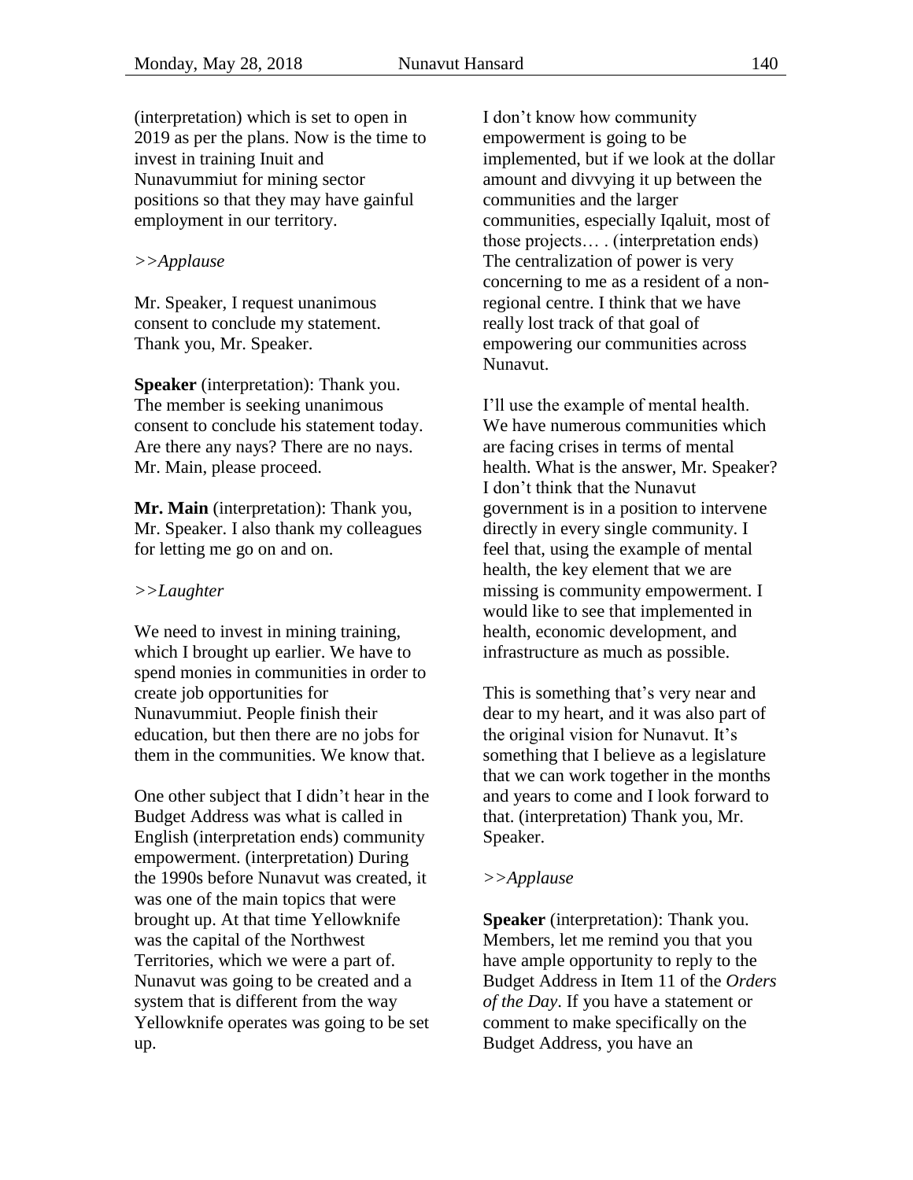(interpretation) which is set to open in 2019 as per the plans. Now is the time to invest in training Inuit and Nunavummiut for mining sector positions so that they may have gainful employment in our territory.

*>>Applause*

Mr. Speaker, I request unanimous consent to conclude my statement. Thank you, Mr. Speaker.

**Speaker** (interpretation): Thank you. The member is seeking unanimous consent to conclude his statement today. Are there any nays? There are no nays. Mr. Main, please proceed.

**Mr. Main** (interpretation): Thank you, Mr. Speaker. I also thank my colleagues for letting me go on and on.

*>>Laughter*

We need to invest in mining training, which I brought up earlier. We have to spend monies in communities in order to create job opportunities for Nunavummiut. People finish their education, but then there are no jobs for them in the communities. We know that.

One other subject that I didn't hear in the Budget Address was what is called in English (interpretation ends) community empowerment. (interpretation) During the 1990s before Nunavut was created, it was one of the main topics that were brought up. At that time Yellowknife was the capital of the Northwest Territories, which we were a part of. Nunavut was going to be created and a system that is different from the way Yellowknife operates was going to be set up.

I don't know how community empowerment is going to be implemented, but if we look at the dollar amount and divvying it up between the communities and the larger communities, especially Iqaluit, most of those projects… . (interpretation ends) The centralization of power is very concerning to me as a resident of a non-regional centre. I think that we have really lost track of that goal of empowering our communities across Nunavut.

I'll use the example of mental health. We have numerous communities which are facing crises in terms of mental health. What is the answer, Mr. Speaker? I don't think that the Nunavut government is in a position to intervene directly in every single community. I feel that, using the example of mental health, the key element that we are missing is community empowerment. I would like to see that implemented in health, economic development, and infrastructure as much as possible.

This is something that's very near and dear to my heart, and it was also part of the original vision for Nunavut. It's something that I believe as a legislature that we can work together in the months and years to come and I look forward to that. (interpretation) Thank you, Mr. Speaker.

*>>Applause*

**Speaker** (interpretation): Thank you. Members, let me remind you that you have ample opportunity to reply to the Budget Address in Item 11 of the *Orders of the Day*. If you have a statement or comment to make specifically on the Budget Address, you have an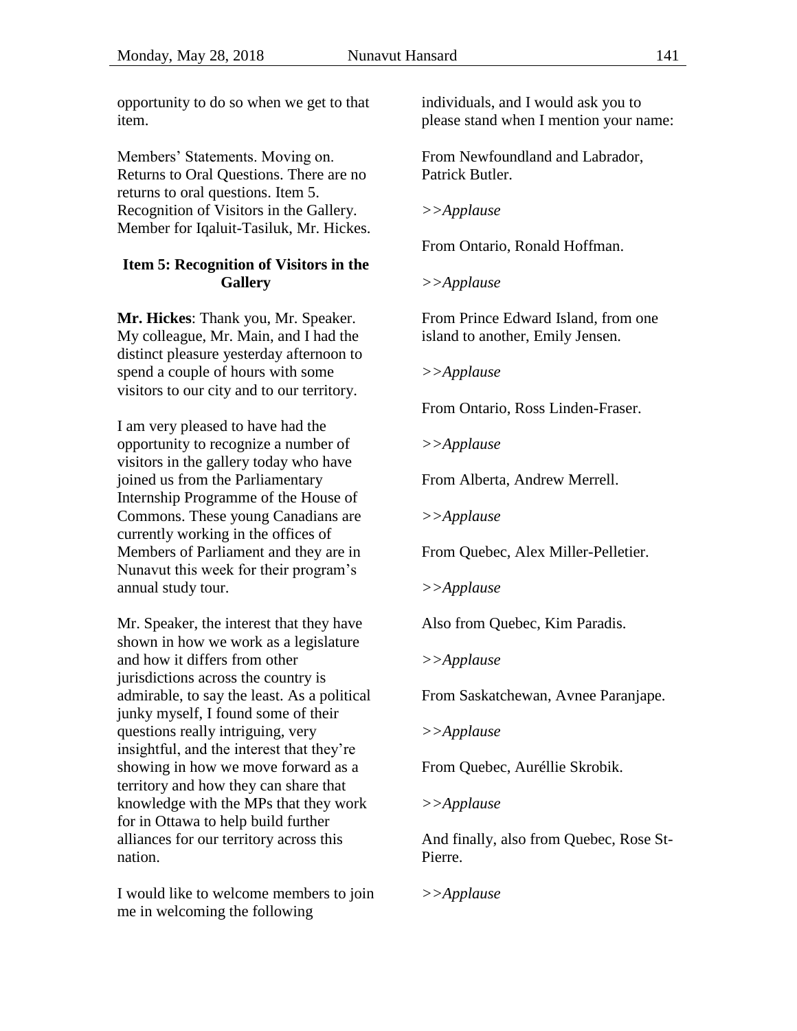opportunity to do so when we get to that item.

Members' Statements. Moving on. Returns to Oral Questions. There are no returns to oral questions. Item 5. Recognition of Visitors in the Gallery. Member for Iqaluit-Tasiluk, Mr. Hickes.

### Item 5: Recognition of Visitors in the Gallery

**Mr. Hickes**: Thank you, Mr. Speaker. My colleague, Mr. Main, and I had the distinct pleasure yesterday afternoon to spend a couple of hours with some visitors to our city and to our territory.

I am very pleased to have had the opportunity to recognize a number of visitors in the gallery today who have joined us from the Parliamentary Internship Programme of the House of Commons. These young Canadians are currently working in the offices of Members of Parliament and they are in Nunavut this week for their program's annual study tour.

Mr. Speaker, the interest that they have shown in how we work as a legislature and how it differs from other jurisdictions across the country is admirable, to say the least. As a political junky myself, I found some of their questions really intriguing, very insightful, and the interest that they're showing in how we move forward as a territory and how they can share that knowledge with the MPs that they work for in Ottawa to help build further alliances for our territory across this nation.

I would like to welcome members to join me in welcoming the following individuals, and I would ask you to please stand when I mention your name:

From Newfoundland and Labrador, Patrick Butler.

*>>Applause*

From Ontario, Ronald Hoffman.

*>>Applause*

From Prince Edward Island, from one island to another, Emily Jensen.

*>>Applause*

From Ontario, Ross Linden-Fraser.

*>>Applause*

From Alberta, Andrew Merrell.

*>>Applause*

From Quebec, Alex Miller-Pelletier.

*>>Applause*

Also from Quebec, Kim Paradis.

*>>Applause*

From Saskatchewan, Avnee Paranjape.

*>>Applause*

From Quebec, Auréllie Skrobik.

*>>Applause*

And finally, also from Quebec, Rose St-Pierre.

*>>Applause*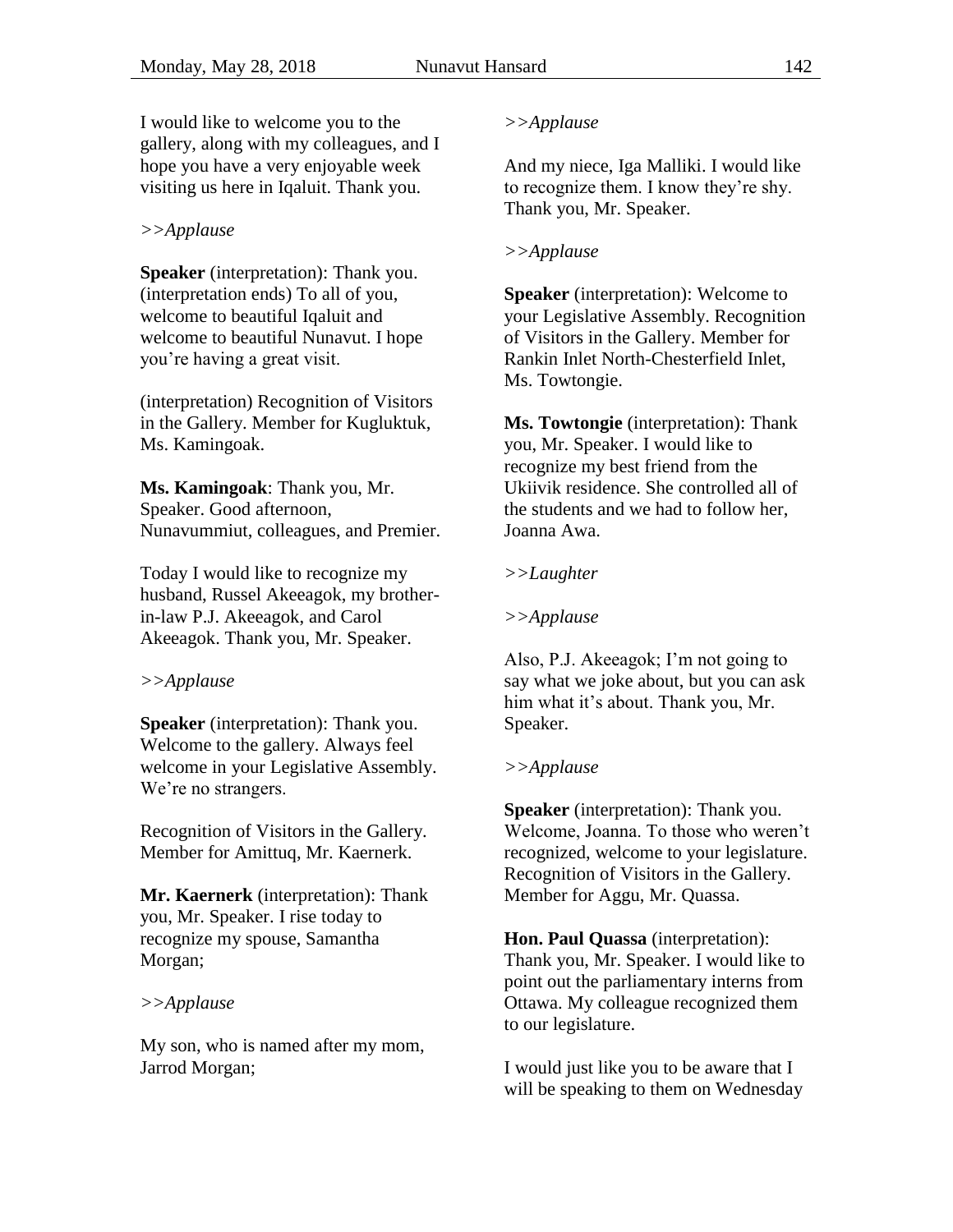I would like to welcome you to the gallery, along with my colleagues, and I hope you have a very enjoyable week visiting us here in Iqaluit. Thank you.

*>>Applause*

**Speaker** (interpretation): Thank you. (interpretation ends) To all of you, welcome to beautiful Iqaluit and welcome to beautiful Nunavut. I hope you're having a great visit.

(interpretation) Recognition of Visitors in the Gallery. Member for Kugluktuk, Ms. Kamingoak.

**Ms. Kamingoak**: Thank you, Mr. Speaker. Good afternoon, Nunavummiut, colleagues, and Premier.

Today I would like to recognize my husband, Russel Akeeagok, my brother-in-law P.J. Akeeagok, and Carol Akeeagok. Thank you, Mr. Speaker.

*>>Applause*

**Speaker** (interpretation): Thank you. Welcome to the gallery. Always feel welcome in your Legislative Assembly. We're no strangers.

Recognition of Visitors in the Gallery. Member for Amittuq, Mr. Kaernerk.

**Mr. Kaernerk** (interpretation): Thank you, Mr. Speaker. I rise today to recognize my spouse, Samantha Morgan;

*>>Applause*

My son, who is named after my mom, Jarrod Morgan;

*>>Applause*

And my niece, Iga Malliki. I would like to recognize them. I know they're shy. Thank you, Mr. Speaker.

*>>Applause*

**Speaker** (interpretation): Welcome to your Legislative Assembly. Recognition of Visitors in the Gallery. Member for Rankin Inlet North-Chesterfield Inlet, Ms. Towtongie.

**Ms. Towtongie** (interpretation): Thank you, Mr. Speaker. I would like to recognize my best friend from the Ukiivik residence. She controlled all of the students and we had to follow her, Joanna Awa.

*>>Laughter*

*>>Applause*

Also, P.J. Akeeagok; I'm not going to say what we joke about, but you can ask him what it's about. Thank you, Mr. Speaker.

*>>Applause*

**Speaker** (interpretation): Thank you. Welcome, Joanna. To those who weren't recognized, welcome to your legislature. Recognition of Visitors in the Gallery. Member for Aggu, Mr. Quassa.

**Hon. Paul Quassa** (interpretation): Thank you, Mr. Speaker. I would like to point out the parliamentary interns from Ottawa. My colleague recognized them to our legislature.

I would just like you to be aware that I will be speaking to them on Wednesday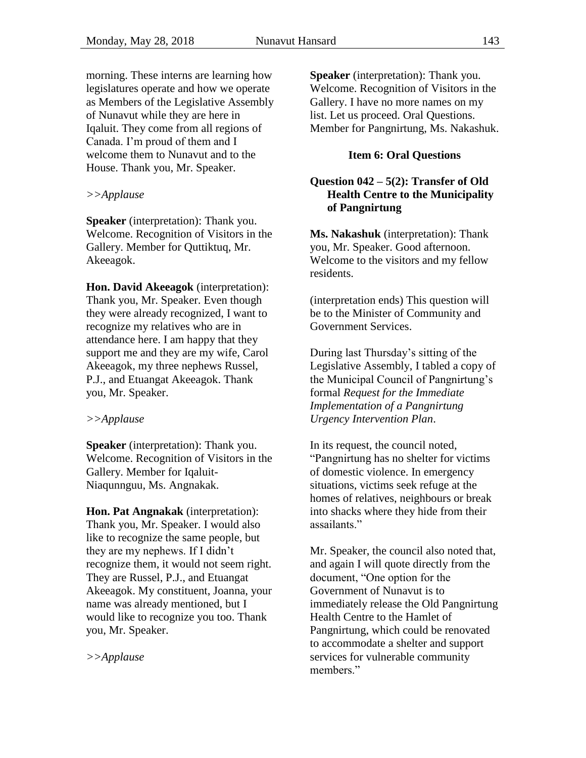morning. These interns are learning how legislatures operate and how we operate as Members of the Legislative Assembly of Nunavut while they are here in Iqaluit. They come from all regions of Canada. I'm proud of them and I welcome them to Nunavut and to the House. Thank you, Mr. Speaker.

*>>Applause*

**Speaker** (interpretation): Thank you. Welcome. Recognition of Visitors in the Gallery. Member for Quttiktuq, Mr. Akeeagok.

**Hon. David Akeeagok** (interpretation): Thank you, Mr. Speaker. Even though they were already recognized, I want to recognize my relatives who are in attendance here. I am happy that they support me and they are my wife, Carol Akeeagok, my three nephews Russel, P.J., and Etuangat Akeeagok. Thank you, Mr. Speaker.

*>>Applause*

**Speaker** (interpretation): Thank you. Welcome. Recognition of Visitors in the Gallery. Member for Iqaluit-Niaqunnguu, Ms. Angnakak.

**Hon. Pat Angnakak** (interpretation): Thank you, Mr. Speaker. I would also like to recognize the same people, but they are my nephews. If I didn't recognize them, it would not seem right. They are Russel, P.J., and Etuangat Akeeagok. My constituent, Joanna, your name was already mentioned, but I would like to recognize you too. Thank you, Mr. Speaker.

*>>Applause*

**Speaker** (interpretation): Thank you. Welcome. Recognition of Visitors in the Gallery. I have no more names on my list. Let us proceed. Oral Questions. Member for Pangnirtung, Ms. Nakashuk.

## Item 6: Oral Questions

### Question 042 – 5(2): Transfer of Old Health Centre to the Municipality of Pangnirtung

**Ms. Nakashuk** (interpretation): Thank you, Mr. Speaker. Good afternoon. Welcome to the visitors and my fellow residents.

(interpretation ends) This question will be to the Minister of Community and Government Services.

During last Thursday's sitting of the Legislative Assembly, I tabled a copy of the Municipal Council of Pangnirtung's formal *Request for the Immediate Implementation of a Pangnirtung Urgency Intervention Plan*.

In its request, the council noted, "Pangnirtung has no shelter for victims of domestic violence. In emergency situations, victims seek refuge at the homes of relatives, neighbours or break into shacks where they hide from their assailants."

Mr. Speaker, the council also noted that, and again I will quote directly from the document, "One option for the Government of Nunavut is to immediately release the Old Pangnirtung Health Centre to the Hamlet of Pangnirtung, which could be renovated to accommodate a shelter and support services for vulnerable community members."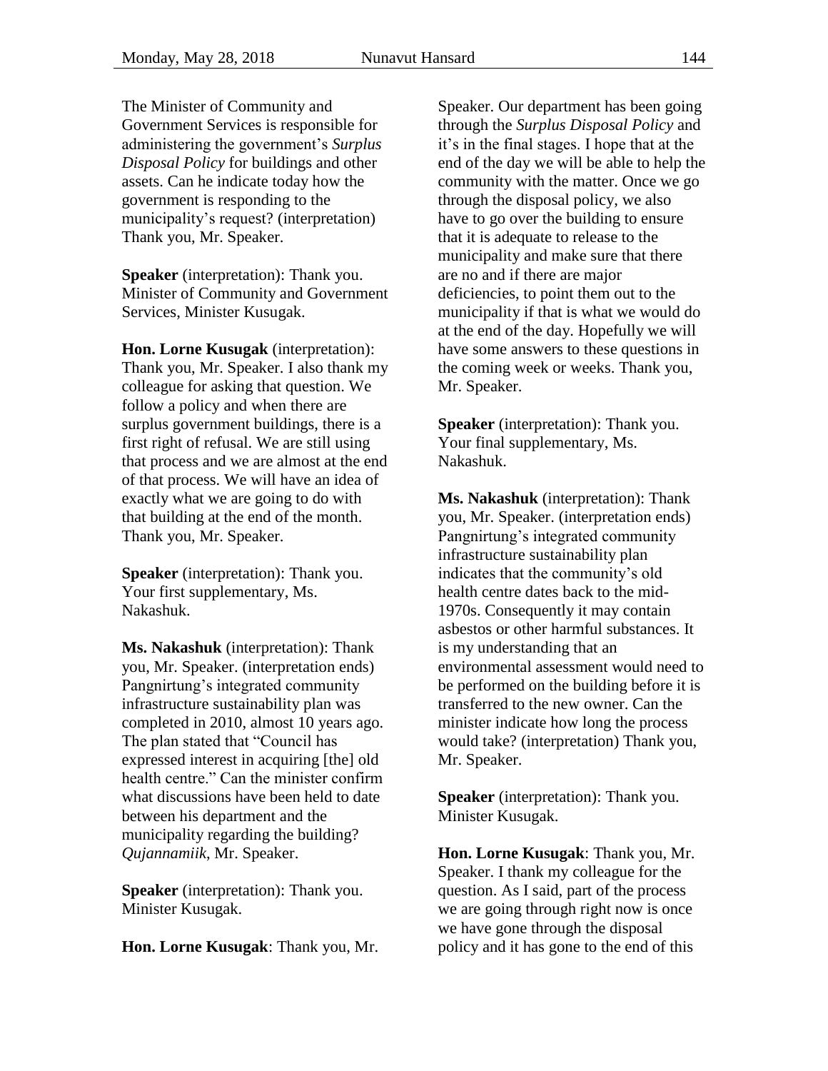The Minister of Community and Government Services is responsible for administering the government's *Surplus Disposal Policy* for buildings and other assets. Can he indicate today how the government is responding to the municipality's request? (interpretation) Thank you, Mr. Speaker.

**Speaker** (interpretation): Thank you. Minister of Community and Government Services, Minister Kusugak.

**Hon. Lorne Kusugak** (interpretation): Thank you, Mr. Speaker. I also thank my colleague for asking that question. We follow a policy and when there are surplus government buildings, there is a first right of refusal. We are still using that process and we are almost at the end of that process. We will have an idea of exactly what we are going to do with that building at the end of the month. Thank you, Mr. Speaker.

**Speaker** (interpretation): Thank you. Your first supplementary, Ms. Nakashuk.

**Ms. Nakashuk** (interpretation): Thank you, Mr. Speaker. (interpretation ends) Pangnirtung's integrated community infrastructure sustainability plan was completed in 2010, almost 10 years ago. The plan stated that "Council has expressed interest in acquiring [the] old health centre." Can the minister confirm what discussions have been held to date between his department and the municipality regarding the building? *Qujannamiik*, Mr. Speaker.

**Speaker** (interpretation): Thank you. Minister Kusugak.

**Hon. Lorne Kusugak**: Thank you, Mr. Speaker. Our department has been going through the *Surplus Disposal Policy* and it's in the final stages. I hope that at the end of the day we will be able to help the community with the matter. Once we go through the disposal policy, we also have to go over the building to ensure that it is adequate to release to the municipality and make sure that there are no and if there are major deficiencies, to point them out to the municipality if that is what we would do at the end of the day. Hopefully we will have some answers to these questions in the coming week or weeks. Thank you, Mr. Speaker.

**Speaker** (interpretation): Thank you. Your final supplementary, Ms. Nakashuk.

**Ms. Nakashuk** (interpretation): Thank you, Mr. Speaker. (interpretation ends) Pangnirtung's integrated community infrastructure sustainability plan indicates that the community's old health centre dates back to the mid-1970s. Consequently it may contain asbestos or other harmful substances. It is my understanding that an environmental assessment would need to be performed on the building before it is transferred to the new owner. Can the minister indicate how long the process would take? (interpretation) Thank you, Mr. Speaker.

**Speaker** (interpretation): Thank you. Minister Kusugak.

**Hon. Lorne Kusugak**: Thank you, Mr. Speaker. I thank my colleague for the question. As I said, part of the process we are going through right now is once we have gone through the disposal policy and it has gone to the end of this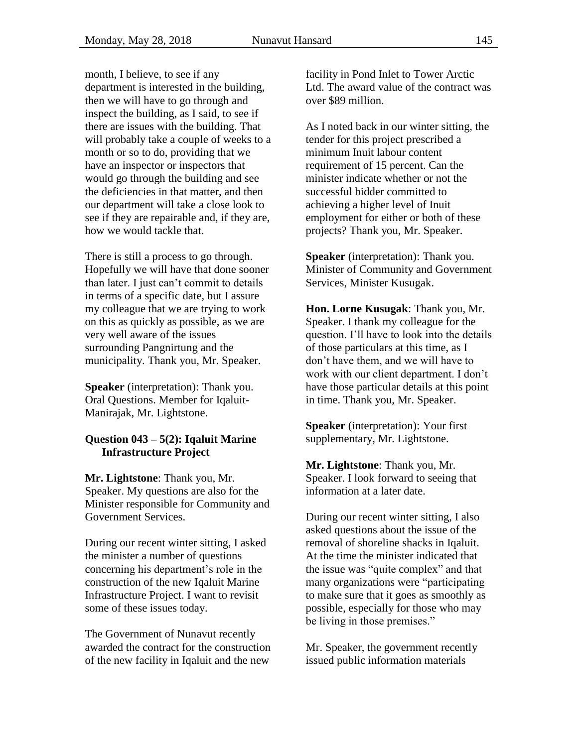month, I believe, to see if any department is interested in the building, then we will have to go through and inspect the building, as I said, to see if there are issues with the building. That will probably take a couple of weeks to a month or so to do, providing that we have an inspector or inspectors that would go through the building and see the deficiencies in that matter, and then our department will take a close look to see if they are repairable and, if they are, how we would tackle that.

There is still a process to go through. Hopefully we will have that done sooner than later. I just can't commit to details in terms of a specific date, but I assure my colleague that we are trying to work on this as quickly as possible, as we are very well aware of the issues surrounding Pangnirtung and the municipality. Thank you, Mr. Speaker.

**Speaker** (interpretation): Thank you. Oral Questions. Member for Iqaluit-Manirajak, Mr. Lightstone.

### Question 043 – 5(2): Iqaluit Marine Infrastructure Project

**Mr. Lightstone**: Thank you, Mr. Speaker. My questions are also for the Minister responsible for Community and Government Services.

During our recent winter sitting, I asked the minister a number of questions concerning his department's role in the construction of the new Iqaluit Marine Infrastructure Project. I want to revisit some of these issues today.

The Government of Nunavut recently awarded the contract for the construction of the new facility in Iqaluit and the new facility in Pond Inlet to Tower Arctic Ltd. The award value of the contract was over $89 million.

As I noted back in our winter sitting, the tender for this project prescribed a minimum Inuit labour content requirement of 15 percent. Can the minister indicate whether or not the successful bidder committed to achieving a higher level of Inuit employment for either or both of these projects? Thank you, Mr. Speaker.

**Speaker** (interpretation): Thank you. Minister of Community and Government Services, Minister Kusugak.

**Hon. Lorne Kusugak**: Thank you, Mr. Speaker. I thank my colleague for the question. I'll have to look into the details of those particulars at this time, as I don't have them, and we will have to work with our client department. I don't have those particular details at this point in time. Thank you, Mr. Speaker.

**Speaker** (interpretation): Your first supplementary, Mr. Lightstone.

**Mr. Lightstone**: Thank you, Mr. Speaker. I look forward to seeing that information at a later date.

During our recent winter sitting, I also asked questions about the issue of the removal of shoreline shacks in Iqaluit. At the time the minister indicated that the issue was "quite complex" and that many organizations were "participating to make sure that it goes as smoothly as possible, especially for those who may be living in those premises."

Mr. Speaker, the government recently issued public information materials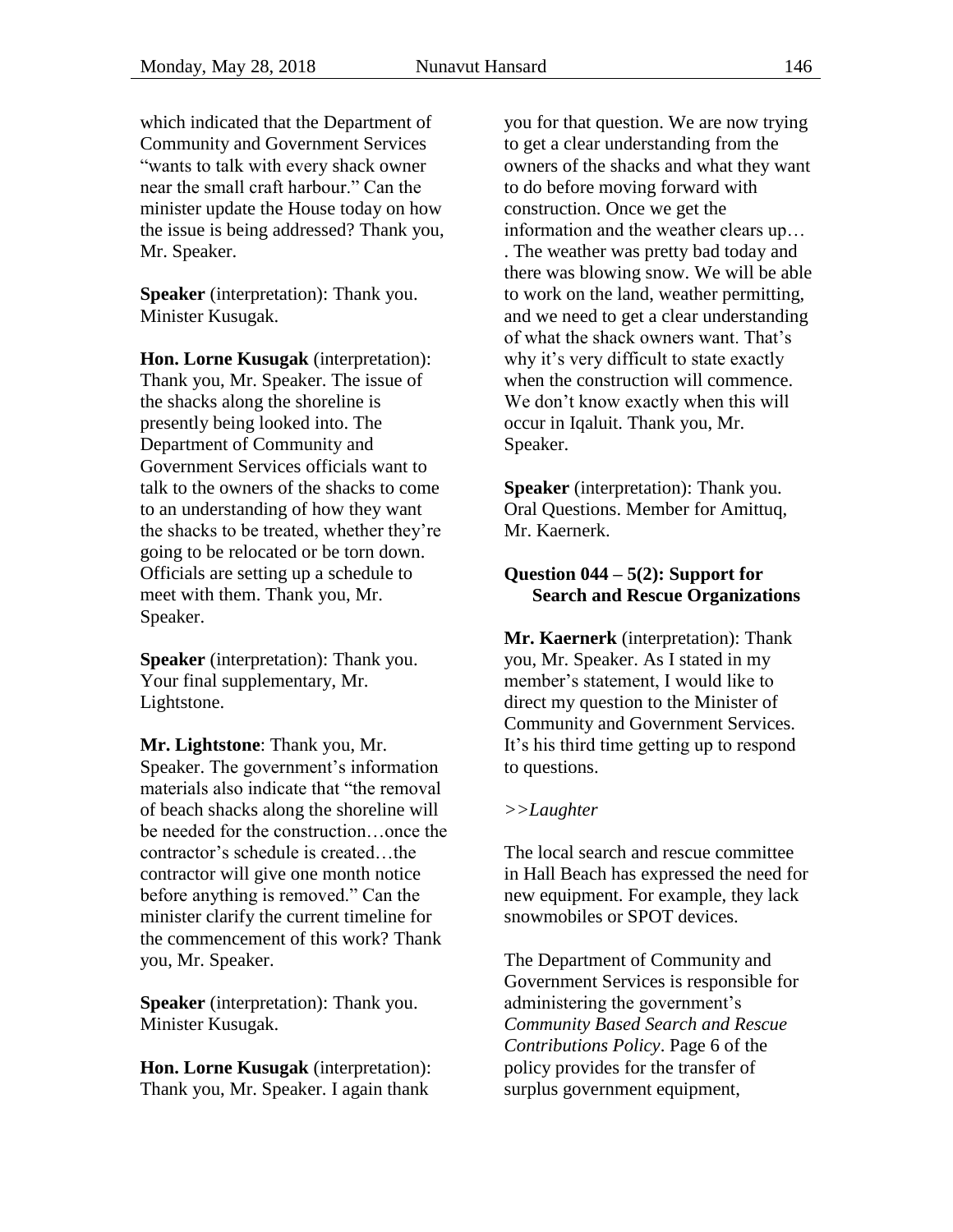which indicated that the Department of Community and Government Services "wants to talk with every shack owner near the small craft harbour." Can the minister update the House today on how the issue is being addressed? Thank you, Mr. Speaker.

**Speaker** (interpretation): Thank you. Minister Kusugak.

**Hon. Lorne Kusugak** (interpretation): Thank you, Mr. Speaker. The issue of the shacks along the shoreline is presently being looked into. The Department of Community and Government Services officials want to talk to the owners of the shacks to come to an understanding of how they want the shacks to be treated, whether they're going to be relocated or be torn down. Officials are setting up a schedule to meet with them. Thank you, Mr. Speaker.

**Speaker** (interpretation): Thank you. Your final supplementary, Mr. Lightstone.

**Mr. Lightstone**: Thank you, Mr. Speaker. The government's information materials also indicate that "the removal of beach shacks along the shoreline will be needed for the construction…once the contractor's schedule is created…the contractor will give one month notice before anything is removed." Can the minister clarify the current timeline for the commencement of this work? Thank you, Mr. Speaker.

**Speaker** (interpretation): Thank you. Minister Kusugak.

**Hon. Lorne Kusugak** (interpretation): Thank you, Mr. Speaker. I again thank you for that question. We are now trying to get a clear understanding from the owners of the shacks and what they want to do before moving forward with construction. Once we get the information and the weather clears up… . The weather was pretty bad today and there was blowing snow. We will be able to work on the land, weather permitting, and we need to get a clear understanding of what the shack owners want. That's why it's very difficult to state exactly when the construction will commence. We don't know exactly when this will occur in Iqaluit. Thank you, Mr. Speaker.

**Speaker** (interpretation): Thank you. Oral Questions. Member for Amittuq, Mr. Kaernerk.

### Question 044 – 5(2): Support for Search and Rescue Organizations

**Mr. Kaernerk** (interpretation): Thank you, Mr. Speaker. As I stated in my member's statement, I would like to direct my question to the Minister of Community and Government Services. It's his third time getting up to respond to questions.

*>>Laughter*

The local search and rescue committee in Hall Beach has expressed the need for new equipment. For example, they lack snowmobiles or SPOT devices.

The Department of Community and Government Services is responsible for administering the government's *Community Based Search and Rescue Contributions Policy*. Page 6 of the policy provides for the transfer of surplus government equipment,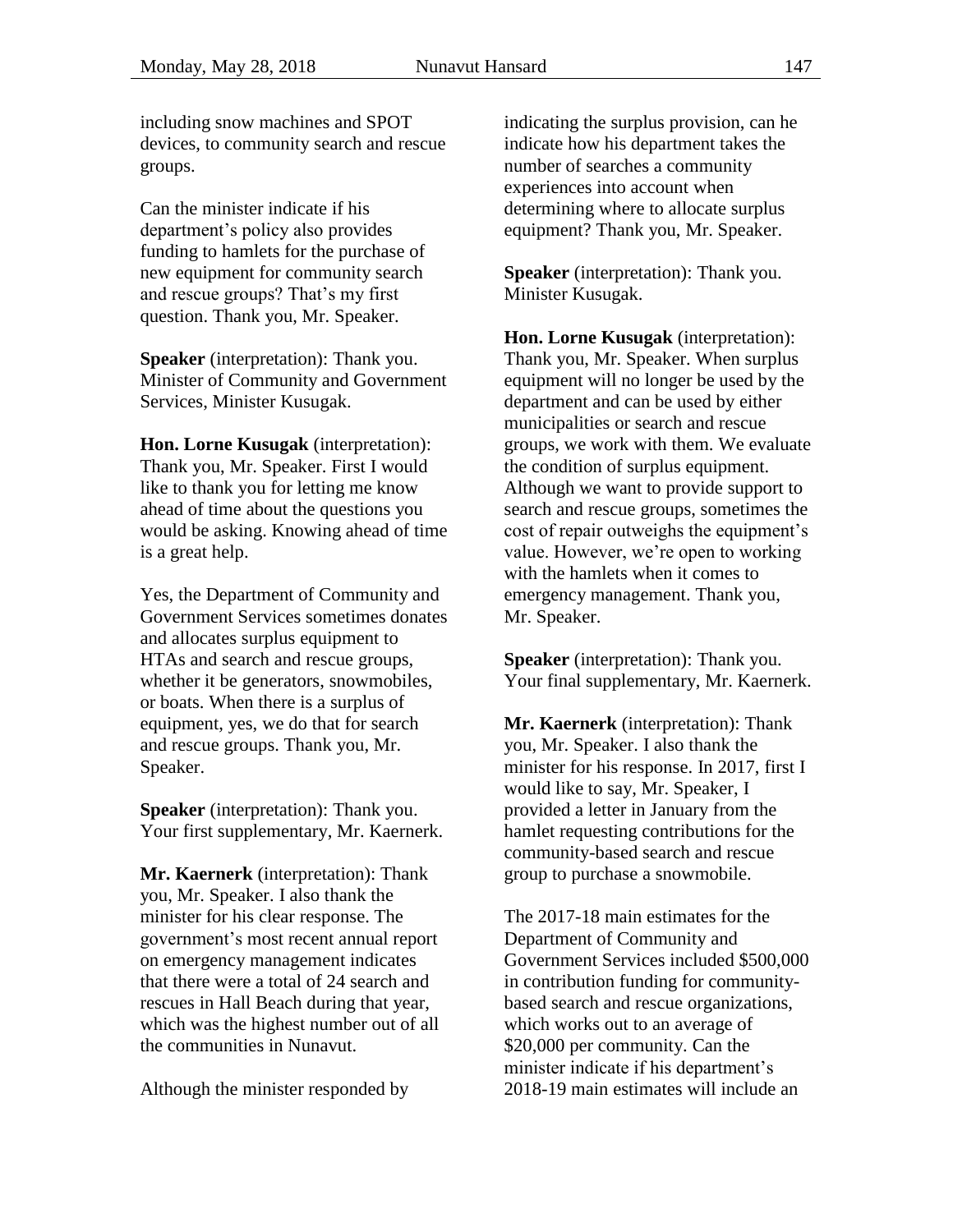including snow machines and SPOT devices, to community search and rescue groups.

Can the minister indicate if his department's policy also provides funding to hamlets for the purchase of new equipment for community search and rescue groups? That's my first question. Thank you, Mr. Speaker.

**Speaker** (interpretation): Thank you. Minister of Community and Government Services, Minister Kusugak.

**Hon. Lorne Kusugak** (interpretation): Thank you, Mr. Speaker. First I would like to thank you for letting me know ahead of time about the questions you would be asking. Knowing ahead of time is a great help.

Yes, the Department of Community and Government Services sometimes donates and allocates surplus equipment to HTAs and search and rescue groups, whether it be generators, snowmobiles, or boats. When there is a surplus of equipment, yes, we do that for search and rescue groups. Thank you, Mr. Speaker.

**Speaker** (interpretation): Thank you. Your first supplementary, Mr. Kaernerk.

**Mr. Kaernerk** (interpretation): Thank you, Mr. Speaker. I also thank the minister for his clear response. The government's most recent annual report on emergency management indicates that there were a total of 24 search and rescues in Hall Beach during that year, which was the highest number out of all the communities in Nunavut.

Although the minister responded by indicating the surplus provision, can he indicate how his department takes the number of searches a community experiences into account when determining where to allocate surplus equipment? Thank you, Mr. Speaker.

**Speaker** (interpretation): Thank you. Minister Kusugak.

**Hon. Lorne Kusugak** (interpretation): Thank you, Mr. Speaker. When surplus equipment will no longer be used by the department and can be used by either municipalities or search and rescue groups, we work with them. We evaluate the condition of surplus equipment. Although we want to provide support to search and rescue groups, sometimes the cost of repair outweighs the equipment's value. However, we're open to working with the hamlets when it comes to emergency management. Thank you, Mr. Speaker.

**Speaker** (interpretation): Thank you. Your final supplementary, Mr. Kaernerk.

**Mr. Kaernerk** (interpretation): Thank you, Mr. Speaker. I also thank the minister for his response. In 2017, first I would like to say, Mr. Speaker, I provided a letter in January from the hamlet requesting contributions for the community-based search and rescue group to purchase a snowmobile.

The 2017-18 main estimates for the Department of Community and Government Services included $500,000 in contribution funding for community-based search and rescue organizations, which works out to an average of $20,000 per community. Can the minister indicate if his department's 2018-19 main estimates will include an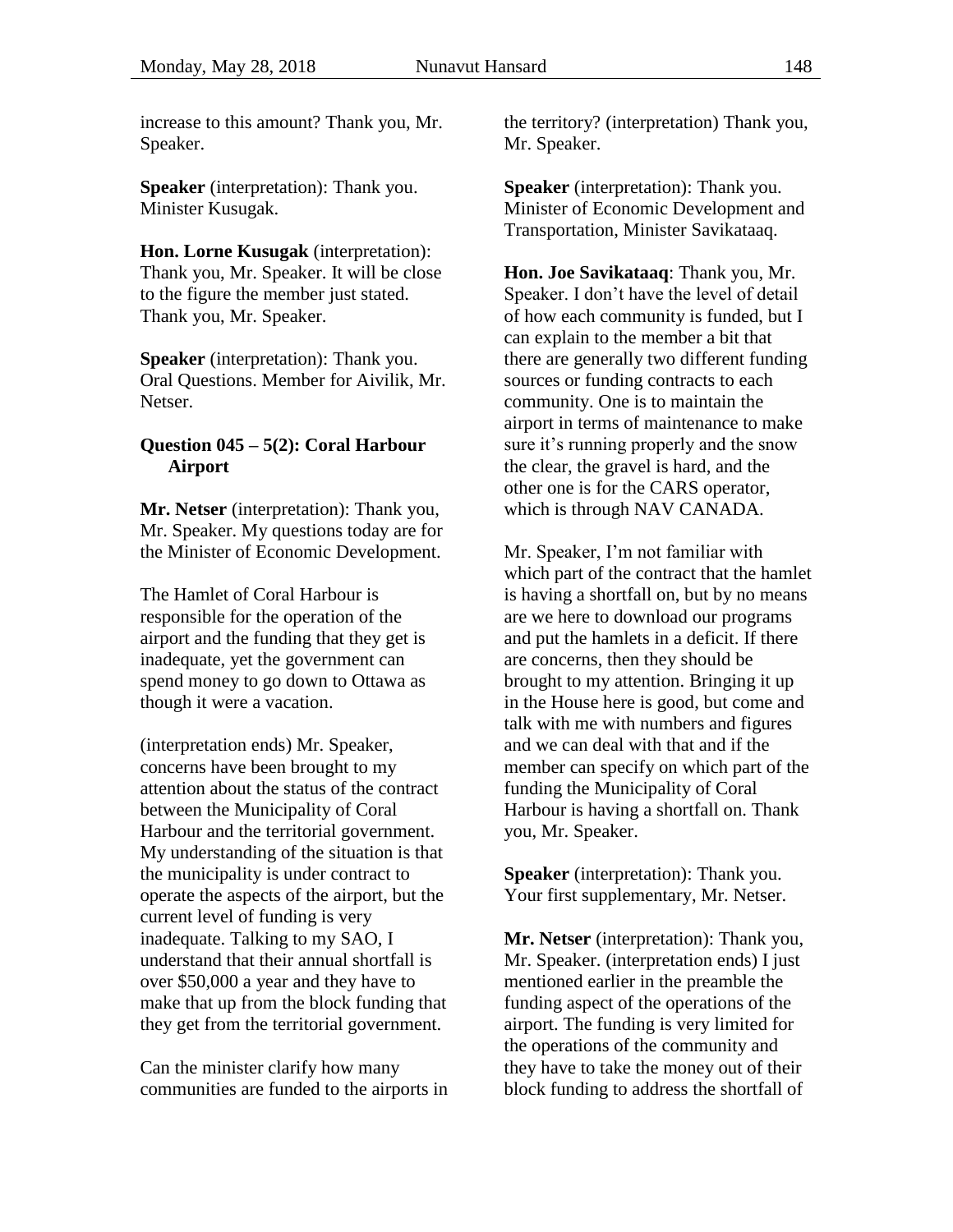increase to this amount? Thank you, Mr. Speaker.

**Speaker** (interpretation): Thank you. Minister Kusugak.

**Hon. Lorne Kusugak** (interpretation): Thank you, Mr. Speaker. It will be close to the figure the member just stated. Thank you, Mr. Speaker.

**Speaker** (interpretation): Thank you. Oral Questions. Member for Aivilik, Mr. Netser.

### Question 045 – 5(2): Coral Harbour Airport

**Mr. Netser** (interpretation): Thank you, Mr. Speaker. My questions today are for the Minister of Economic Development.

The Hamlet of Coral Harbour is responsible for the operation of the airport and the funding that they get is inadequate, yet the government can spend money to go down to Ottawa as though it were a vacation.

(interpretation ends) Mr. Speaker, concerns have been brought to my attention about the status of the contract between the Municipality of Coral Harbour and the territorial government. My understanding of the situation is that the municipality is under contract to operate the aspects of the airport, but the current level of funding is very inadequate. Talking to my SAO, I understand that their annual shortfall is over $50,000 a year and they have to make that up from the block funding that they get from the territorial government.

Can the minister clarify how many communities are funded to the airports in the territory? (interpretation) Thank you, Mr. Speaker.

**Speaker** (interpretation): Thank you. Minister of Economic Development and Transportation, Minister Savikataaq.

**Hon. Joe Savikataaq**: Thank you, Mr. Speaker. I don't have the level of detail of how each community is funded, but I can explain to the member a bit that there are generally two different funding sources or funding contracts to each community. One is to maintain the airport in terms of maintenance to make sure it's running properly and the snow the clear, the gravel is hard, and the other one is for the CARS operator, which is through NAV CANADA.

Mr. Speaker, I'm not familiar with which part of the contract that the hamlet is having a shortfall on, but by no means are we here to download our programs and put the hamlets in a deficit. If there are concerns, then they should be brought to my attention. Bringing it up in the House here is good, but come and talk with me with numbers and figures and we can deal with that and if the member can specify on which part of the funding the Municipality of Coral Harbour is having a shortfall on. Thank you, Mr. Speaker.

**Speaker** (interpretation): Thank you. Your first supplementary, Mr. Netser.

**Mr. Netser** (interpretation): Thank you, Mr. Speaker. (interpretation ends) I just mentioned earlier in the preamble the funding aspect of the operations of the airport. The funding is very limited for the operations of the community and they have to take the money out of their block funding to address the shortfall of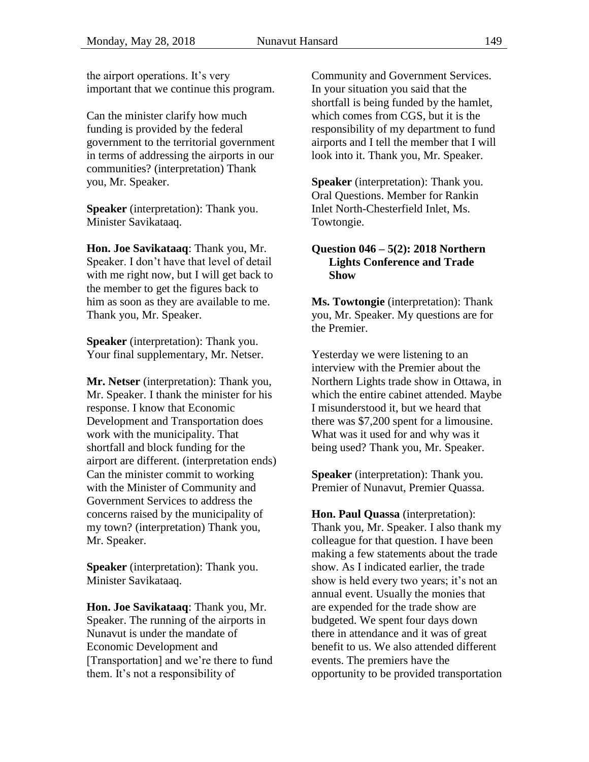the airport operations. It’s very important that we continue this program.

Can the minister clarify how much funding is provided by the federal government to the territorial government in terms of addressing the airports in our communities? (interpretation) Thank you, Mr. Speaker.

**Speaker** (interpretation): Thank you. Minister Savikataaq.

**Hon. Joe Savikataaq**: Thank you, Mr. Speaker. I don’t have that level of detail with me right now, but I will get back to the member to get the figures back to him as soon as they are available to me. Thank you, Mr. Speaker.

**Speaker** (interpretation): Thank you. Your final supplementary, Mr. Netser.

**Mr. Netser** (interpretation): Thank you, Mr. Speaker. I thank the minister for his response. I know that Economic Development and Transportation does work with the municipality. That shortfall and block funding for the airport are different. (interpretation ends) Can the minister commit to working with the Minister of Community and Government Services to address the concerns raised by the municipality of my town? (interpretation) Thank you, Mr. Speaker.

**Speaker** (interpretation): Thank you. Minister Savikataaq.

**Hon. Joe Savikataaq**: Thank you, Mr. Speaker. The running of the airports in Nunavut is under the mandate of Economic Development and [Transportation] and we’re there to fund them. It’s not a responsibility of Community and Government Services. In your situation you said that the shortfall is being funded by the hamlet, which comes from CGS, but it is the responsibility of my department to fund airports and I tell the member that I will look into it. Thank you, Mr. Speaker.

**Speaker** (interpretation): Thank you. Oral Questions. Member for Rankin Inlet North-Chesterfield Inlet, Ms. Towtongie.

### Question 046 – 5(2): 2018 Northern Lights Conference and Trade Show

**Ms. Towtongie** (interpretation): Thank you, Mr. Speaker. My questions are for the Premier.

Yesterday we were listening to an interview with the Premier about the Northern Lights trade show in Ottawa, in which the entire cabinet attended. Maybe I misunderstood it, but we heard that there was $7,200 spent for a limousine. What was it used for and why was it being used? Thank you, Mr. Speaker.

**Speaker** (interpretation): Thank you. Premier of Nunavut, Premier Quassa.

**Hon. Paul Quassa** (interpretation): Thank you, Mr. Speaker. I also thank my colleague for that question. I have been making a few statements about the trade show. As I indicated earlier, the trade show is held every two years; it’s not an annual event. Usually the monies that are expended for the trade show are budgeted. We spent four days down there in attendance and it was of great benefit to us. We also attended different events. The premiers have the opportunity to be provided transportation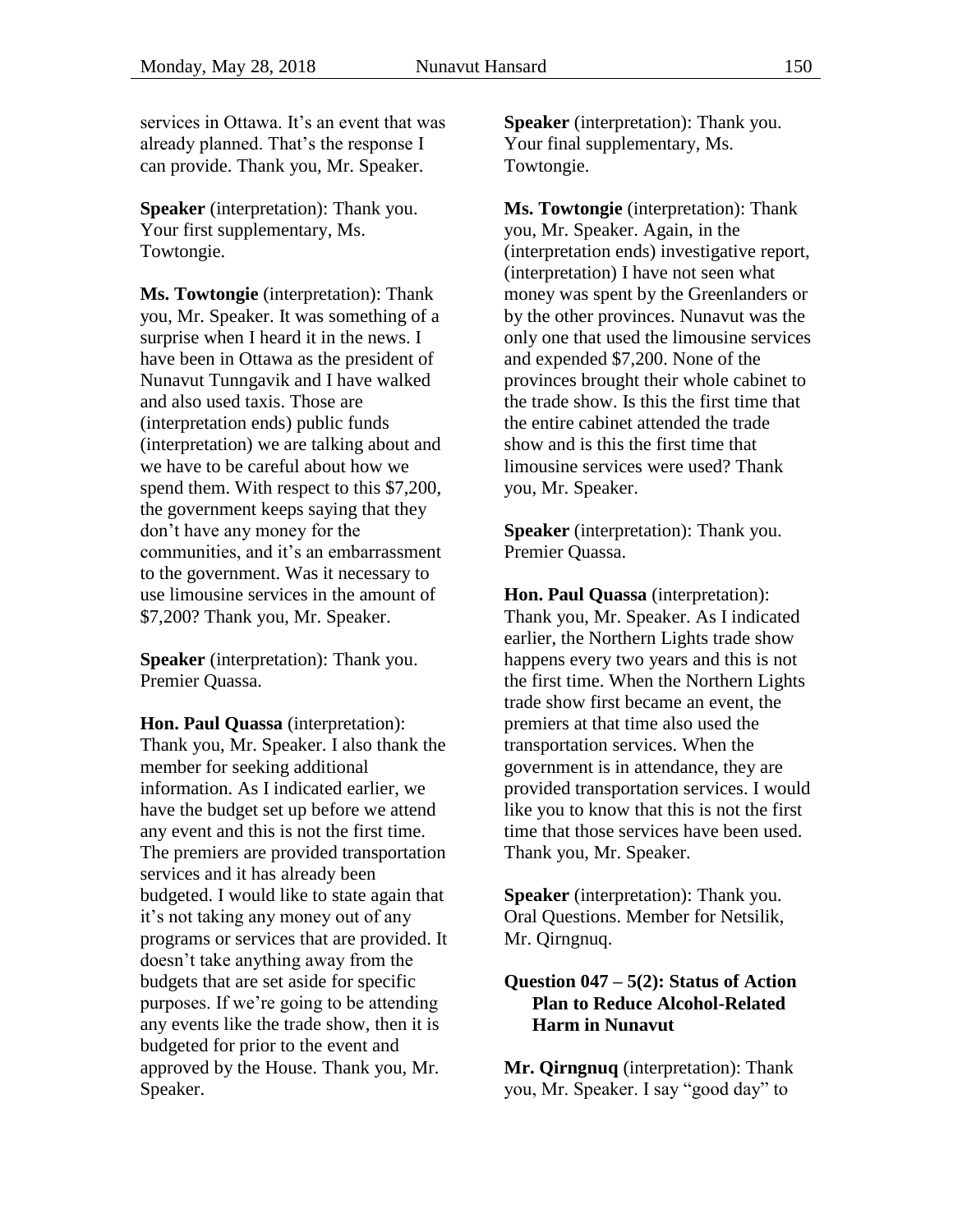services in Ottawa. It's an event that was already planned. That's the response I can provide. Thank you, Mr. Speaker.

**Speaker** (interpretation): Thank you. Your first supplementary, Ms. Towtongie.

**Ms. Towtongie** (interpretation): Thank you, Mr. Speaker. It was something of a surprise when I heard it in the news. I have been in Ottawa as the president of Nunavut Tunngavik and I have walked and also used taxis. Those are (interpretation ends) public funds (interpretation) we are talking about and we have to be careful about how we spend them. With respect to this $7,200, the government keeps saying that they don't have any money for the communities, and it's an embarrassment to the government. Was it necessary to use limousine services in the amount of $7,200? Thank you, Mr. Speaker.

**Speaker** (interpretation): Thank you. Premier Quassa.

**Hon. Paul Quassa** (interpretation): Thank you, Mr. Speaker. I also thank the member for seeking additional information. As I indicated earlier, we have the budget set up before we attend any event and this is not the first time. The premiers are provided transportation services and it has already been budgeted. I would like to state again that it's not taking any money out of any programs or services that are provided. It doesn't take anything away from the budgets that are set aside for specific purposes. If we're going to be attending any events like the trade show, then it is budgeted for prior to the event and approved by the House. Thank you, Mr. Speaker.

**Speaker** (interpretation): Thank you. Your final supplementary, Ms. Towtongie.

**Ms. Towtongie** (interpretation): Thank you, Mr. Speaker. Again, in the (interpretation ends) investigative report, (interpretation) I have not seen what money was spent by the Greenlanders or by the other provinces. Nunavut was the only one that used the limousine services and expended $7,200. None of the provinces brought their whole cabinet to the trade show. Is this the first time that the entire cabinet attended the trade show and is this the first time that limousine services were used? Thank you, Mr. Speaker.

**Speaker** (interpretation): Thank you. Premier Quassa.

**Hon. Paul Quassa** (interpretation): Thank you, Mr. Speaker. As I indicated earlier, the Northern Lights trade show happens every two years and this is not the first time. When the Northern Lights trade show first became an event, the premiers at that time also used the transportation services. When the government is in attendance, they are provided transportation services. I would like you to know that this is not the first time that those services have been used. Thank you, Mr. Speaker.

**Speaker** (interpretation): Thank you. Oral Questions. Member for Netsilik, Mr. Qirngnuq.

### Question 047 – 5(2): Status of Action Plan to Reduce Alcohol-Related Harm in Nunavut

**Mr. Qirngnuq** (interpretation): Thank you, Mr. Speaker. I say "good day" to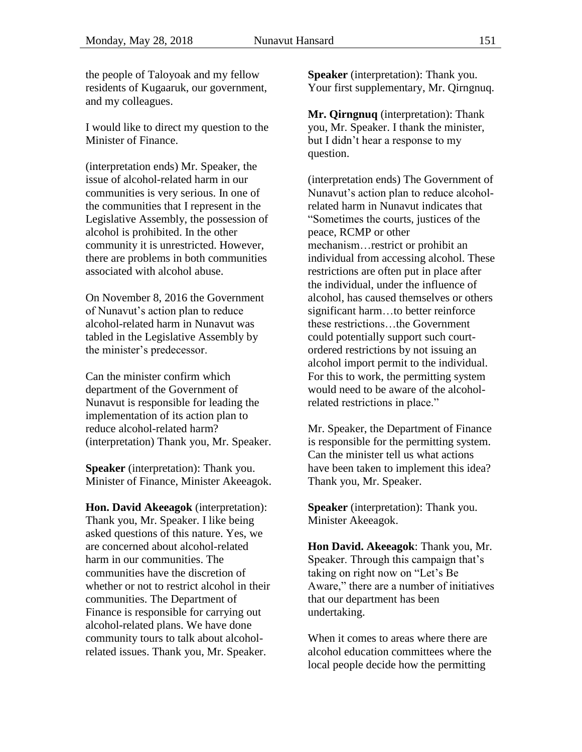the people of Taloyoak and my fellow residents of Kugaaruk, our government, and my colleagues.

I would like to direct my question to the Minister of Finance.

(interpretation ends) Mr. Speaker, the issue of alcohol-related harm in our communities is very serious. In one of the communities that I represent in the Legislative Assembly, the possession of alcohol is prohibited. In the other community it is unrestricted. However, there are problems in both communities associated with alcohol abuse.

On November 8, 2016 the Government of Nunavut's action plan to reduce alcohol-related harm in Nunavut was tabled in the Legislative Assembly by the minister's predecessor.

Can the minister confirm which department of the Government of Nunavut is responsible for leading the implementation of its action plan to reduce alcohol-related harm? (interpretation) Thank you, Mr. Speaker.

**Speaker** (interpretation): Thank you. Minister of Finance, Minister Akeeagok.

**Hon. David Akeeagok** (interpretation): Thank you, Mr. Speaker. I like being asked questions of this nature. Yes, we are concerned about alcohol-related harm in our communities. The communities have the discretion of whether or not to restrict alcohol in their communities. The Department of Finance is responsible for carrying out alcohol-related plans. We have done community tours to talk about alcohol-related issues. Thank you, Mr. Speaker.

**Speaker** (interpretation): Thank you. Your first supplementary, Mr. Qirngnuq.

**Mr. Qirngnuq** (interpretation): Thank you, Mr. Speaker. I thank the minister, but I didn't hear a response to my question.

(interpretation ends) The Government of Nunavut's action plan to reduce alcohol-related harm in Nunavut indicates that "Sometimes the courts, justices of the peace, RCMP or other mechanism…restrict or prohibit an individual from accessing alcohol. These restrictions are often put in place after the individual, under the influence of alcohol, has caused themselves or others significant harm…to better reinforce these restrictions…the Government could potentially support such court-ordered restrictions by not issuing an alcohol import permit to the individual. For this to work, the permitting system would need to be aware of the alcohol-related restrictions in place."

Mr. Speaker, the Department of Finance is responsible for the permitting system. Can the minister tell us what actions have been taken to implement this idea? Thank you, Mr. Speaker.

**Speaker** (interpretation): Thank you. Minister Akeeagok.

**Hon David. Akeeagok**: Thank you, Mr. Speaker. Through this campaign that's taking on right now on "Let's Be Aware," there are a number of initiatives that our department has been undertaking.

When it comes to areas where there are alcohol education committees where the local people decide how the permitting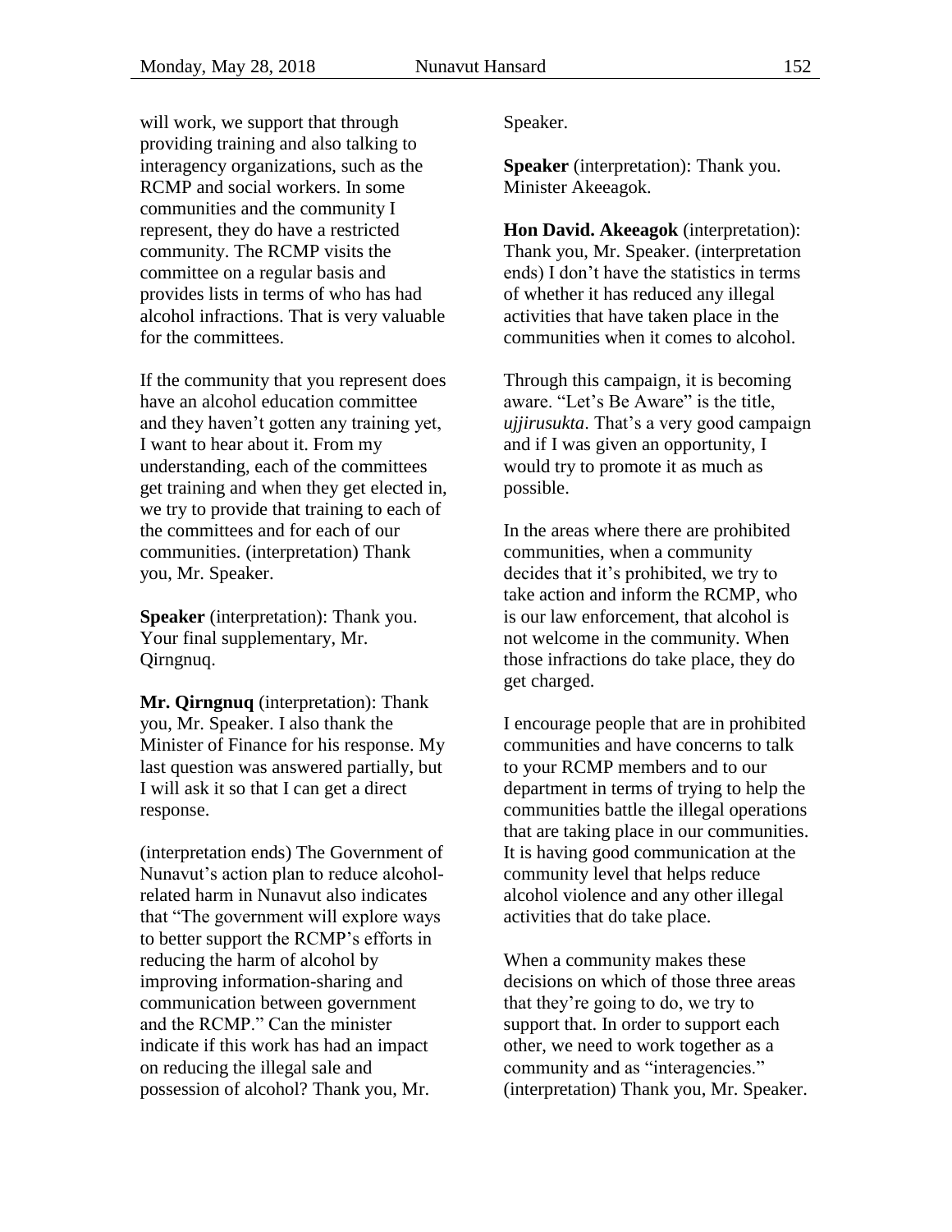will work, we support that through providing training and also talking to interagency organizations, such as the RCMP and social workers. In some communities and the community I represent, they do have a restricted community. The RCMP visits the committee on a regular basis and provides lists in terms of who has had alcohol infractions. That is very valuable for the committees.

If the community that you represent does have an alcohol education committee and they haven't gotten any training yet, I want to hear about it. From my understanding, each of the committees get training and when they get elected in, we try to provide that training to each of the committees and for each of our communities. (interpretation) Thank you, Mr. Speaker.

**Speaker** (interpretation): Thank you. Your final supplementary, Mr. Qirngnuq.

**Mr. Qirngnuq** (interpretation): Thank you, Mr. Speaker. I also thank the Minister of Finance for his response. My last question was answered partially, but I will ask it so that I can get a direct response.

(interpretation ends) The Government of Nunavut's action plan to reduce alcohol-related harm in Nunavut also indicates that "The government will explore ways to better support the RCMP's efforts in reducing the harm of alcohol by improving information-sharing and communication between government and the RCMP." Can the minister indicate if this work has had an impact on reducing the illegal sale and possession of alcohol? Thank you, Mr. Speaker.

**Speaker** (interpretation): Thank you. Minister Akeeagok.

**Hon David. Akeeagok** (interpretation): Thank you, Mr. Speaker. (interpretation ends) I don't have the statistics in terms of whether it has reduced any illegal activities that have taken place in the communities when it comes to alcohol.

Through this campaign, it is becoming aware. "Let's Be Aware" is the title, *ujjirusukta*. That's a very good campaign and if I was given an opportunity, I would try to promote it as much as possible.

In the areas where there are prohibited communities, when a community decides that it's prohibited, we try to take action and inform the RCMP, who is our law enforcement, that alcohol is not welcome in the community. When those infractions do take place, they do get charged.

I encourage people that are in prohibited communities and have concerns to talk to your RCMP members and to our department in terms of trying to help the communities battle the illegal operations that are taking place in our communities. It is having good communication at the community level that helps reduce alcohol violence and any other illegal activities that do take place.

When a community makes these decisions on which of those three areas that they're going to do, we try to support that. In order to support each other, we need to work together as a community and as "interagencies." (interpretation) Thank you, Mr. Speaker.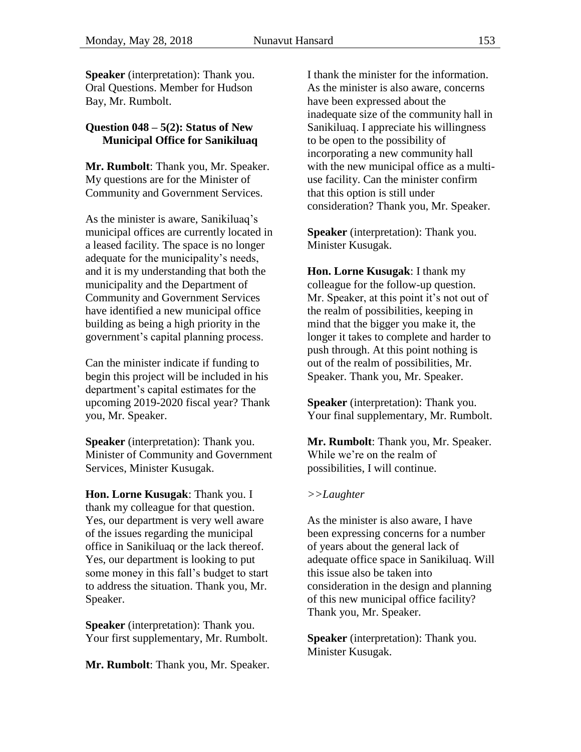**Speaker** (interpretation): Thank you. Oral Questions. Member for Hudson Bay, Mr. Rumbolt.

### Question 048 – 5(2): Status of New Municipal Office for Sanikiluaq

**Mr. Rumbolt**: Thank you, Mr. Speaker. My questions are for the Minister of Community and Government Services.

As the minister is aware, Sanikiluaq's municipal offices are currently located in a leased facility. The space is no longer adequate for the municipality's needs, and it is my understanding that both the municipality and the Department of Community and Government Services have identified a new municipal office building as being a high priority in the government's capital planning process.

Can the minister indicate if funding to begin this project will be included in his department's capital estimates for the upcoming 2019-2020 fiscal year? Thank you, Mr. Speaker.

**Speaker** (interpretation): Thank you. Minister of Community and Government Services, Minister Kusugak.

**Hon. Lorne Kusugak**: Thank you. I thank my colleague for that question. Yes, our department is very well aware of the issues regarding the municipal office in Sanikiluaq or the lack thereof. Yes, our department is looking to put some money in this fall's budget to start to address the situation. Thank you, Mr. Speaker.

**Speaker** (interpretation): Thank you. Your first supplementary, Mr. Rumbolt.

**Mr. Rumbolt**: Thank you, Mr. Speaker. I thank the minister for the information. As the minister is also aware, concerns have been expressed about the inadequate size of the community hall in Sanikiluaq. I appreciate his willingness to be open to the possibility of incorporating a new community hall with the new municipal office as a multi-use facility. Can the minister confirm that this option is still under consideration? Thank you, Mr. Speaker.

**Speaker** (interpretation): Thank you. Minister Kusugak.

**Hon. Lorne Kusugak**: I thank my colleague for the follow-up question. Mr. Speaker, at this point it's not out of the realm of possibilities, keeping in mind that the bigger you make it, the longer it takes to complete and harder to push through. At this point nothing is out of the realm of possibilities, Mr. Speaker. Thank you, Mr. Speaker.

**Speaker** (interpretation): Thank you. Your final supplementary, Mr. Rumbolt.

**Mr. Rumbolt**: Thank you, Mr. Speaker. While we're on the realm of possibilities, I will continue.

*>>Laughter*

As the minister is also aware, I have been expressing concerns for a number of years about the general lack of adequate office space in Sanikiluaq. Will this issue also be taken into consideration in the design and planning of this new municipal office facility? Thank you, Mr. Speaker.

**Speaker** (interpretation): Thank you. Minister Kusugak.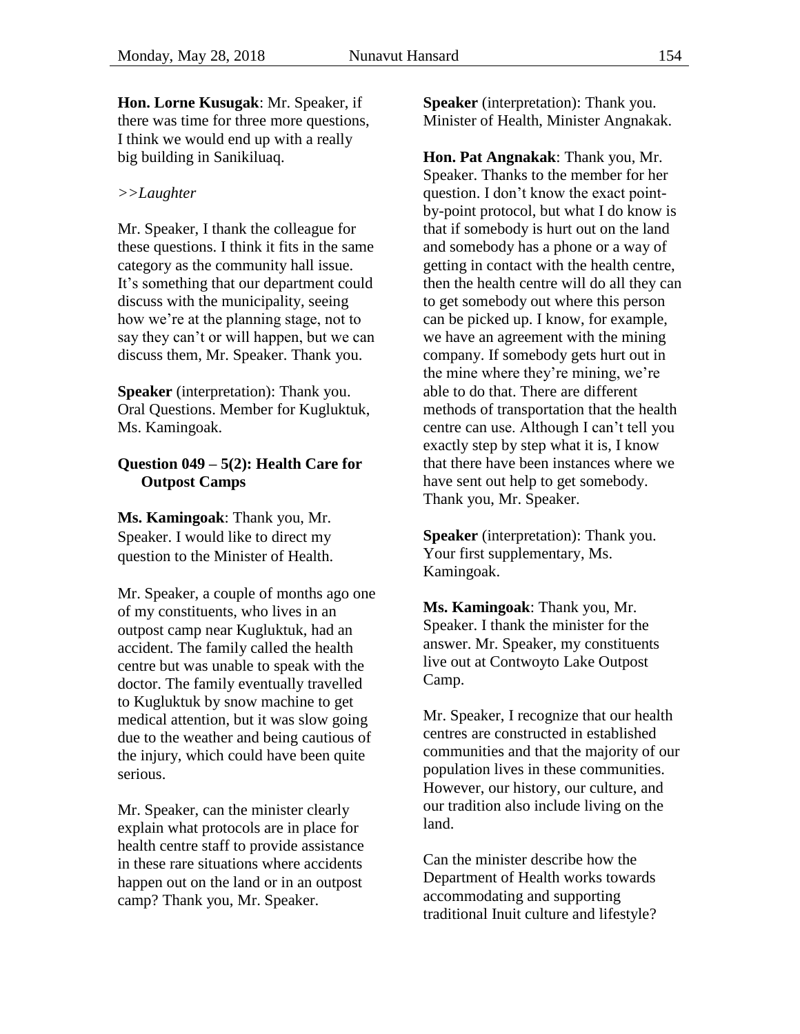**Hon. Lorne Kusugak**: Mr. Speaker, if there was time for three more questions, I think we would end up with a really big building in Sanikiluaq.

*>>Laughter*

Mr. Speaker, I thank the colleague for these questions. I think it fits in the same category as the community hall issue. It's something that our department could discuss with the municipality, seeing how we're at the planning stage, not to say they can't or will happen, but we can discuss them, Mr. Speaker. Thank you.

**Speaker** (interpretation): Thank you. Oral Questions. Member for Kugluktuk, Ms. Kamingoak.

### Question 049 – 5(2): Health Care for Outpost Camps

**Ms. Kamingoak**: Thank you, Mr. Speaker. I would like to direct my question to the Minister of Health.

Mr. Speaker, a couple of months ago one of my constituents, who lives in an outpost camp near Kugluktuk, had an accident. The family called the health centre but was unable to speak with the doctor. The family eventually travelled to Kugluktuk by snow machine to get medical attention, but it was slow going due to the weather and being cautious of the injury, which could have been quite serious.

Mr. Speaker, can the minister clearly explain what protocols are in place for health centre staff to provide assistance in these rare situations where accidents happen out on the land or in an outpost camp? Thank you, Mr. Speaker.

**Speaker** (interpretation): Thank you. Minister of Health, Minister Angnakak.

**Hon. Pat Angnakak**: Thank you, Mr. Speaker. Thanks to the member for her question. I don't know the exact point-by-point protocol, but what I do know is that if somebody is hurt out on the land and somebody has a phone or a way of getting in contact with the health centre, then the health centre will do all they can to get somebody out where this person can be picked up. I know, for example, we have an agreement with the mining company. If somebody gets hurt out in the mine where they're mining, we're able to do that. There are different methods of transportation that the health centre can use. Although I can't tell you exactly step by step what it is, I know that there have been instances where we have sent out help to get somebody. Thank you, Mr. Speaker.

**Speaker** (interpretation): Thank you. Your first supplementary, Ms. Kamingoak.

**Ms. Kamingoak**: Thank you, Mr. Speaker. I thank the minister for the answer. Mr. Speaker, my constituents live out at Contwoyto Lake Outpost Camp.

Mr. Speaker, I recognize that our health centres are constructed in established communities and that the majority of our population lives in these communities. However, our history, our culture, and our tradition also include living on the land.

Can the minister describe how the Department of Health works towards accommodating and supporting traditional Inuit culture and lifestyle?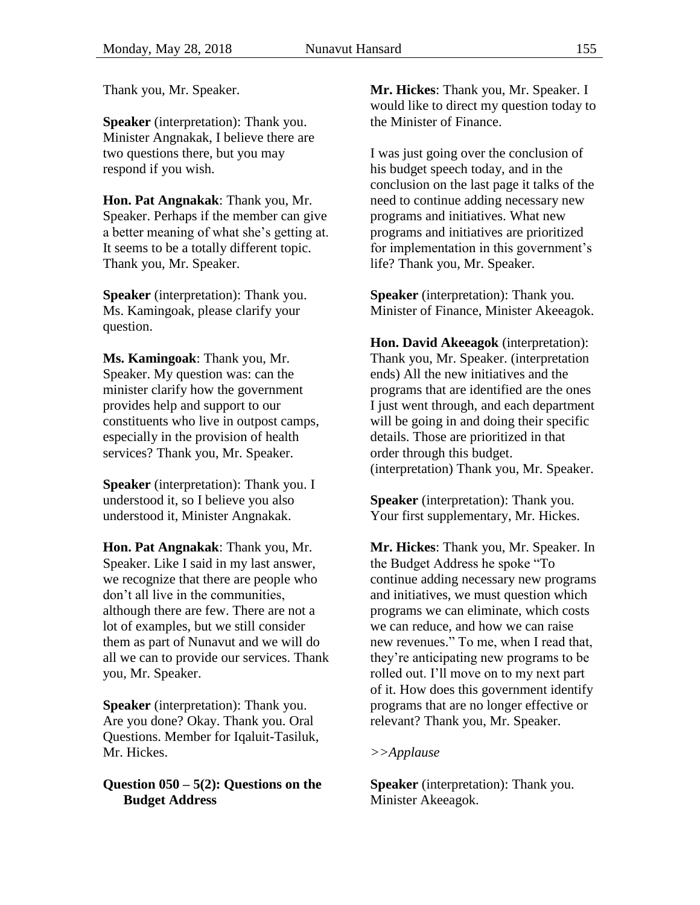Thank you, Mr. Speaker.

**Speaker** (interpretation): Thank you. Minister Angnakak, I believe there are two questions there, but you may respond if you wish.

**Hon. Pat Angnakak**: Thank you, Mr. Speaker. Perhaps if the member can give a better meaning of what she's getting at. It seems to be a totally different topic. Thank you, Mr. Speaker.

**Speaker** (interpretation): Thank you. Ms. Kamingoak, please clarify your question.

**Ms. Kamingoak**: Thank you, Mr. Speaker. My question was: can the minister clarify how the government provides help and support to our constituents who live in outpost camps, especially in the provision of health services? Thank you, Mr. Speaker.

**Speaker** (interpretation): Thank you. I understood it, so I believe you also understood it, Minister Angnakak.

**Hon. Pat Angnakak**: Thank you, Mr. Speaker. Like I said in my last answer, we recognize that there are people who don't all live in the communities, although there are few. There are not a lot of examples, but we still consider them as part of Nunavut and we will do all we can to provide our services. Thank you, Mr. Speaker.

**Speaker** (interpretation): Thank you. Are you done? Okay. Thank you. Oral Questions. Member for Iqaluit-Tasiluk, Mr. Hickes.

**Question 050 – 5(2): Questions on the Budget Address**

**Mr. Hickes**: Thank you, Mr. Speaker. I would like to direct my question today to the Minister of Finance.

I was just going over the conclusion of his budget speech today, and in the conclusion on the last page it talks of the need to continue adding necessary new programs and initiatives. What new programs and initiatives are prioritized for implementation in this government's life? Thank you, Mr. Speaker.

**Speaker** (interpretation): Thank you. Minister of Finance, Minister Akeeagok.

**Hon. David Akeeagok** (interpretation): Thank you, Mr. Speaker. (interpretation ends) All the new initiatives and the programs that are identified are the ones I just went through, and each department will be going in and doing their specific details. Those are prioritized in that order through this budget. (interpretation) Thank you, Mr. Speaker.

**Speaker** (interpretation): Thank you. Your first supplementary, Mr. Hickes.

**Mr. Hickes**: Thank you, Mr. Speaker. In the Budget Address he spoke "To continue adding necessary new programs and initiatives, we must question which programs we can eliminate, which costs we can reduce, and how we can raise new revenues." To me, when I read that, they're anticipating new programs to be rolled out. I'll move on to my next part of it. How does this government identify programs that are no longer effective or relevant? Thank you, Mr. Speaker.

*>>Applause*

**Speaker** (interpretation): Thank you. Minister Akeeagok.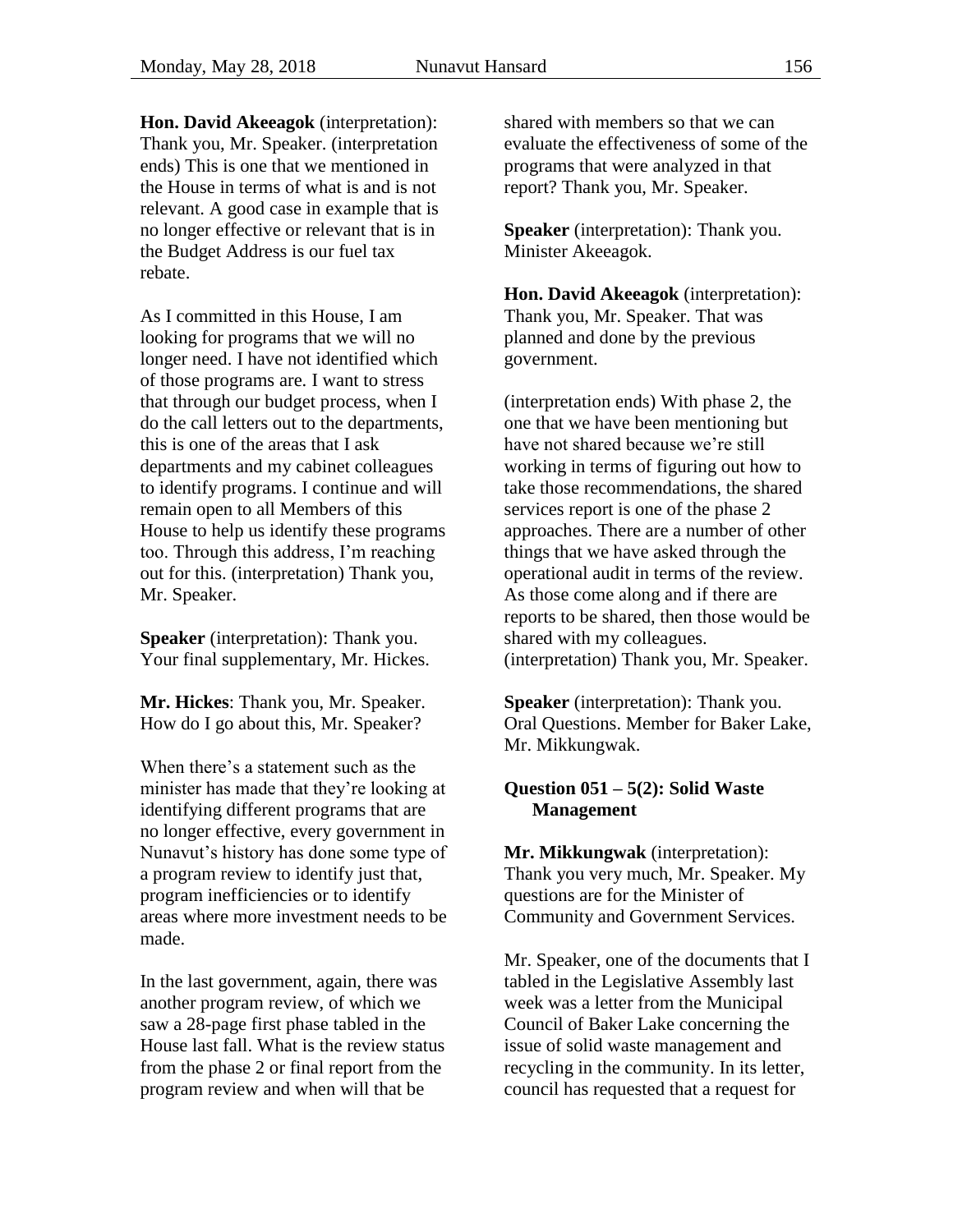**Hon. David Akeeagok** (interpretation): Thank you, Mr. Speaker. (interpretation ends) This is one that we mentioned in the House in terms of what is and is not relevant. A good case in example that is no longer effective or relevant that is in the Budget Address is our fuel tax rebate.

As I committed in this House, I am looking for programs that we will no longer need. I have not identified which of those programs are. I want to stress that through our budget process, when I do the call letters out to the departments, this is one of the areas that I ask departments and my cabinet colleagues to identify programs. I continue and will remain open to all Members of this House to help us identify these programs too. Through this address, I'm reaching out for this. (interpretation) Thank you, Mr. Speaker.

**Speaker** (interpretation): Thank you. Your final supplementary, Mr. Hickes.

**Mr. Hickes**: Thank you, Mr. Speaker. How do I go about this, Mr. Speaker?

When there's a statement such as the minister has made that they're looking at identifying different programs that are no longer effective, every government in Nunavut's history has done some type of a program review to identify just that, program inefficiencies or to identify areas where more investment needs to be made.

In the last government, again, there was another program review, of which we saw a 28-page first phase tabled in the House last fall. What is the review status from the phase 2 or final report from the program review and when will that be shared with members so that we can evaluate the effectiveness of some of the programs that were analyzed in that report? Thank you, Mr. Speaker.

**Speaker** (interpretation): Thank you. Minister Akeeagok.

**Hon. David Akeeagok** (interpretation): Thank you, Mr. Speaker. That was planned and done by the previous government.

(interpretation ends) With phase 2, the one that we have been mentioning but have not shared because we're still working in terms of figuring out how to take those recommendations, the shared services report is one of the phase 2 approaches. There are a number of other things that we have asked through the operational audit in terms of the review. As those come along and if there are reports to be shared, then those would be shared with my colleagues. (interpretation) Thank you, Mr. Speaker.

**Speaker** (interpretation): Thank you. Oral Questions. Member for Baker Lake, Mr. Mikkungwak.

### Question 051 – 5(2): Solid Waste Management

**Mr. Mikkungwak** (interpretation): Thank you very much, Mr. Speaker. My questions are for the Minister of Community and Government Services.

Mr. Speaker, one of the documents that I tabled in the Legislative Assembly last week was a letter from the Municipal Council of Baker Lake concerning the issue of solid waste management and recycling in the community. In its letter, council has requested that a request for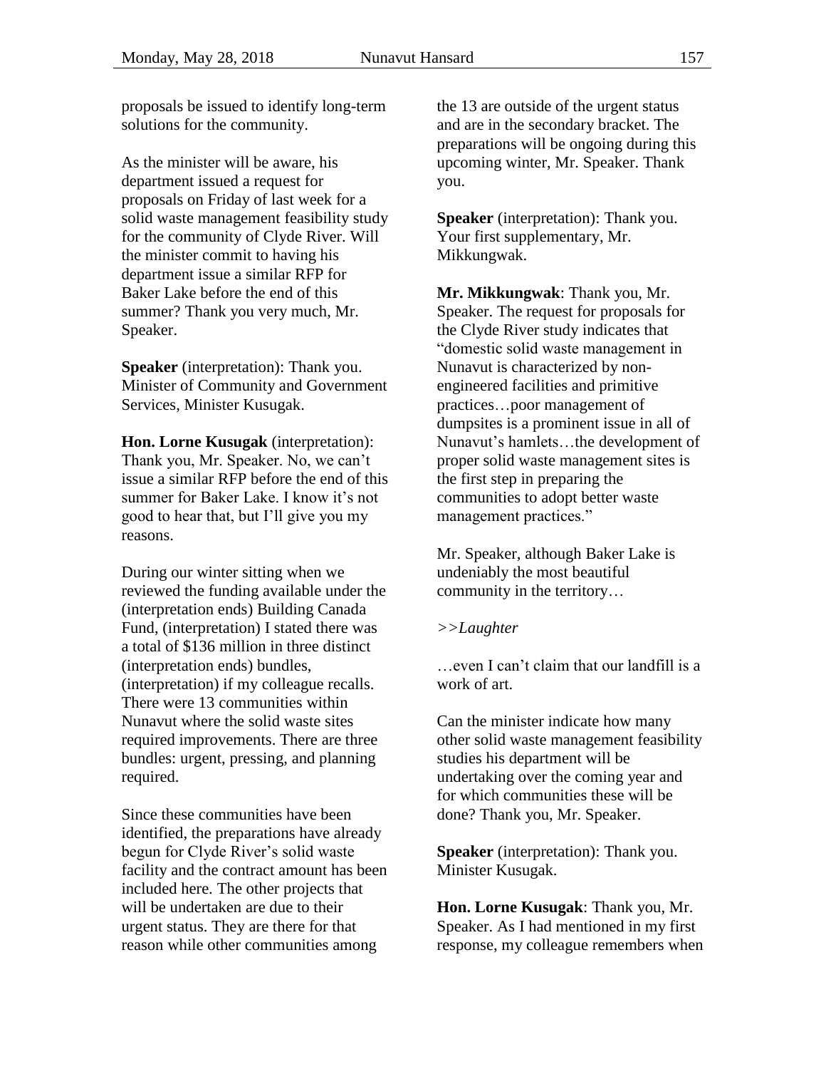proposals be issued to identify long-term solutions for the community.

As the minister will be aware, his department issued a request for proposals on Friday of last week for a solid waste management feasibility study for the community of Clyde River. Will the minister commit to having his department issue a similar RFP for Baker Lake before the end of this summer? Thank you very much, Mr. Speaker.

**Speaker** (interpretation): Thank you. Minister of Community and Government Services, Minister Kusugak.

**Hon. Lorne Kusugak** (interpretation): Thank you, Mr. Speaker. No, we can't issue a similar RFP before the end of this summer for Baker Lake. I know it's not good to hear that, but I'll give you my reasons.

During our winter sitting when we reviewed the funding available under the (interpretation ends) Building Canada Fund, (interpretation) I stated there was a total of $136 million in three distinct (interpretation ends) bundles, (interpretation) if my colleague recalls. There were 13 communities within Nunavut where the solid waste sites required improvements. There are three bundles: urgent, pressing, and planning required.

Since these communities have been identified, the preparations have already begun for Clyde River's solid waste facility and the contract amount has been included here. The other projects that will be undertaken are due to their urgent status. They are there for that reason while other communities among the 13 are outside of the urgent status and are in the secondary bracket. The preparations will be ongoing during this upcoming winter, Mr. Speaker. Thank you.

**Speaker** (interpretation): Thank you. Your first supplementary, Mr. Mikkungwak.

**Mr. Mikkungwak**: Thank you, Mr. Speaker. The request for proposals for the Clyde River study indicates that "domestic solid waste management in Nunavut is characterized by non-engineered facilities and primitive practices…poor management of dumpsites is a prominent issue in all of Nunavut's hamlets…the development of proper solid waste management sites is the first step in preparing the communities to adopt better waste management practices."

Mr. Speaker, although Baker Lake is undeniably the most beautiful community in the territory…

*>>Laughter*

…even I can't claim that our landfill is a work of art.

Can the minister indicate how many other solid waste management feasibility studies his department will be undertaking over the coming year and for which communities these will be done? Thank you, Mr. Speaker.

**Speaker** (interpretation): Thank you. Minister Kusugak.

**Hon. Lorne Kusugak**: Thank you, Mr. Speaker. As I had mentioned in my first response, my colleague remembers when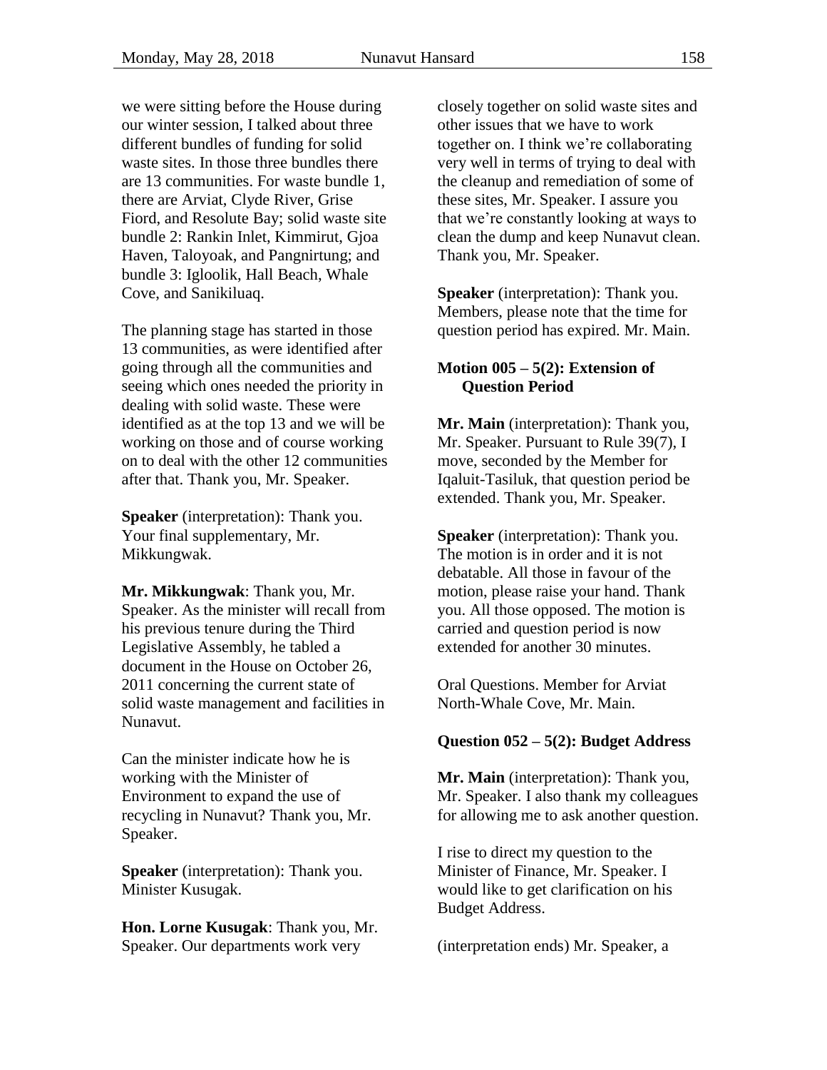we were sitting before the House during our winter session, I talked about three different bundles of funding for solid waste sites. In those three bundles there are 13 communities. For waste bundle 1, there are Arviat, Clyde River, Grise Fiord, and Resolute Bay; solid waste site bundle 2: Rankin Inlet, Kimmirut, Gjoa Haven, Taloyoak, and Pangnirtung; and bundle 3: Igloolik, Hall Beach, Whale Cove, and Sanikiluaq.

The planning stage has started in those 13 communities, as were identified after going through all the communities and seeing which ones needed the priority in dealing with solid waste. These were identified as at the top 13 and we will be working on those and of course working on to deal with the other 12 communities after that. Thank you, Mr. Speaker.

**Speaker** (interpretation): Thank you. Your final supplementary, Mr. Mikkungwak.

**Mr. Mikkungwak**: Thank you, Mr. Speaker. As the minister will recall from his previous tenure during the Third Legislative Assembly, he tabled a document in the House on October 26, 2011 concerning the current state of solid waste management and facilities in Nunavut.

Can the minister indicate how he is working with the Minister of Environment to expand the use of recycling in Nunavut? Thank you, Mr. Speaker.

**Speaker** (interpretation): Thank you. Minister Kusugak.

**Hon. Lorne Kusugak**: Thank you, Mr. Speaker. Our departments work very closely together on solid waste sites and other issues that we have to work together on. I think we're collaborating very well in terms of trying to deal with the cleanup and remediation of some of these sites, Mr. Speaker. I assure you that we're constantly looking at ways to clean the dump and keep Nunavut clean. Thank you, Mr. Speaker.

**Speaker** (interpretation): Thank you. Members, please note that the time for question period has expired. Mr. Main.

### Motion 005 – 5(2): Extension of Question Period

**Mr. Main** (interpretation): Thank you, Mr. Speaker. Pursuant to Rule 39(7), I move, seconded by the Member for Iqaluit-Tasiluk, that question period be extended. Thank you, Mr. Speaker.

**Speaker** (interpretation): Thank you. The motion is in order and it is not debatable. All those in favour of the motion, please raise your hand. Thank you. All those opposed. The motion is carried and question period is now extended for another 30 minutes.

Oral Questions. Member for Arviat North-Whale Cove, Mr. Main.

### Question 052 – 5(2): Budget Address

**Mr. Main** (interpretation): Thank you, Mr. Speaker. I also thank my colleagues for allowing me to ask another question.

I rise to direct my question to the Minister of Finance, Mr. Speaker. I would like to get clarification on his Budget Address.

(interpretation ends) Mr. Speaker, a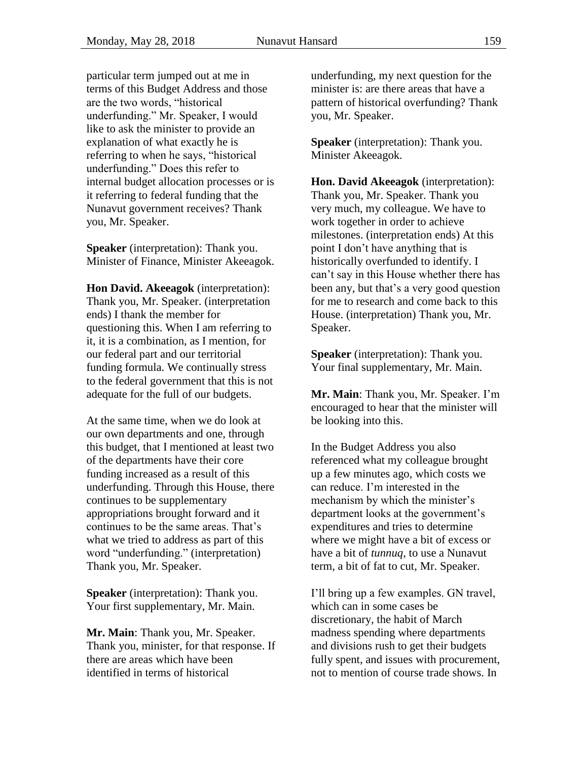particular term jumped out at me in terms of this Budget Address and those are the two words, "historical underfunding." Mr. Speaker, I would like to ask the minister to provide an explanation of what exactly he is referring to when he says, "historical underfunding." Does this refer to internal budget allocation processes or is it referring to federal funding that the Nunavut government receives? Thank you, Mr. Speaker.

**Speaker** (interpretation): Thank you. Minister of Finance, Minister Akeeagok.

**Hon David. Akeeagok** (interpretation): Thank you, Mr. Speaker. (interpretation ends) I thank the member for questioning this. When I am referring to it, it is a combination, as I mention, for our federal part and our territorial funding formula. We continually stress to the federal government that this is not adequate for the full of our budgets.

At the same time, when we do look at our own departments and one, through this budget, that I mentioned at least two of the departments have their core funding increased as a result of this underfunding. Through this House, there continues to be supplementary appropriations brought forward and it continues to be the same areas. That's what we tried to address as part of this word "underfunding." (interpretation) Thank you, Mr. Speaker.

**Speaker** (interpretation): Thank you. Your first supplementary, Mr. Main.

**Mr. Main**: Thank you, Mr. Speaker. Thank you, minister, for that response. If there are areas which have been identified in terms of historical underfunding, my next question for the minister is: are there areas that have a pattern of historical overfunding? Thank you, Mr. Speaker.

**Speaker** (interpretation): Thank you. Minister Akeeagok.

**Hon. David Akeeagok** (interpretation): Thank you, Mr. Speaker. Thank you very much, my colleague. We have to work together in order to achieve milestones. (interpretation ends) At this point I don't have anything that is historically overfunded to identify. I can't say in this House whether there has been any, but that's a very good question for me to research and come back to this House. (interpretation) Thank you, Mr. Speaker.

**Speaker** (interpretation): Thank you. Your final supplementary, Mr. Main.

**Mr. Main**: Thank you, Mr. Speaker. I'm encouraged to hear that the minister will be looking into this.

In the Budget Address you also referenced what my colleague brought up a few minutes ago, which costs we can reduce. I'm interested in the mechanism by which the minister's department looks at the government's expenditures and tries to determine where we might have a bit of excess or have a bit of *tunnuq*, to use a Nunavut term, a bit of fat to cut, Mr. Speaker.

I'll bring up a few examples. GN travel, which can in some cases be discretionary, the habit of March madness spending where departments and divisions rush to get their budgets fully spent, and issues with procurement, not to mention of course trade shows. In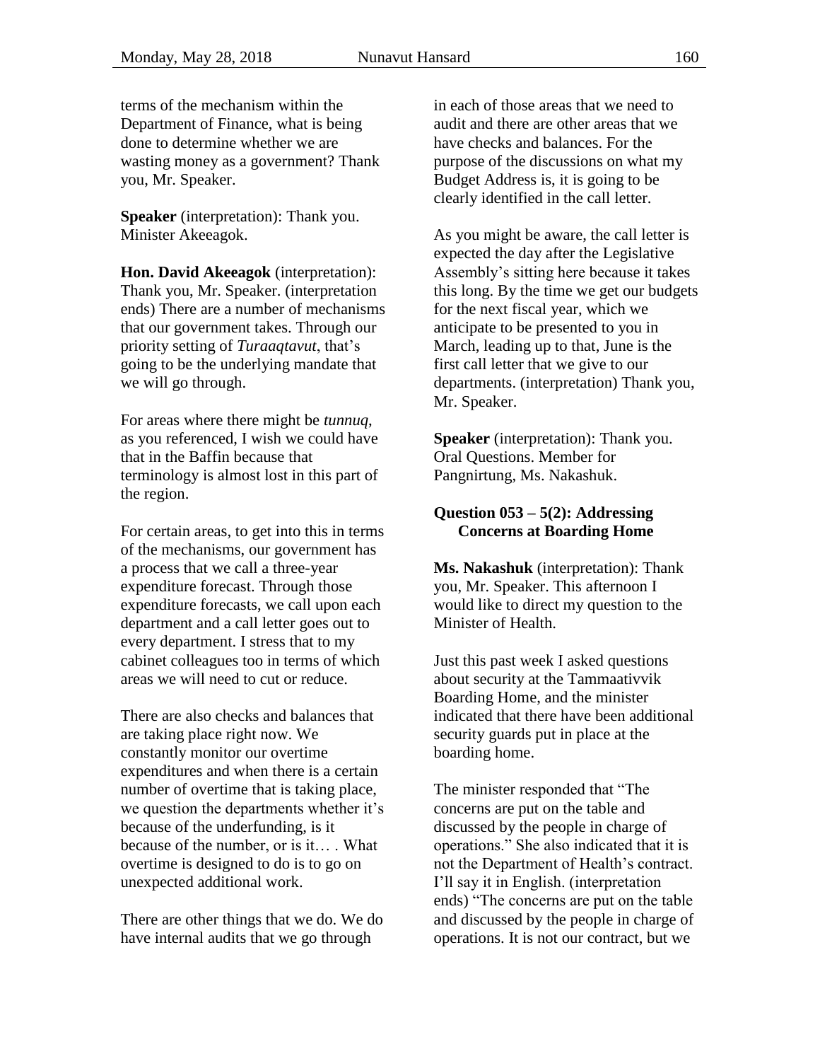terms of the mechanism within the Department of Finance, what is being done to determine whether we are wasting money as a government? Thank you, Mr. Speaker.

**Speaker** (interpretation): Thank you. Minister Akeeagok.

**Hon. David Akeeagok** (interpretation): Thank you, Mr. Speaker. (interpretation ends) There are a number of mechanisms that our government takes. Through our priority setting of *Turaaqtavut*, that's going to be the underlying mandate that we will go through.

For areas where there might be *tunnuq*, as you referenced, I wish we could have that in the Baffin because that terminology is almost lost in this part of the region.

For certain areas, to get into this in terms of the mechanisms, our government has a process that we call a three-year expenditure forecast. Through those expenditure forecasts, we call upon each department and a call letter goes out to every department. I stress that to my cabinet colleagues too in terms of which areas we will need to cut or reduce.

There are also checks and balances that are taking place right now. We constantly monitor our overtime expenditures and when there is a certain number of overtime that is taking place, we question the departments whether it's because of the underfunding, is it because of the number, or is it… . What overtime is designed to do is to go on unexpected additional work.

There are other things that we do. We do have internal audits that we go through in each of those areas that we need to audit and there are other areas that we have checks and balances. For the purpose of the discussions on what my Budget Address is, it is going to be clearly identified in the call letter.

As you might be aware, the call letter is expected the day after the Legislative Assembly's sitting here because it takes this long. By the time we get our budgets for the next fiscal year, which we anticipate to be presented to you in March, leading up to that, June is the first call letter that we give to our departments. (interpretation) Thank you, Mr. Speaker.

**Speaker** (interpretation): Thank you. Oral Questions. Member for Pangnirtung, Ms. Nakashuk.

### Question 053 – 5(2): Addressing Concerns at Boarding Home

**Ms. Nakashuk** (interpretation): Thank you, Mr. Speaker. This afternoon I would like to direct my question to the Minister of Health.

Just this past week I asked questions about security at the Tammaativvik Boarding Home, and the minister indicated that there have been additional security guards put in place at the boarding home.

The minister responded that "The concerns are put on the table and discussed by the people in charge of operations." She also indicated that it is not the Department of Health's contract. I'll say it in English. (interpretation ends) "The concerns are put on the table and discussed by the people in charge of operations. It is not our contract, but we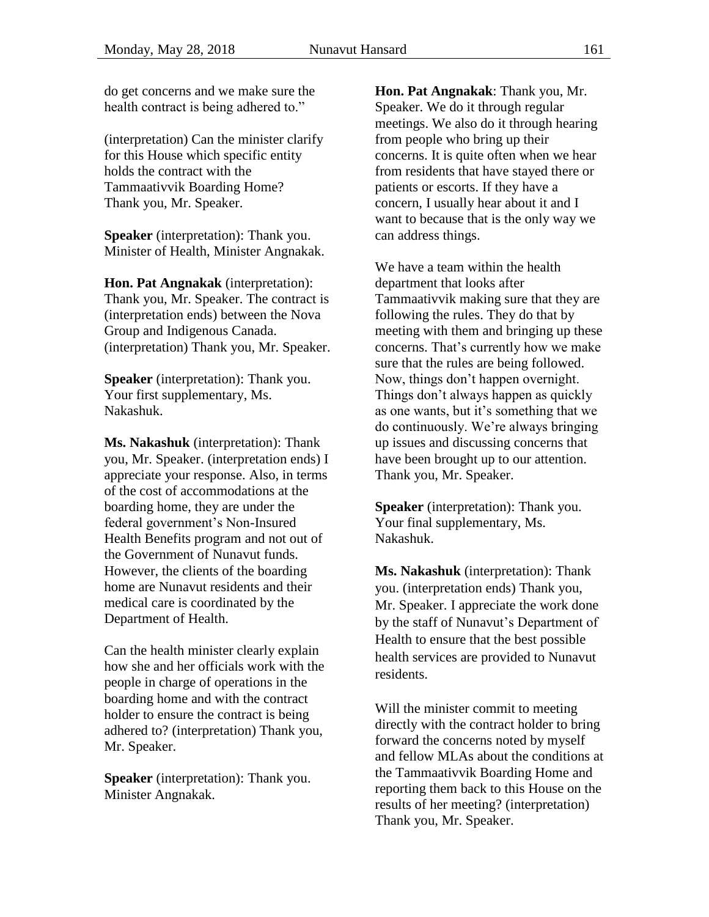do get concerns and we make sure the health contract is being adhered to."

(interpretation) Can the minister clarify for this House which specific entity holds the contract with the Tammaativvik Boarding Home? Thank you, Mr. Speaker.

**Speaker** (interpretation): Thank you. Minister of Health, Minister Angnakak.

**Hon. Pat Angnakak** (interpretation): Thank you, Mr. Speaker. The contract is (interpretation ends) between the Nova Group and Indigenous Canada. (interpretation) Thank you, Mr. Speaker.

**Speaker** (interpretation): Thank you. Your first supplementary, Ms. Nakashuk.

**Ms. Nakashuk** (interpretation): Thank you, Mr. Speaker. (interpretation ends) I appreciate your response. Also, in terms of the cost of accommodations at the boarding home, they are under the federal government's Non-Insured Health Benefits program and not out of the Government of Nunavut funds. However, the clients of the boarding home are Nunavut residents and their medical care is coordinated by the Department of Health.

Can the health minister clearly explain how she and her officials work with the people in charge of operations in the boarding home and with the contract holder to ensure the contract is being adhered to? (interpretation) Thank you, Mr. Speaker.

**Speaker** (interpretation): Thank you. Minister Angnakak.

**Hon. Pat Angnakak**: Thank you, Mr. Speaker. We do it through regular meetings. We also do it through hearing from people who bring up their concerns. It is quite often when we hear from residents that have stayed there or patients or escorts. If they have a concern, I usually hear about it and I want to because that is the only way we can address things.

We have a team within the health department that looks after Tammaativvik making sure that they are following the rules. They do that by meeting with them and bringing up these concerns. That's currently how we make sure that the rules are being followed. Now, things don't happen overnight. Things don't always happen as quickly as one wants, but it's something that we do continuously. We're always bringing up issues and discussing concerns that have been brought up to our attention. Thank you, Mr. Speaker.

**Speaker** (interpretation): Thank you. Your final supplementary, Ms. Nakashuk.

**Ms. Nakashuk** (interpretation): Thank you. (interpretation ends) Thank you, Mr. Speaker. I appreciate the work done by the staff of Nunavut's Department of Health to ensure that the best possible health services are provided to Nunavut residents.

Will the minister commit to meeting directly with the contract holder to bring forward the concerns noted by myself and fellow MLAs about the conditions at the Tammaativvik Boarding Home and reporting them back to this House on the results of her meeting? (interpretation) Thank you, Mr. Speaker.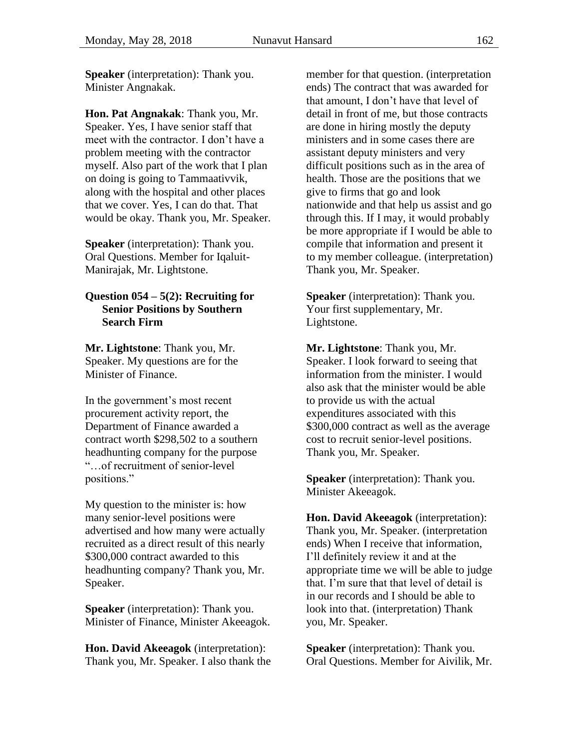**Speaker** (interpretation): Thank you. Minister Angnakak.

**Hon. Pat Angnakak**: Thank you, Mr. Speaker. Yes, I have senior staff that meet with the contractor. I don't have a problem meeting with the contractor myself. Also part of the work that I plan on doing is going to Tammaativvik, along with the hospital and other places that we cover. Yes, I can do that. That would be okay. Thank you, Mr. Speaker.

**Speaker** (interpretation): Thank you. Oral Questions. Member for Iqaluit-Manirajak, Mr. Lightstone.

### Question 054 – 5(2): Recruiting for Senior Positions by Southern Search Firm

**Mr. Lightstone**: Thank you, Mr. Speaker. My questions are for the Minister of Finance.

In the government's most recent procurement activity report, the Department of Finance awarded a contract worth $298,502 to a southern headhunting company for the purpose "…of recruitment of senior-level positions."

My question to the minister is: how many senior-level positions were advertised and how many were actually recruited as a direct result of this nearly $300,000 contract awarded to this headhunting company? Thank you, Mr. Speaker.

**Speaker** (interpretation): Thank you. Minister of Finance, Minister Akeeagok.

**Hon. David Akeeagok** (interpretation): Thank you, Mr. Speaker. I also thank the member for that question. (interpretation ends) The contract that was awarded for that amount, I don't have that level of detail in front of me, but those contracts are done in hiring mostly the deputy ministers and in some cases there are assistant deputy ministers and very difficult positions such as in the area of health. Those are the positions that we give to firms that go and look nationwide and that help us assist and go through this. If I may, it would probably be more appropriate if I would be able to compile that information and present it to my member colleague. (interpretation) Thank you, Mr. Speaker.

**Speaker** (interpretation): Thank you. Your first supplementary, Mr. Lightstone.

**Mr. Lightstone**: Thank you, Mr. Speaker. I look forward to seeing that information from the minister. I would also ask that the minister would be able to provide us with the actual expenditures associated with this $300,000 contract as well as the average cost to recruit senior-level positions. Thank you, Mr. Speaker.

**Speaker** (interpretation): Thank you. Minister Akeeagok.

**Hon. David Akeeagok** (interpretation): Thank you, Mr. Speaker. (interpretation ends) When I receive that information, I'll definitely review it and at the appropriate time we will be able to judge that. I'm sure that that level of detail is in our records and I should be able to look into that. (interpretation) Thank you, Mr. Speaker.

**Speaker** (interpretation): Thank you. Oral Questions. Member for Aivilik, Mr.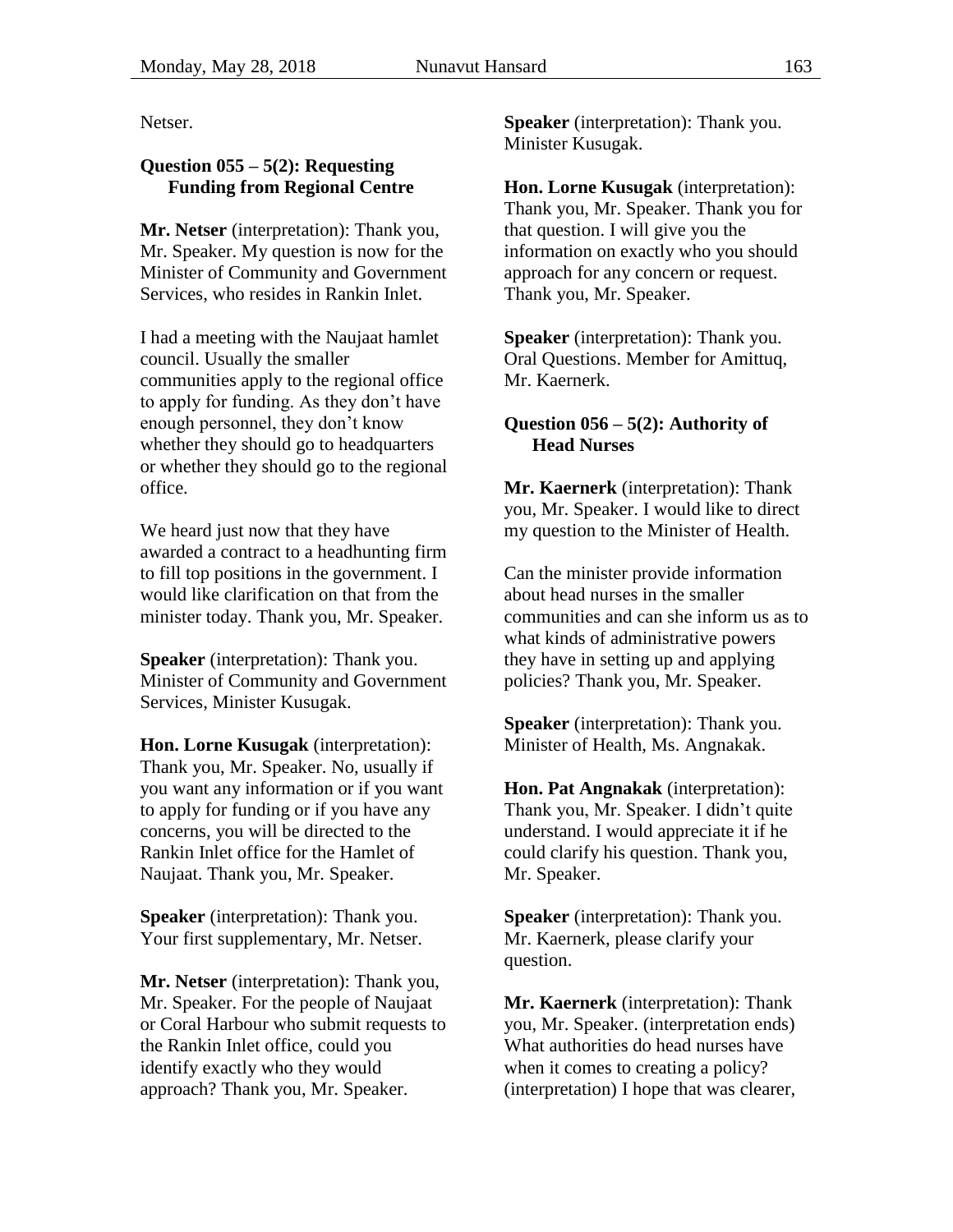Netser.

### Question 055 – 5(2): Requesting Funding from Regional Centre

**Mr. Netser** (interpretation): Thank you, Mr. Speaker. My question is now for the Minister of Community and Government Services, who resides in Rankin Inlet.

I had a meeting with the Naujaat hamlet council. Usually the smaller communities apply to the regional office to apply for funding. As they don't have enough personnel, they don't know whether they should go to headquarters or whether they should go to the regional office.

We heard just now that they have awarded a contract to a headhunting firm to fill top positions in the government. I would like clarification on that from the minister today. Thank you, Mr. Speaker.

**Speaker** (interpretation): Thank you. Minister of Community and Government Services, Minister Kusugak.

**Hon. Lorne Kusugak** (interpretation): Thank you, Mr. Speaker. No, usually if you want any information or if you want to apply for funding or if you have any concerns, you will be directed to the Rankin Inlet office for the Hamlet of Naujaat. Thank you, Mr. Speaker.

**Speaker** (interpretation): Thank you. Your first supplementary, Mr. Netser.

**Mr. Netser** (interpretation): Thank you, Mr. Speaker. For the people of Naujaat or Coral Harbour who submit requests to the Rankin Inlet office, could you identify exactly who they would approach? Thank you, Mr. Speaker.

**Speaker** (interpretation): Thank you. Minister Kusugak.

**Hon. Lorne Kusugak** (interpretation): Thank you, Mr. Speaker. Thank you for that question. I will give you the information on exactly who you should approach for any concern or request. Thank you, Mr. Speaker.

**Speaker** (interpretation): Thank you. Oral Questions. Member for Amittuq, Mr. Kaernerk.

### Question 056 – 5(2): Authority of Head Nurses

**Mr. Kaernerk** (interpretation): Thank you, Mr. Speaker. I would like to direct my question to the Minister of Health.

Can the minister provide information about head nurses in the smaller communities and can she inform us as to what kinds of administrative powers they have in setting up and applying policies? Thank you, Mr. Speaker.

**Speaker** (interpretation): Thank you. Minister of Health, Ms. Angnakak.

**Hon. Pat Angnakak** (interpretation): Thank you, Mr. Speaker. I didn't quite understand. I would appreciate it if he could clarify his question. Thank you, Mr. Speaker.

**Speaker** (interpretation): Thank you. Mr. Kaernerk, please clarify your question.

**Mr. Kaernerk** (interpretation): Thank you, Mr. Speaker. (interpretation ends) What authorities do head nurses have when it comes to creating a policy? (interpretation) I hope that was clearer,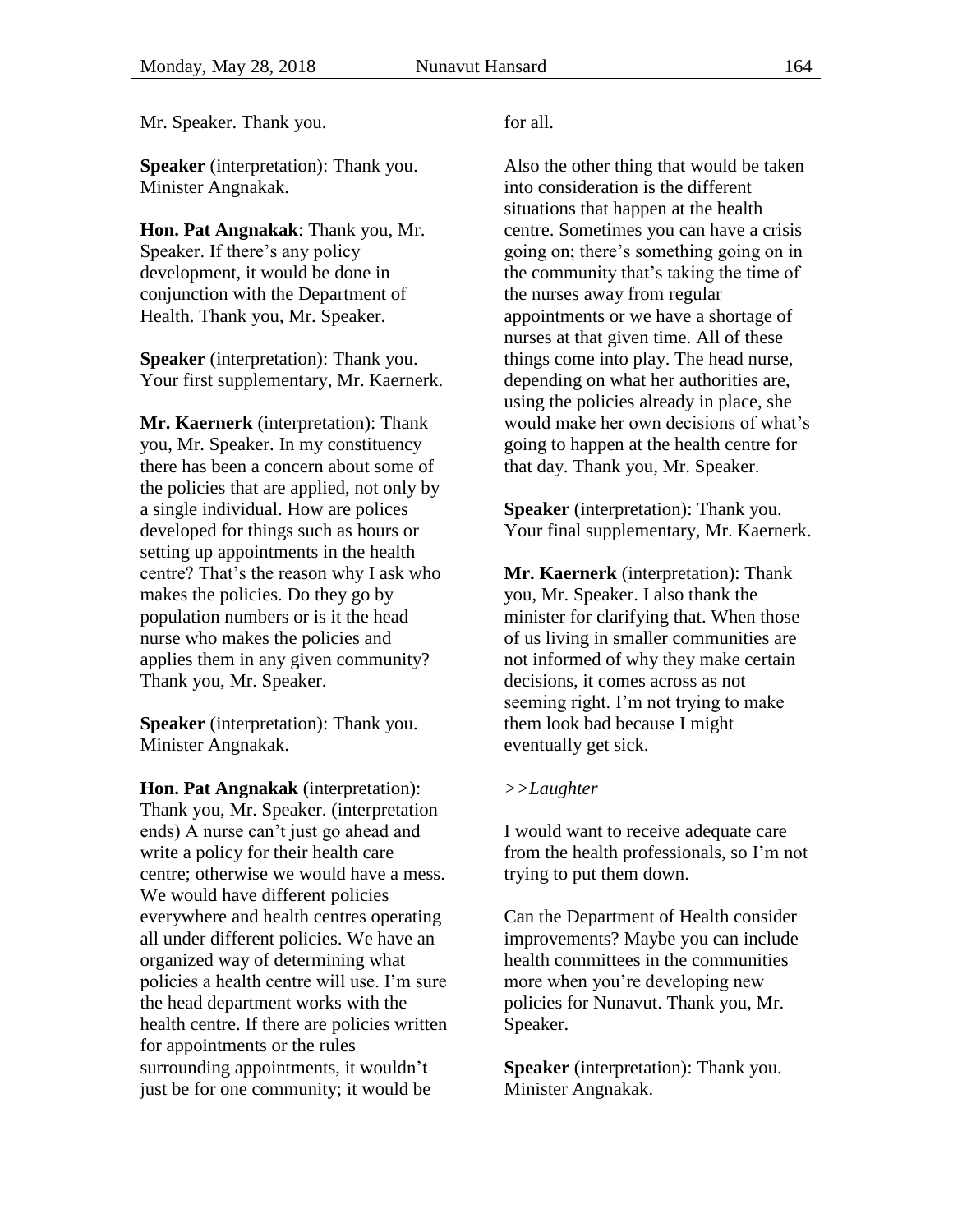Mr. Speaker. Thank you.

**Speaker** (interpretation): Thank you. Minister Angnakak.

**Hon. Pat Angnakak**: Thank you, Mr. Speaker. If there's any policy development, it would be done in conjunction with the Department of Health. Thank you, Mr. Speaker.

**Speaker** (interpretation): Thank you. Your first supplementary, Mr. Kaernerk.

**Mr. Kaernerk** (interpretation): Thank you, Mr. Speaker. In my constituency there has been a concern about some of the policies that are applied, not only by a single individual. How are polices developed for things such as hours or setting up appointments in the health centre? That's the reason why I ask who makes the policies. Do they go by population numbers or is it the head nurse who makes the policies and applies them in any given community? Thank you, Mr. Speaker.

**Speaker** (interpretation): Thank you. Minister Angnakak.

**Hon. Pat Angnakak** (interpretation): Thank you, Mr. Speaker. (interpretation ends) A nurse can't just go ahead and write a policy for their health care centre; otherwise we would have a mess. We would have different policies everywhere and health centres operating all under different policies. We have an organized way of determining what policies a health centre will use. I'm sure the head department works with the health centre. If there are policies written for appointments or the rules surrounding appointments, it wouldn't just be for one community; it would be for all.

Also the other thing that would be taken into consideration is the different situations that happen at the health centre. Sometimes you can have a crisis going on; there's something going on in the community that's taking the time of the nurses away from regular appointments or we have a shortage of nurses at that given time. All of these things come into play. The head nurse, depending on what her authorities are, using the policies already in place, she would make her own decisions of what's going to happen at the health centre for that day. Thank you, Mr. Speaker.

**Speaker** (interpretation): Thank you. Your final supplementary, Mr. Kaernerk.

**Mr. Kaernerk** (interpretation): Thank you, Mr. Speaker. I also thank the minister for clarifying that. When those of us living in smaller communities are not informed of why they make certain decisions, it comes across as not seeming right. I'm not trying to make them look bad because I might eventually get sick.

*>>Laughter*

I would want to receive adequate care from the health professionals, so I'm not trying to put them down.

Can the Department of Health consider improvements? Maybe you can include health committees in the communities more when you're developing new policies for Nunavut. Thank you, Mr. Speaker.

**Speaker** (interpretation): Thank you. Minister Angnakak.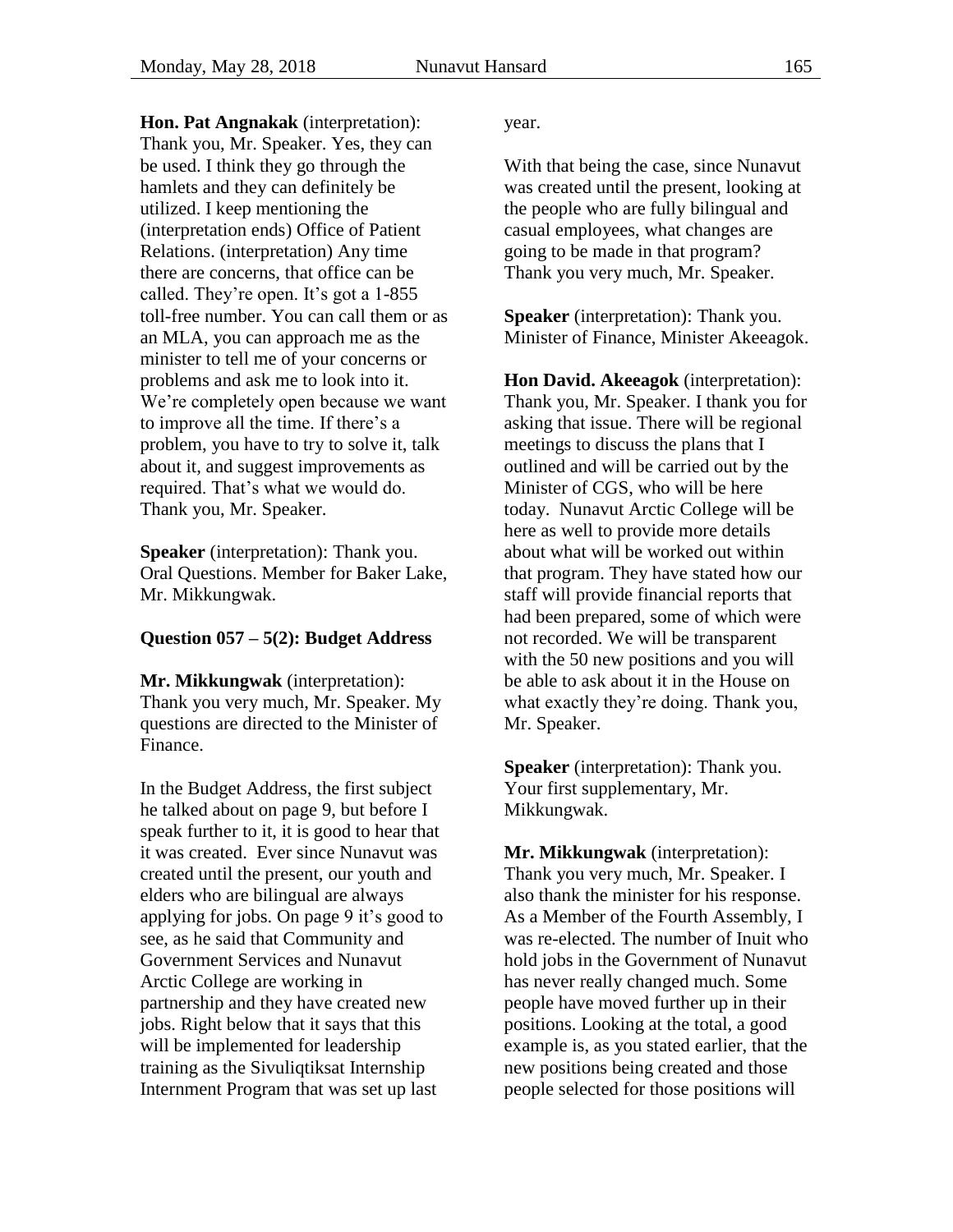**Hon. Pat Angnakak** (interpretation): Thank you, Mr. Speaker. Yes, they can be used. I think they go through the hamlets and they can definitely be utilized. I keep mentioning the (interpretation ends) Office of Patient Relations. (interpretation) Any time there are concerns, that office can be called. They're open. It's got a 1-855 toll-free number. You can call them or as an MLA, you can approach me as the minister to tell me of your concerns or problems and ask me to look into it. We're completely open because we want to improve all the time. If there's a problem, you have to try to solve it, talk about it, and suggest improvements as required. That's what we would do. Thank you, Mr. Speaker.

**Speaker** (interpretation): Thank you. Oral Questions. Member for Baker Lake, Mr. Mikkungwak.

**Question 057 – 5(2): Budget Address**

**Mr. Mikkungwak** (interpretation): Thank you very much, Mr. Speaker. My questions are directed to the Minister of Finance.

In the Budget Address, the first subject he talked about on page 9, but before I speak further to it, it is good to hear that it was created. Ever since Nunavut was created until the present, our youth and elders who are bilingual are always applying for jobs. On page 9 it's good to see, as he said that Community and Government Services and Nunavut Arctic College are working in partnership and they have created new jobs. Right below that it says that this will be implemented for leadership training as the Sivuliqtiksat Internship Internment Program that was set up last year.

With that being the case, since Nunavut was created until the present, looking at the people who are fully bilingual and casual employees, what changes are going to be made in that program? Thank you very much, Mr. Speaker.

**Speaker** (interpretation): Thank you. Minister of Finance, Minister Akeeagok.

**Hon David. Akeeagok** (interpretation): Thank you, Mr. Speaker. I thank you for asking that issue. There will be regional meetings to discuss the plans that I outlined and will be carried out by the Minister of CGS, who will be here today. Nunavut Arctic College will be here as well to provide more details about what will be worked out within that program. They have stated how our staff will provide financial reports that had been prepared, some of which were not recorded. We will be transparent with the 50 new positions and you will be able to ask about it in the House on what exactly they're doing. Thank you, Mr. Speaker.

**Speaker** (interpretation): Thank you. Your first supplementary, Mr. Mikkungwak.

**Mr. Mikkungwak** (interpretation): Thank you very much, Mr. Speaker. I also thank the minister for his response. As a Member of the Fourth Assembly, I was re-elected. The number of Inuit who hold jobs in the Government of Nunavut has never really changed much. Some people have moved further up in their positions. Looking at the total, a good example is, as you stated earlier, that the new positions being created and those people selected for those positions will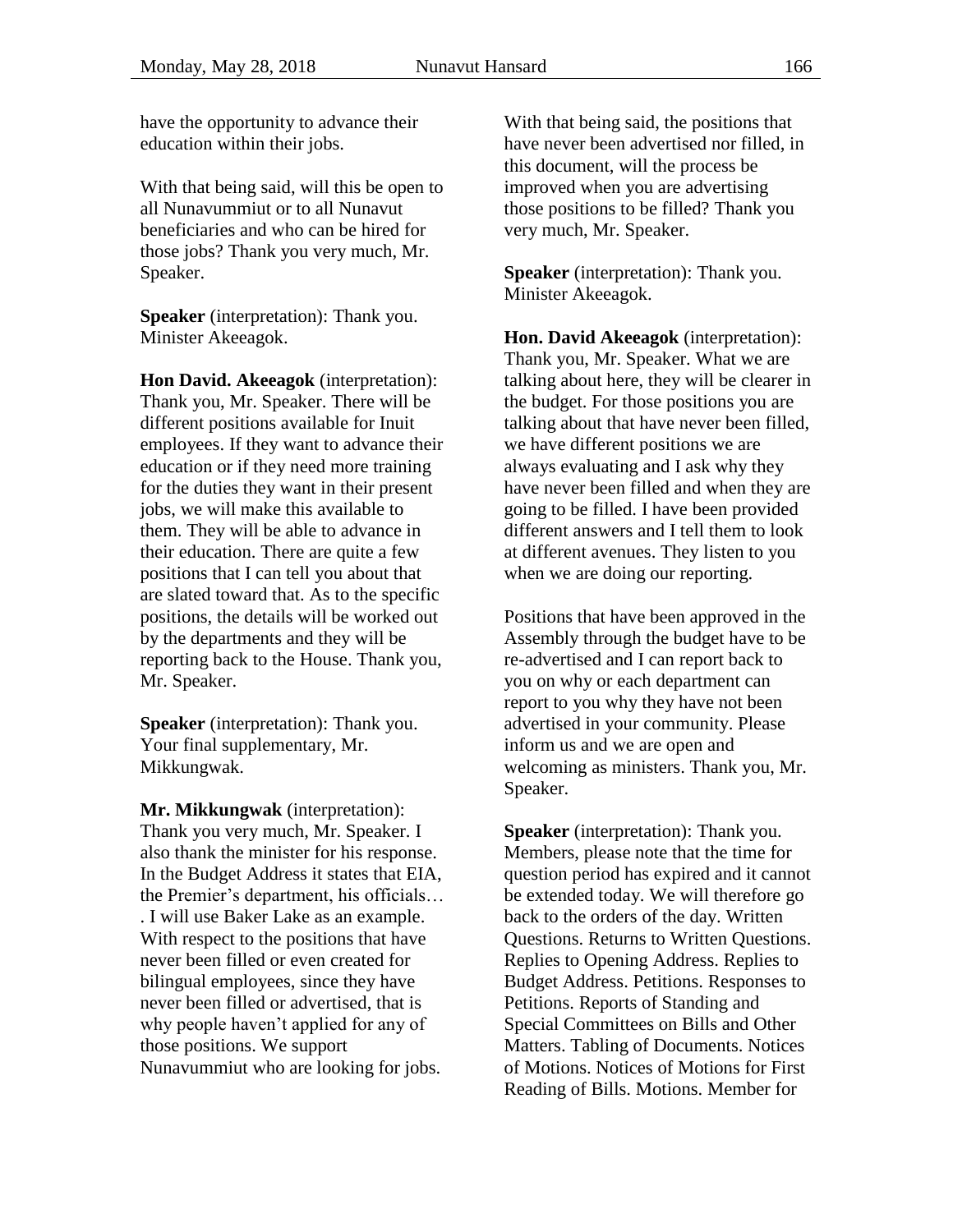have the opportunity to advance their education within their jobs.

With that being said, will this be open to all Nunavummiut or to all Nunavut beneficiaries and who can be hired for those jobs? Thank you very much, Mr. Speaker.

**Speaker** (interpretation): Thank you. Minister Akeeagok.

**Hon David. Akeeagok** (interpretation): Thank you, Mr. Speaker. There will be different positions available for Inuit employees. If they want to advance their education or if they need more training for the duties they want in their present jobs, we will make this available to them. They will be able to advance in their education. There are quite a few positions that I can tell you about that are slated toward that. As to the specific positions, the details will be worked out by the departments and they will be reporting back to the House. Thank you, Mr. Speaker.

**Speaker** (interpretation): Thank you. Your final supplementary, Mr. Mikkungwak.

**Mr. Mikkungwak** (interpretation): Thank you very much, Mr. Speaker. I also thank the minister for his response. In the Budget Address it states that EIA, the Premier's department, his officials… . I will use Baker Lake as an example. With respect to the positions that have never been filled or even created for bilingual employees, since they have never been filled or advertised, that is why people haven't applied for any of those positions. We support Nunavummiut who are looking for jobs.

With that being said, the positions that have never been advertised nor filled, in this document, will the process be improved when you are advertising those positions to be filled? Thank you very much, Mr. Speaker.

**Speaker** (interpretation): Thank you. Minister Akeeagok.

**Hon. David Akeeagok** (interpretation): Thank you, Mr. Speaker. What we are talking about here, they will be clearer in the budget. For those positions you are talking about that have never been filled, we have different positions we are always evaluating and I ask why they have never been filled and when they are going to be filled. I have been provided different answers and I tell them to look at different avenues. They listen to you when we are doing our reporting.

Positions that have been approved in the Assembly through the budget have to be re-advertised and I can report back to you on why or each department can report to you why they have not been advertised in your community. Please inform us and we are open and welcoming as ministers. Thank you, Mr. Speaker.

**Speaker** (interpretation): Thank you. Members, please note that the time for question period has expired and it cannot be extended today. We will therefore go back to the orders of the day. Written Questions. Returns to Written Questions. Replies to Opening Address. Replies to Budget Address. Petitions. Responses to Petitions. Reports of Standing and Special Committees on Bills and Other Matters. Tabling of Documents. Notices of Motions. Notices of Motions for First Reading of Bills. Motions. Member for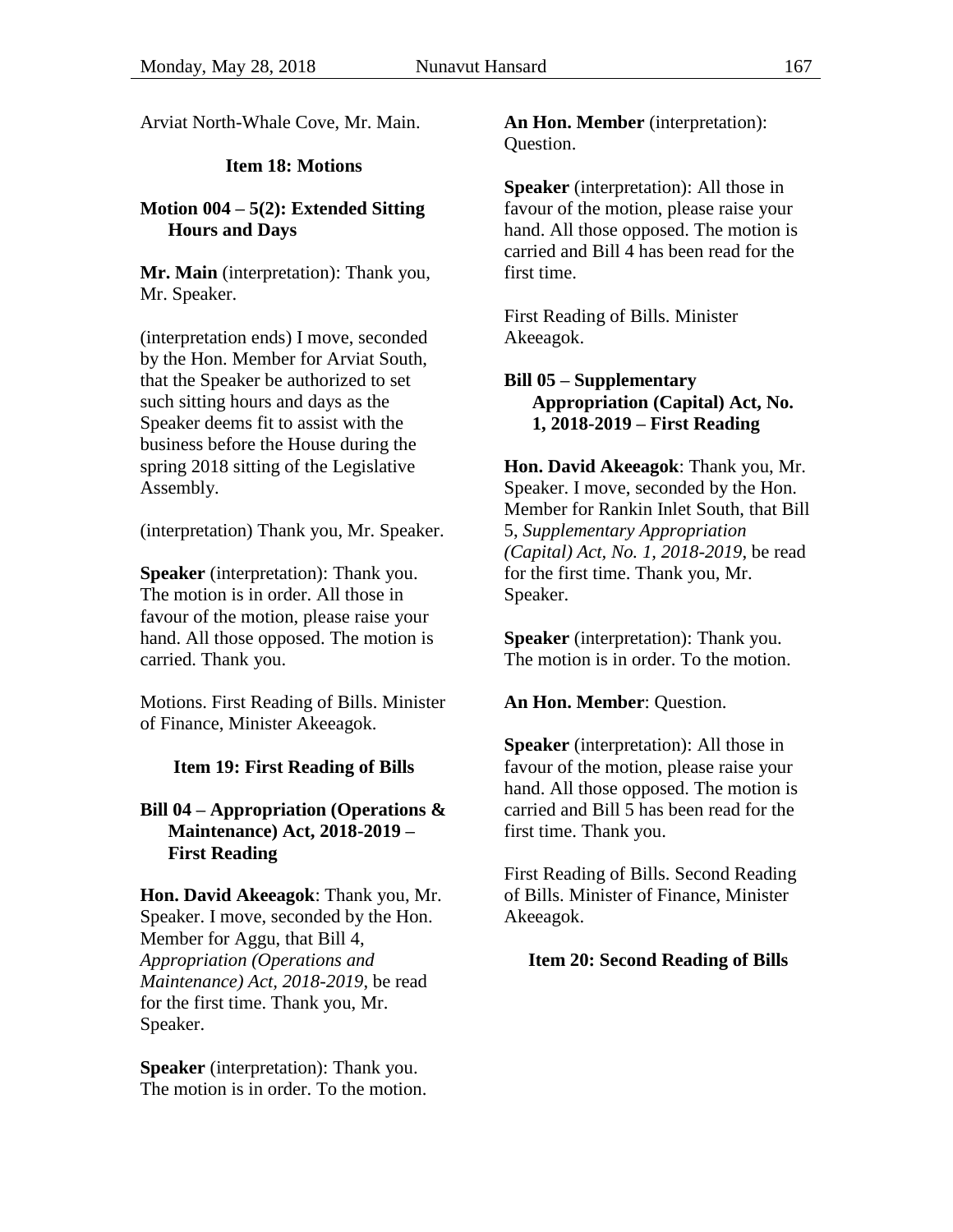Arviat North-Whale Cove, Mr. Main.

### Item 18: Motions

#### Motion 004 – 5(2): Extended Sitting Hours and Days

**Mr. Main** (interpretation): Thank you, Mr. Speaker.

(interpretation ends) I move, seconded by the Hon. Member for Arviat South, that the Speaker be authorized to set such sitting hours and days as the Speaker deems fit to assist with the business before the House during the spring 2018 sitting of the Legislative Assembly.

(interpretation) Thank you, Mr. Speaker.

**Speaker** (interpretation): Thank you. The motion is in order. All those in favour of the motion, please raise your hand. All those opposed. The motion is carried. Thank you.

Motions. First Reading of Bills. Minister of Finance, Minister Akeeagok.

### Item 19: First Reading of Bills

#### Bill 04 – Appropriation (Operations & Maintenance) Act, 2018-2019 – First Reading

**Hon. David Akeeagok**: Thank you, Mr. Speaker. I move, seconded by the Hon. Member for Aggu, that Bill 4, *Appropriation (Operations and Maintenance) Act, 2018-2019*, be read for the first time. Thank you, Mr. Speaker.

**Speaker** (interpretation): Thank you. The motion is in order. To the motion.

**An Hon. Member** (interpretation): Question.

**Speaker** (interpretation): All those in favour of the motion, please raise your hand. All those opposed. The motion is carried and Bill 4 has been read for the first time.

First Reading of Bills. Minister Akeeagok.

#### Bill 05 – Supplementary Appropriation (Capital) Act, No. 1, 2018-2019 – First Reading

**Hon. David Akeeagok**: Thank you, Mr. Speaker. I move, seconded by the Hon. Member for Rankin Inlet South, that Bill 5, *Supplementary Appropriation (Capital) Act, No. 1, 2018-2019*, be read for the first time. Thank you, Mr. Speaker.

**Speaker** (interpretation): Thank you. The motion is in order. To the motion.

**An Hon. Member**: Question.

**Speaker** (interpretation): All those in favour of the motion, please raise your hand. All those opposed. The motion is carried and Bill 5 has been read for the first time. Thank you.

First Reading of Bills. Second Reading of Bills. Minister of Finance, Minister Akeeagok.

### Item 20: Second Reading of Bills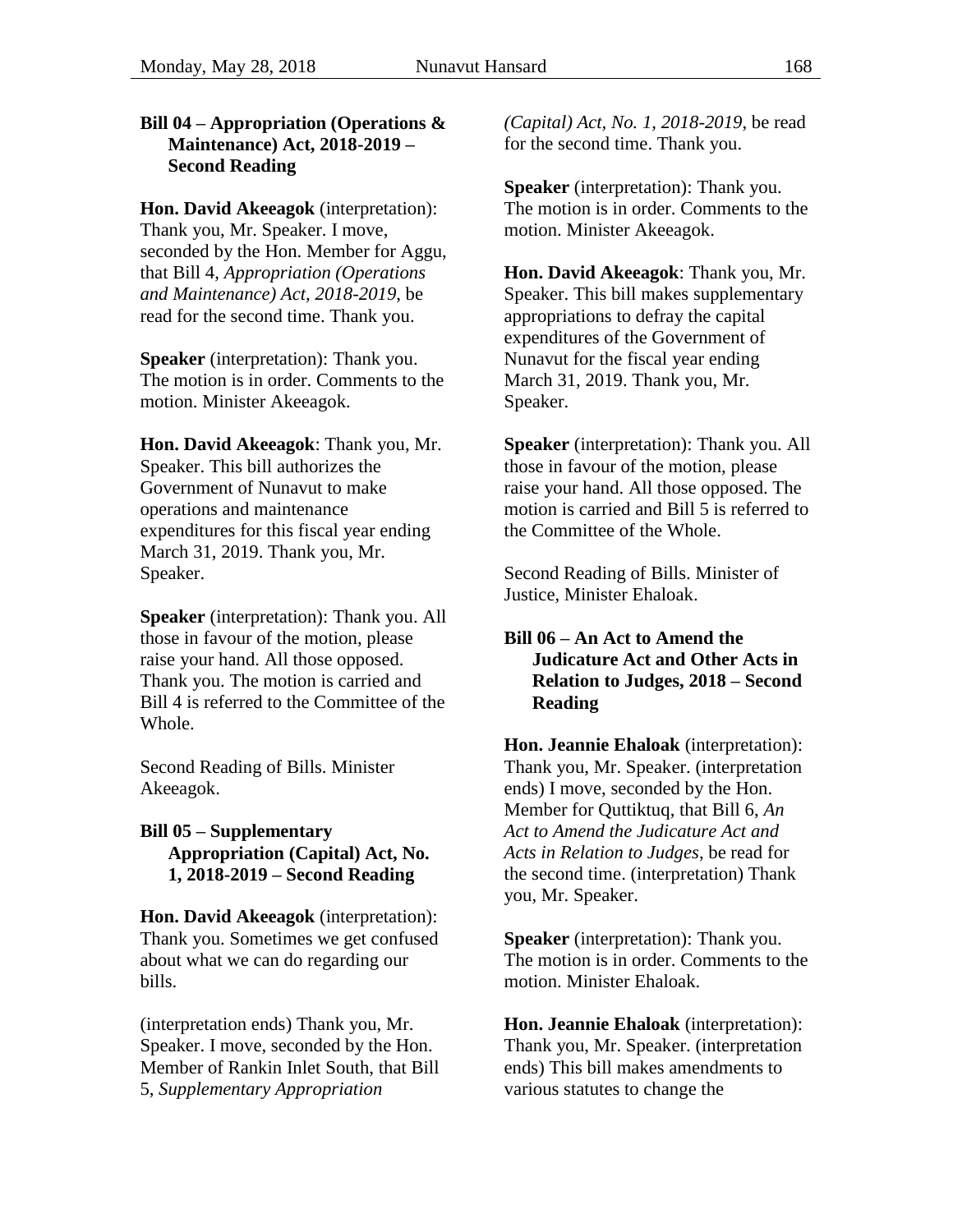### Bill 04 – Appropriation (Operations & Maintenance) Act, 2018-2019 – Second Reading

**Hon. David Akeeagok** (interpretation): Thank you, Mr. Speaker. I move, seconded by the Hon. Member for Aggu, that Bill 4, *Appropriation (Operations and Maintenance) Act, 2018-2019*, be read for the second time. Thank you.

**Speaker** (interpretation): Thank you. The motion is in order. Comments to the motion. Minister Akeeagok.

**Hon. David Akeeagok**: Thank you, Mr. Speaker. This bill authorizes the Government of Nunavut to make operations and maintenance expenditures for this fiscal year ending March 31, 2019. Thank you, Mr. Speaker.

**Speaker** (interpretation): Thank you. All those in favour of the motion, please raise your hand. All those opposed. Thank you. The motion is carried and Bill 4 is referred to the Committee of the Whole.

Second Reading of Bills. Minister Akeeagok.

### Bill 05 – Supplementary Appropriation (Capital) Act, No. 1, 2018-2019 – Second Reading

**Hon. David Akeeagok** (interpretation): Thank you. Sometimes we get confused about what we can do regarding our bills.

(interpretation ends) Thank you, Mr. Speaker. I move, seconded by the Hon. Member of Rankin Inlet South, that Bill 5, *Supplementary Appropriation (Capital) Act, No. 1, 2018-2019*, be read for the second time. Thank you.

**Speaker** (interpretation): Thank you. The motion is in order. Comments to the motion. Minister Akeeagok.

**Hon. David Akeeagok**: Thank you, Mr. Speaker. This bill makes supplementary appropriations to defray the capital expenditures of the Government of Nunavut for the fiscal year ending March 31, 2019. Thank you, Mr. Speaker.

**Speaker** (interpretation): Thank you. All those in favour of the motion, please raise your hand. All those opposed. The motion is carried and Bill 5 is referred to the Committee of the Whole.

Second Reading of Bills. Minister of Justice, Minister Ehaloak.

### Bill 06 – An Act to Amend the Judicature Act and Other Acts in Relation to Judges, 2018 – Second Reading

**Hon. Jeannie Ehaloak** (interpretation): Thank you, Mr. Speaker. (interpretation ends) I move, seconded by the Hon. Member for Quttiktuq, that Bill 6, *An Act to Amend the Judicature Act and Acts in Relation to Judges*, be read for the second time. (interpretation) Thank you, Mr. Speaker.

**Speaker** (interpretation): Thank you. The motion is in order. Comments to the motion. Minister Ehaloak.

**Hon. Jeannie Ehaloak** (interpretation): Thank you, Mr. Speaker. (interpretation ends) This bill makes amendments to various statutes to change the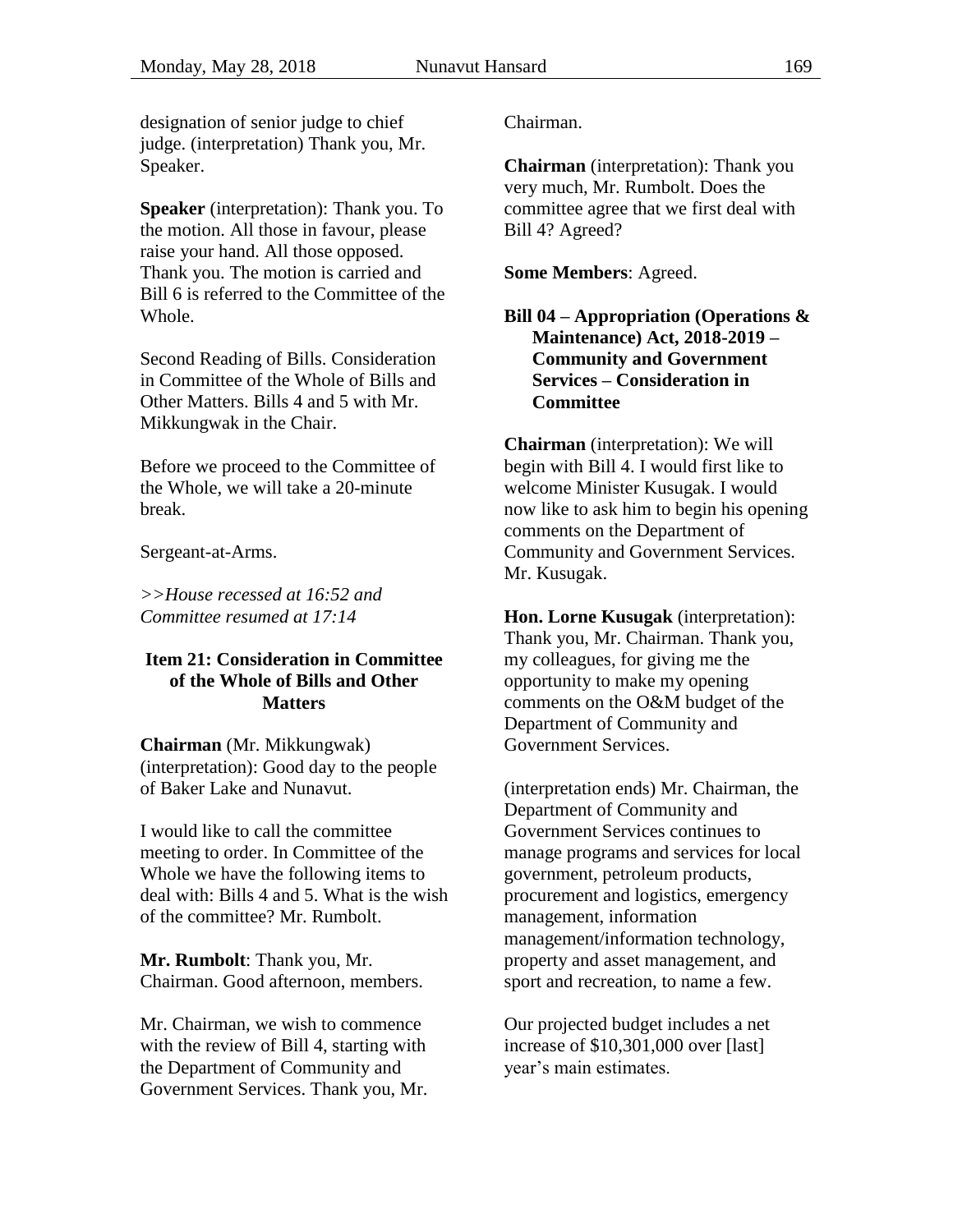designation of senior judge to chief judge. (interpretation) Thank you, Mr. Speaker.

**Speaker** (interpretation): Thank you. To the motion. All those in favour, please raise your hand. All those opposed. Thank you. The motion is carried and Bill 6 is referred to the Committee of the Whole.

Second Reading of Bills. Consideration in Committee of the Whole of Bills and Other Matters. Bills 4 and 5 with Mr. Mikkungwak in the Chair.

Before we proceed to the Committee of the Whole, we will take a 20-minute break.

Sergeant-at-Arms.

*>>House recessed at 16:52 and Committee resumed at 17:14*

## Item 21: Consideration in Committee of the Whole of Bills and Other Matters

**Chairman** (Mr. Mikkungwak) (interpretation): Good day to the people of Baker Lake and Nunavut.

I would like to call the committee meeting to order. In Committee of the Whole we have the following items to deal with: Bills 4 and 5. What is the wish of the committee? Mr. Rumbolt.

**Mr. Rumbolt**: Thank you, Mr. Chairman. Good afternoon, members.

Mr. Chairman, we wish to commence with the review of Bill 4, starting with the Department of Community and Government Services. Thank you, Mr. Chairman.

**Chairman** (interpretation): Thank you very much, Mr. Rumbolt. Does the committee agree that we first deal with Bill 4? Agreed?

**Some Members**: Agreed.

### Bill 04 – Appropriation (Operations & Maintenance) Act, 2018-2019 – Community and Government Services – Consideration in Committee

**Chairman** (interpretation): We will begin with Bill 4. I would first like to welcome Minister Kusugak. I would now like to ask him to begin his opening comments on the Department of Community and Government Services. Mr. Kusugak.

**Hon. Lorne Kusugak** (interpretation): Thank you, Mr. Chairman. Thank you, my colleagues, for giving me the opportunity to make my opening comments on the O&M budget of the Department of Community and Government Services.

(interpretation ends) Mr. Chairman, the Department of Community and Government Services continues to manage programs and services for local government, petroleum products, procurement and logistics, emergency management, information management/information technology, property and asset management, and sport and recreation, to name a few.

Our projected budget includes a net increase of $10,301,000 over [last] year's main estimates.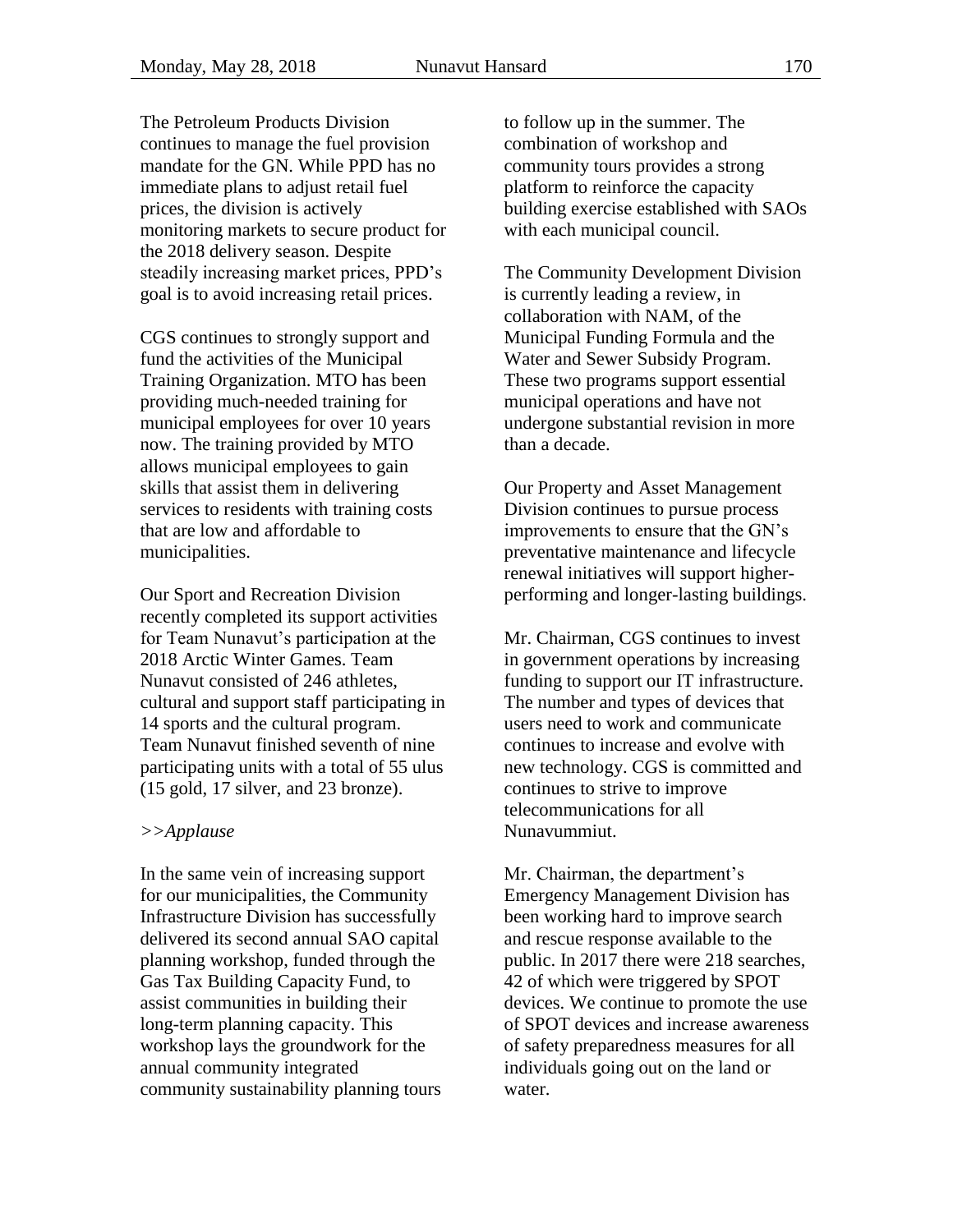The Petroleum Products Division continues to manage the fuel provision mandate for the GN. While PPD has no immediate plans to adjust retail fuel prices, the division is actively monitoring markets to secure product for the 2018 delivery season. Despite steadily increasing market prices, PPD's goal is to avoid increasing retail prices.

CGS continues to strongly support and fund the activities of the Municipal Training Organization. MTO has been providing much-needed training for municipal employees for over 10 years now. The training provided by MTO allows municipal employees to gain skills that assist them in delivering services to residents with training costs that are low and affordable to municipalities.

Our Sport and Recreation Division recently completed its support activities for Team Nunavut's participation at the 2018 Arctic Winter Games. Team Nunavut consisted of 246 athletes, cultural and support staff participating in 14 sports and the cultural program. Team Nunavut finished seventh of nine participating units with a total of 55 ulus (15 gold, 17 silver, and 23 bronze).

*>>Applause*

In the same vein of increasing support for our municipalities, the Community Infrastructure Division has successfully delivered its second annual SAO capital planning workshop, funded through the Gas Tax Building Capacity Fund, to assist communities in building their long-term planning capacity. This workshop lays the groundwork for the annual community integrated community sustainability planning tours to follow up in the summer. The combination of workshop and community tours provides a strong platform to reinforce the capacity building exercise established with SAOs with each municipal council.

The Community Development Division is currently leading a review, in collaboration with NAM, of the Municipal Funding Formula and the Water and Sewer Subsidy Program. These two programs support essential municipal operations and have not undergone substantial revision in more than a decade.

Our Property and Asset Management Division continues to pursue process improvements to ensure that the GN's preventative maintenance and lifecycle renewal initiatives will support higher-performing and longer-lasting buildings.

Mr. Chairman, CGS continues to invest in government operations by increasing funding to support our IT infrastructure. The number and types of devices that users need to work and communicate continues to increase and evolve with new technology. CGS is committed and continues to strive to improve telecommunications for all Nunavummiut.

Mr. Chairman, the department's Emergency Management Division has been working hard to improve search and rescue response available to the public. In 2017 there were 218 searches, 42 of which were triggered by SPOT devices. We continue to promote the use of SPOT devices and increase awareness of safety preparedness measures for all individuals going out on the land or water.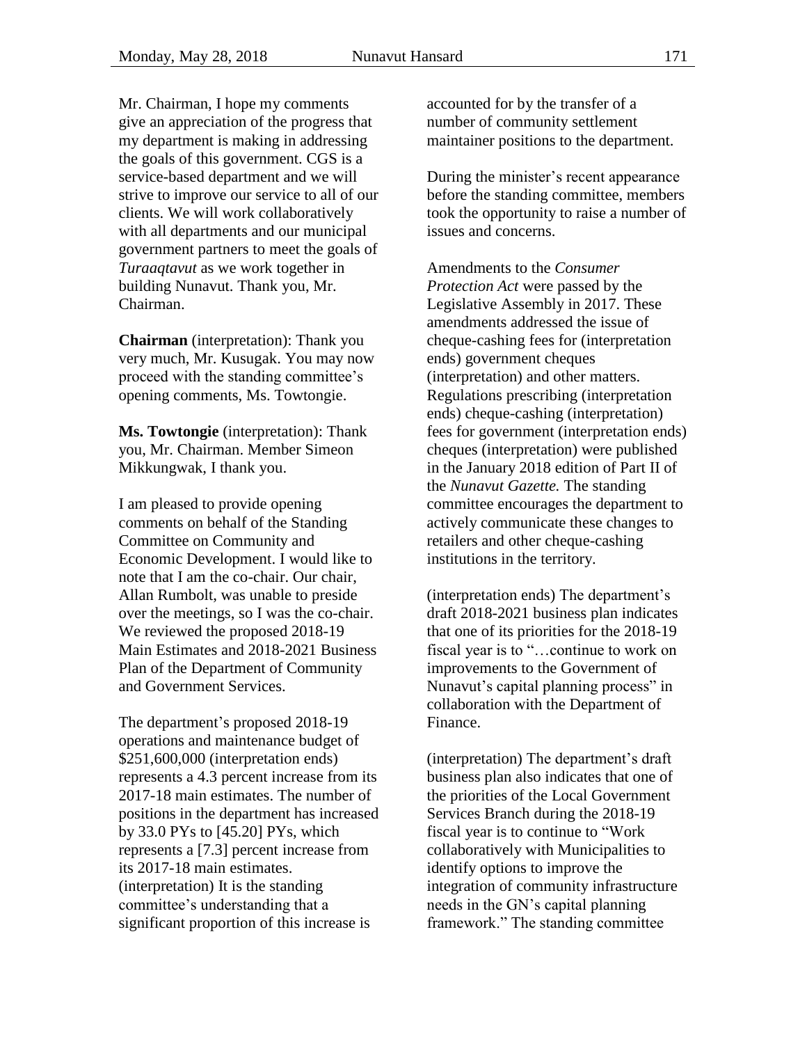Mr. Chairman, I hope my comments give an appreciation of the progress that my department is making in addressing the goals of this government. CGS is a service-based department and we will strive to improve our service to all of our clients. We will work collaboratively with all departments and our municipal government partners to meet the goals of *Turaaqtavut* as we work together in building Nunavut. Thank you, Mr. Chairman.

**Chairman** (interpretation): Thank you very much, Mr. Kusugak. You may now proceed with the standing committee's opening comments, Ms. Towtongie.

**Ms. Towtongie** (interpretation): Thank you, Mr. Chairman. Member Simeon Mikkungwak, I thank you.

I am pleased to provide opening comments on behalf of the Standing Committee on Community and Economic Development. I would like to note that I am the co-chair. Our chair, Allan Rumbolt, was unable to preside over the meetings, so I was the co-chair. We reviewed the proposed 2018-19 Main Estimates and 2018-2021 Business Plan of the Department of Community and Government Services.

The department's proposed 2018-19 operations and maintenance budget of $251,600,000 (interpretation ends) represents a 4.3 percent increase from its 2017-18 main estimates. The number of positions in the department has increased by 33.0 PYs to [45.20] PYs, which represents a [7.3] percent increase from its 2017-18 main estimates. (interpretation) It is the standing committee's understanding that a significant proportion of this increase is accounted for by the transfer of a number of community settlement maintainer positions to the department.

During the minister's recent appearance before the standing committee, members took the opportunity to raise a number of issues and concerns.

Amendments to the *Consumer Protection Act* were passed by the Legislative Assembly in 2017. These amendments addressed the issue of cheque-cashing fees for (interpretation ends) government cheques (interpretation) and other matters. Regulations prescribing (interpretation ends) cheque-cashing (interpretation) fees for government (interpretation ends) cheques (interpretation) were published in the January 2018 edition of Part II of the *Nunavut Gazette.* The standing committee encourages the department to actively communicate these changes to retailers and other cheque-cashing institutions in the territory.

(interpretation ends) The department's draft 2018-2021 business plan indicates that one of its priorities for the 2018-19 fiscal year is to "…continue to work on improvements to the Government of Nunavut's capital planning process" in collaboration with the Department of Finance.

(interpretation) The department's draft business plan also indicates that one of the priorities of the Local Government Services Branch during the 2018-19 fiscal year is to continue to "Work collaboratively with Municipalities to identify options to improve the integration of community infrastructure needs in the GN's capital planning framework." The standing committee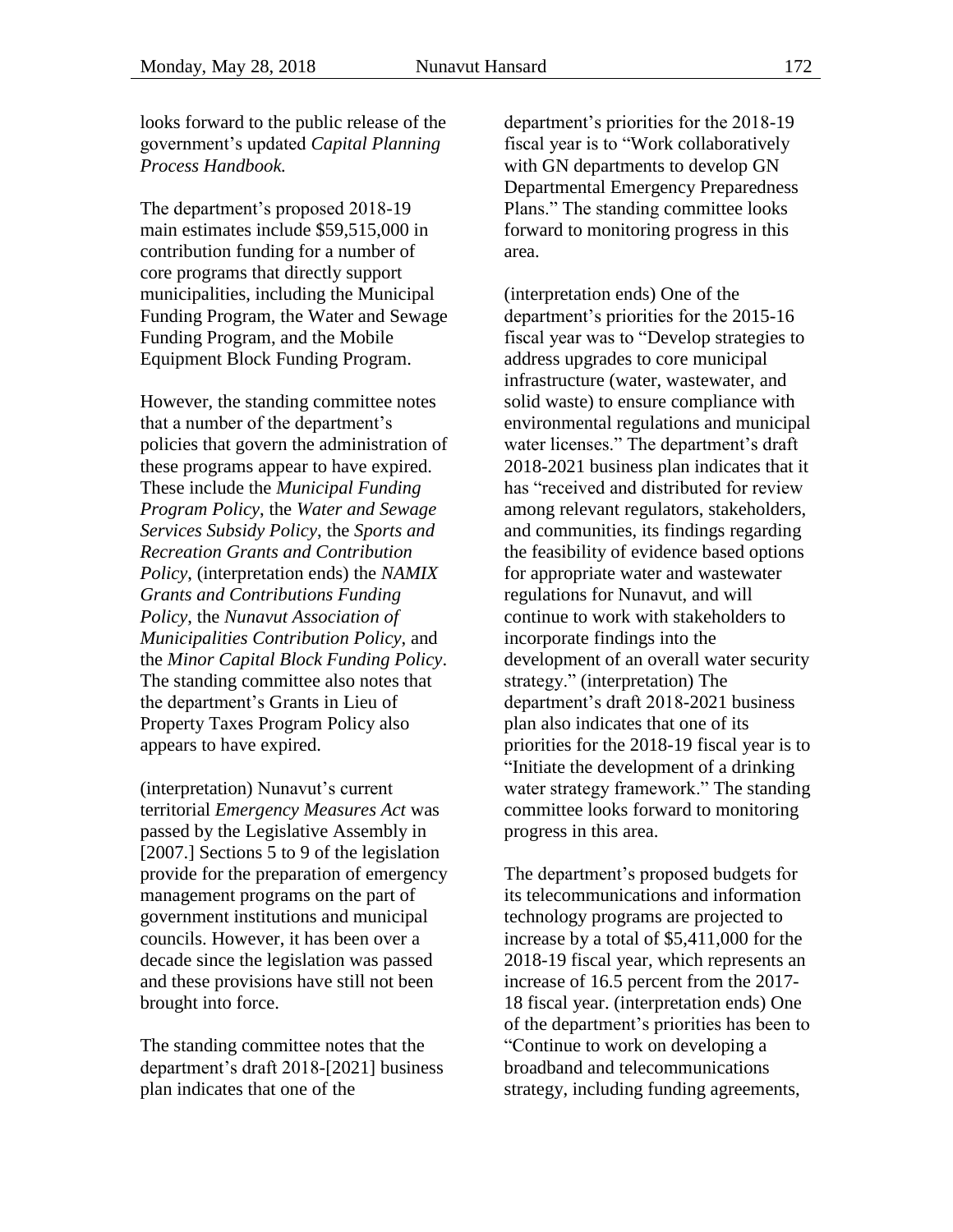looks forward to the public release of the government's updated *Capital Planning Process Handbook.*

The department's proposed 2018-19 main estimates include $59,515,000 in contribution funding for a number of core programs that directly support municipalities, including the Municipal Funding Program, the Water and Sewage Funding Program, and the Mobile Equipment Block Funding Program.

However, the standing committee notes that a number of the department's policies that govern the administration of these programs appear to have expired. These include the *Municipal Funding Program Policy*, the *Water and Sewage Services Subsidy Policy*, the *Sports and Recreation Grants and Contribution Policy*, (interpretation ends) the *NAMIX Grants and Contributions Funding Policy*, the *Nunavut Association of Municipalities Contribution Policy*, and the *Minor Capital Block Funding Policy*. The standing committee also notes that the department's Grants in Lieu of Property Taxes Program Policy also appears to have expired.

(interpretation) Nunavut's current territorial *Emergency Measures Act* was passed by the Legislative Assembly in [2007.] Sections 5 to 9 of the legislation provide for the preparation of emergency management programs on the part of government institutions and municipal councils. However, it has been over a decade since the legislation was passed and these provisions have still not been brought into force.

The standing committee notes that the department's draft 2018-[2021] business plan indicates that one of the department's priorities for the 2018-19 fiscal year is to "Work collaboratively with GN departments to develop GN Departmental Emergency Preparedness Plans." The standing committee looks forward to monitoring progress in this area.

(interpretation ends) One of the department's priorities for the 2015-16 fiscal year was to "Develop strategies to address upgrades to core municipal infrastructure (water, wastewater, and solid waste) to ensure compliance with environmental regulations and municipal water licenses." The department's draft 2018-2021 business plan indicates that it has "received and distributed for review among relevant regulators, stakeholders, and communities, its findings regarding the feasibility of evidence based options for appropriate water and wastewater regulations for Nunavut, and will continue to work with stakeholders to incorporate findings into the development of an overall water security strategy." (interpretation) The department's draft 2018-2021 business plan also indicates that one of its priorities for the 2018-19 fiscal year is to "Initiate the development of a drinking water strategy framework." The standing committee looks forward to monitoring progress in this area.

The department's proposed budgets for its telecommunications and information technology programs are projected to increase by a total of $5,411,000 for the 2018-19 fiscal year, which represents an increase of 16.5 percent from the 2017-18 fiscal year. (interpretation ends) One of the department's priorities has been to "Continue to work on developing a broadband and telecommunications strategy, including funding agreements,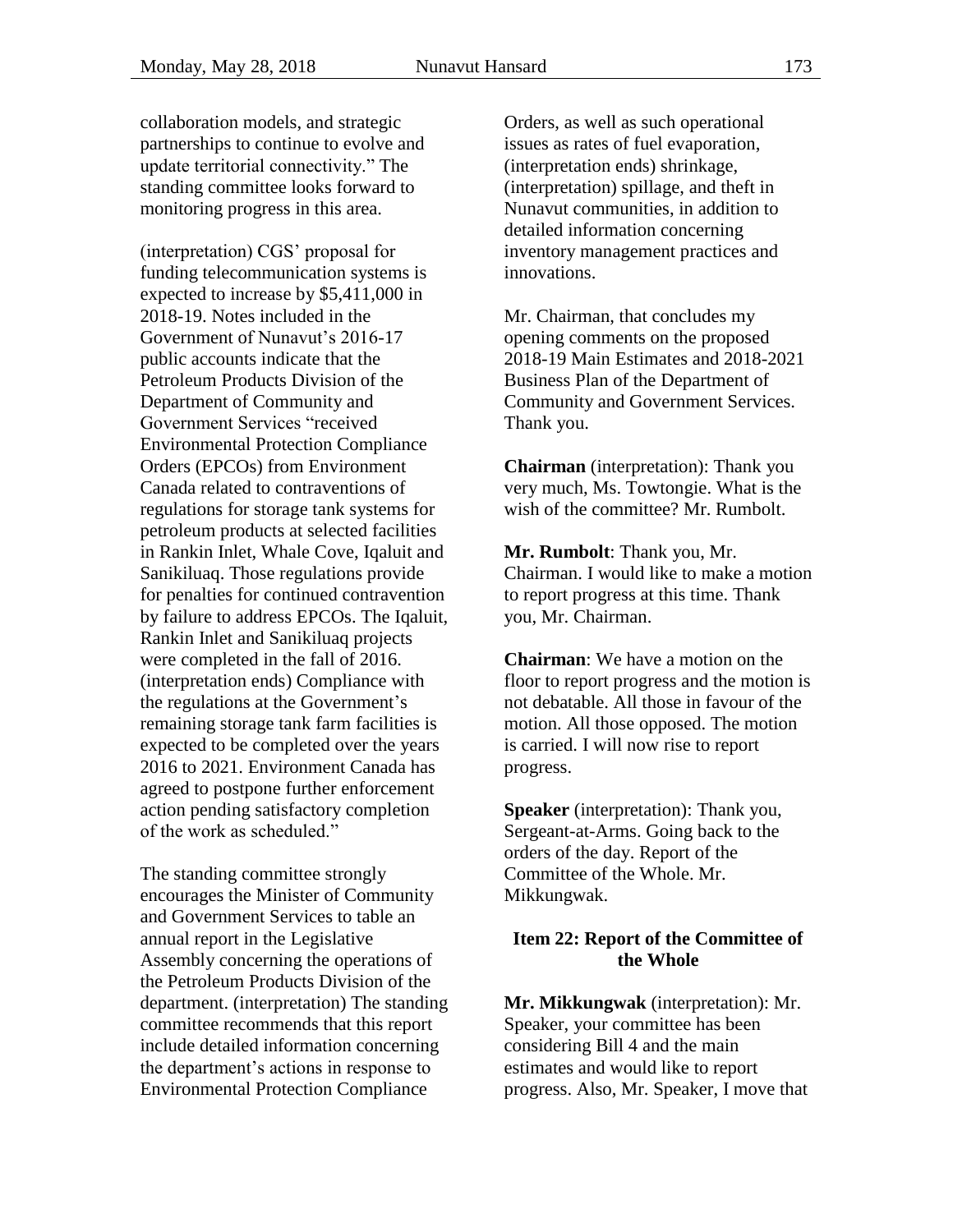collaboration models, and strategic partnerships to continue to evolve and update territorial connectivity." The standing committee looks forward to monitoring progress in this area.

(interpretation) CGS' proposal for funding telecommunication systems is expected to increase by $5,411,000 in 2018-19. Notes included in the Government of Nunavut's 2016-17 public accounts indicate that the Petroleum Products Division of the Department of Community and Government Services "received Environmental Protection Compliance Orders (EPCOs) from Environment Canada related to contraventions of regulations for storage tank systems for petroleum products at selected facilities in Rankin Inlet, Whale Cove, Iqaluit and Sanikiluaq. Those regulations provide for penalties for continued contravention by failure to address EPCOs. The Iqaluit, Rankin Inlet and Sanikiluaq projects were completed in the fall of 2016. (interpretation ends) Compliance with the regulations at the Government's remaining storage tank farm facilities is expected to be completed over the years 2016 to 2021. Environment Canada has agreed to postpone further enforcement action pending satisfactory completion of the work as scheduled."

The standing committee strongly encourages the Minister of Community and Government Services to table an annual report in the Legislative Assembly concerning the operations of the Petroleum Products Division of the department. (interpretation) The standing committee recommends that this report include detailed information concerning the department's actions in response to Environmental Protection Compliance Orders, as well as such operational issues as rates of fuel evaporation, (interpretation ends) shrinkage, (interpretation) spillage, and theft in Nunavut communities, in addition to detailed information concerning inventory management practices and innovations.

Mr. Chairman, that concludes my opening comments on the proposed 2018-19 Main Estimates and 2018-2021 Business Plan of the Department of Community and Government Services. Thank you.

**Chairman** (interpretation): Thank you very much, Ms. Towtongie. What is the wish of the committee? Mr. Rumbolt.

**Mr. Rumbolt**: Thank you, Mr. Chairman. I would like to make a motion to report progress at this time. Thank you, Mr. Chairman.

**Chairman**: We have a motion on the floor to report progress and the motion is not debatable. All those in favour of the motion. All those opposed. The motion is carried. I will now rise to report progress.

**Speaker** (interpretation): Thank you, Sergeant-at-Arms. Going back to the orders of the day. Report of the Committee of the Whole. Mr. Mikkungwak.

### Item 22: Report of the Committee of the Whole

**Mr. Mikkungwak** (interpretation): Mr. Speaker, your committee has been considering Bill 4 and the main estimates and would like to report progress. Also, Mr. Speaker, I move that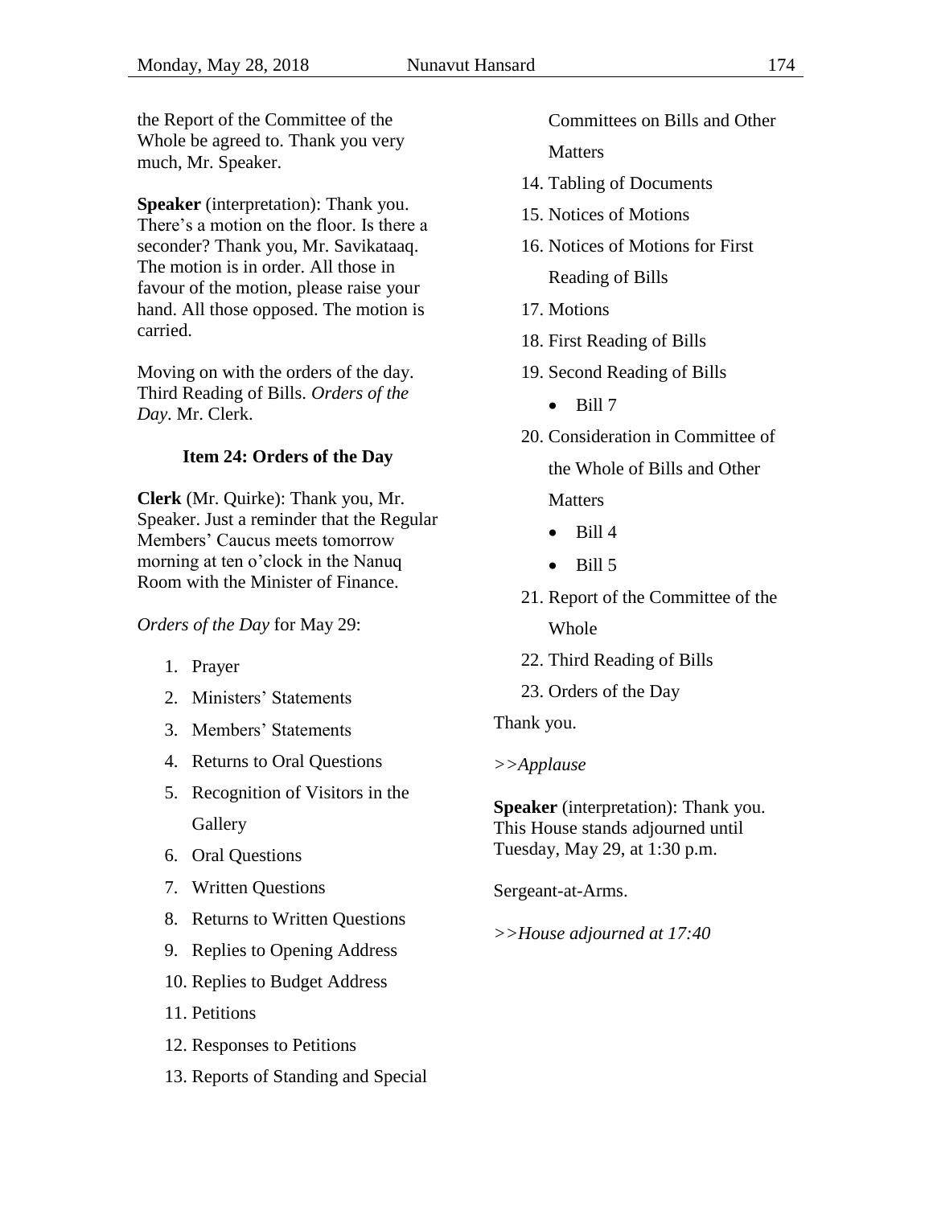the Report of the Committee of the Whole be agreed to. Thank you very much, Mr. Speaker.

**Speaker** (interpretation): Thank you. There's a motion on the floor. Is there a seconder? Thank you, Mr. Savikataaq. The motion is in order. All those in favour of the motion, please raise your hand. All those opposed. The motion is carried.

Moving on with the orders of the day. Third Reading of Bills. *Orders of the Day*. Mr. Clerk.

### Item 24: Orders of the Day

**Clerk** (Mr. Quirke): Thank you, Mr. Speaker. Just a reminder that the Regular Members' Caucus meets tomorrow morning at ten o'clock in the Nanuq Room with the Minister of Finance.

*Orders of the Day* for May 29:

1. Prayer
2. Ministers' Statements
3. Members' Statements
4. Returns to Oral Questions
5. Recognition of Visitors in the Gallery
6. Oral Questions
7. Written Questions
8. Returns to Written Questions
9. Replies to Opening Address
10. Replies to Budget Address
11. Petitions
12. Responses to Petitions
13. Reports of Standing and Special Committees on Bills and Other Matters
14. Tabling of Documents
15. Notices of Motions
16. Notices of Motions for First Reading of Bills
17. Motions
18. First Reading of Bills
19. Second Reading of Bills
    - Bill 7
20. Consideration in Committee of the Whole of Bills and Other Matters
    - Bill 4
    - Bill 5
21. Report of the Committee of the Whole
22. Third Reading of Bills
23. Orders of the Day

Thank you.

*>>Applause*

**Speaker** (interpretation): Thank you. This House stands adjourned until Tuesday, May 29, at 1:30 p.m.

Sergeant-at-Arms.

*>>House adjourned at 17:40*